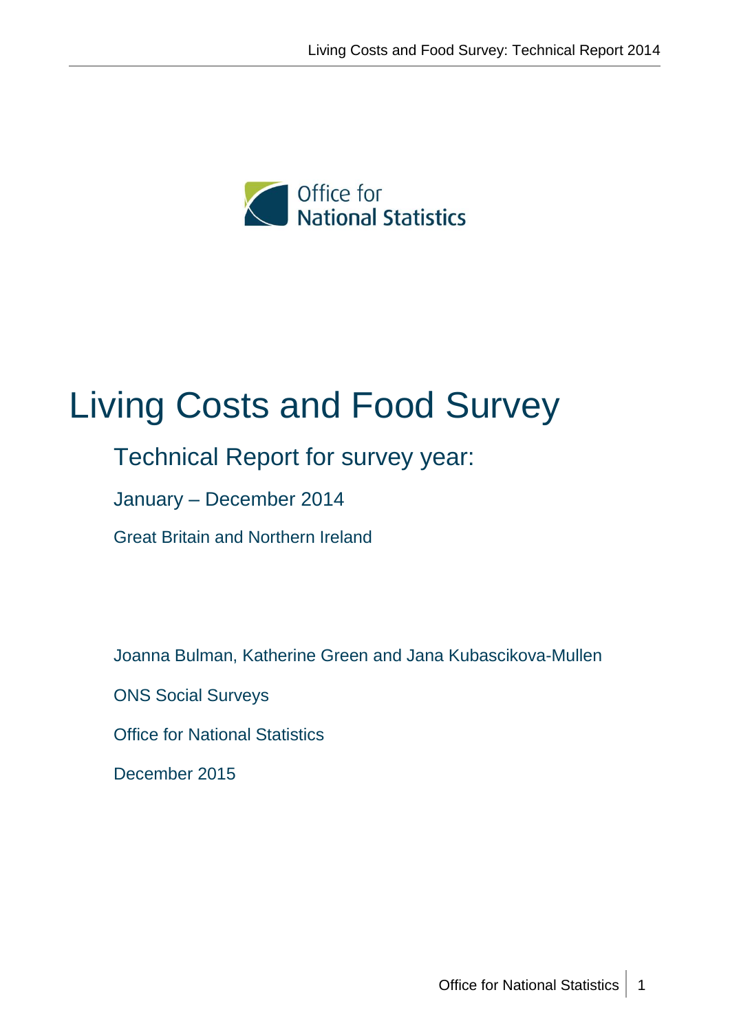Office for
National Statistics

# Living Costs and Food Survey

## Technical Report for survey year:

### January – December 2014

Great Britain and Northern Ireland

Joanna Bulman, Katherine Green and Jana Kubascikova-Mullen

ONS Social Surveys

Office for National Statistics

December 2015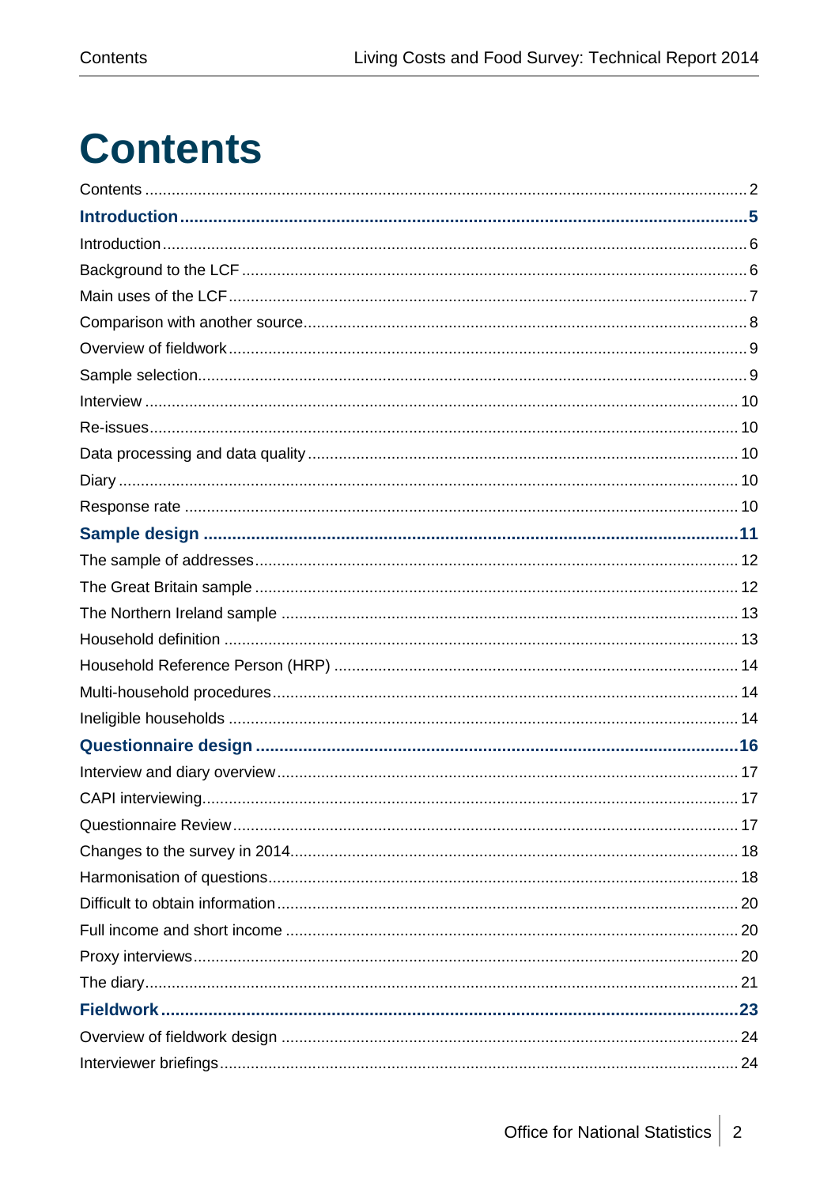# Contents

Contents ..... 2

**Introduction ..... 5**

Introduction ..... 6

Background to the LCF ..... 6

Main uses of the LCF ..... 7

Comparison with another source ..... 8

Overview of fieldwork ..... 9

Sample selection ..... 9

Interview ..... 10

Re-issues ..... 10

Data processing and data quality ..... 10

Diary ..... 10

Response rate ..... 10

**Sample design ..... 11**

The sample of addresses ..... 12

The Great Britain sample ..... 12

The Northern Ireland sample ..... 13

Household definition ..... 13

Household Reference Person (HRP) ..... 14

Multi-household procedures ..... 14

Ineligible households ..... 14

**Questionnaire design ..... 16**

Interview and diary overview ..... 17

CAPI interviewing ..... 17

Questionnaire Review ..... 17

Changes to the survey in 2014 ..... 18

Harmonisation of questions ..... 18

Difficult to obtain information ..... 20

Full income and short income ..... 20

Proxy interviews ..... 20

The diary ..... 21

**Fieldwork ..... 23**

Overview of fieldwork design ..... 24

Interviewer briefings ..... 24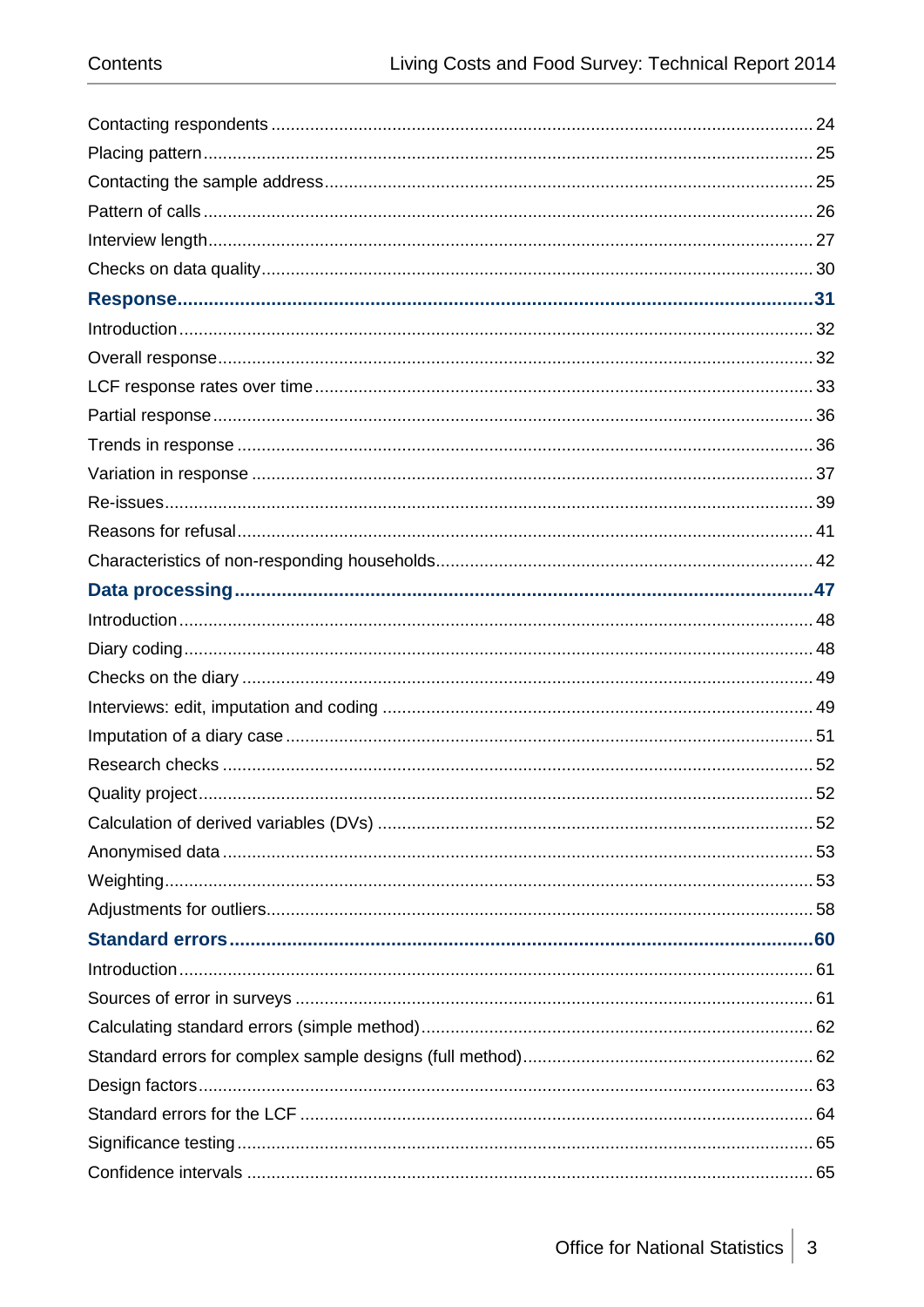Contacting respondents ..... 24
Placing pattern ..... 25
Contacting the sample address ..... 25
Pattern of calls ..... 26
Interview length ..... 27
Checks on data quality ..... 30

**Response ..... 31**

Introduction ..... 32
Overall response ..... 32
LCF response rates over time ..... 33
Partial response ..... 36
Trends in response ..... 36
Variation in response ..... 37
Re-issues ..... 39
Reasons for refusal ..... 41
Characteristics of non-responding households ..... 42

**Data processing ..... 47**

Introduction ..... 48
Diary coding ..... 48
Checks on the diary ..... 49
Interviews: edit, imputation and coding ..... 49
Imputation of a diary case ..... 51
Research checks ..... 52
Quality project ..... 52
Calculation of derived variables (DVs) ..... 52
Anonymised data ..... 53
Weighting ..... 53
Adjustments for outliers ..... 58

**Standard errors ..... 60**

Introduction ..... 61
Sources of error in surveys ..... 61
Calculating standard errors (simple method) ..... 62
Standard errors for complex sample designs (full method) ..... 62
Design factors ..... 63
Standard errors for the LCF ..... 64
Significance testing ..... 65
Confidence intervals ..... 65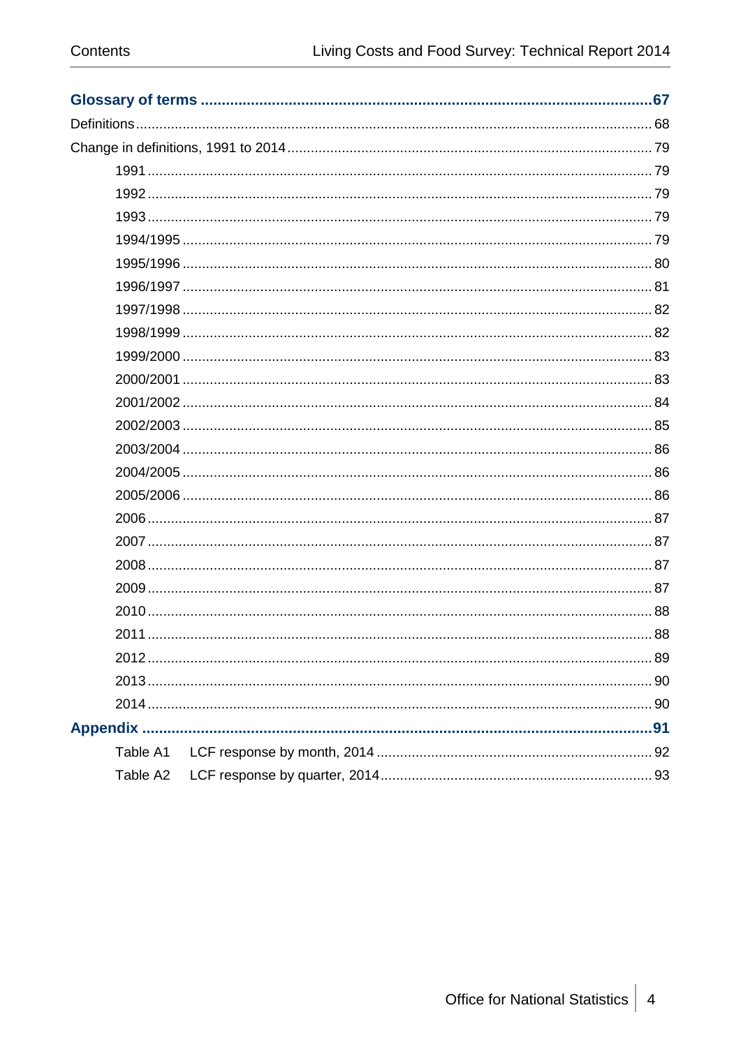**Glossary of terms ....................................................................................................67**

Definitions .................................................................................................................. 68

Change in definitions, 1991 to 2014 ........................................................................... 79

- 1991 ............................................................................................................... 79
- 1992 ............................................................................................................... 79
- 1993 ............................................................................................................... 79
- 1994/1995 ...................................................................................................... 79
- 1995/1996 ...................................................................................................... 80
- 1996/1997 ...................................................................................................... 81
- 1997/1998 ...................................................................................................... 82
- 1998/1999 ...................................................................................................... 82
- 1999/2000 ...................................................................................................... 83
- 2000/2001 ...................................................................................................... 83
- 2001/2002 ...................................................................................................... 84
- 2002/2003 ...................................................................................................... 85
- 2003/2004 ...................................................................................................... 86
- 2004/2005 ...................................................................................................... 86
- 2005/2006 ...................................................................................................... 86
- 2006 ............................................................................................................... 87
- 2007 ............................................................................................................... 87
- 2008 ............................................................................................................... 87
- 2009 ............................................................................................................... 87
- 2010 ............................................................................................................... 88
- 2011 ............................................................................................................... 88
- 2012 ............................................................................................................... 89
- 2013 ............................................................................................................... 90
- 2014 ............................................................................................................... 90

**Appendix ..................................................................................................................91**

- Table A1 LCF response by month, 2014 ..................................................................... 92
- Table A2 LCF response by quarter, 2014 ..................................................................... 93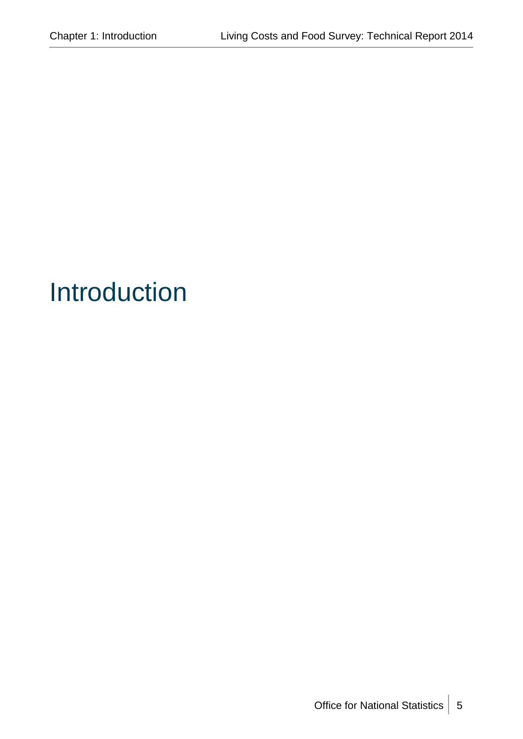# Introduction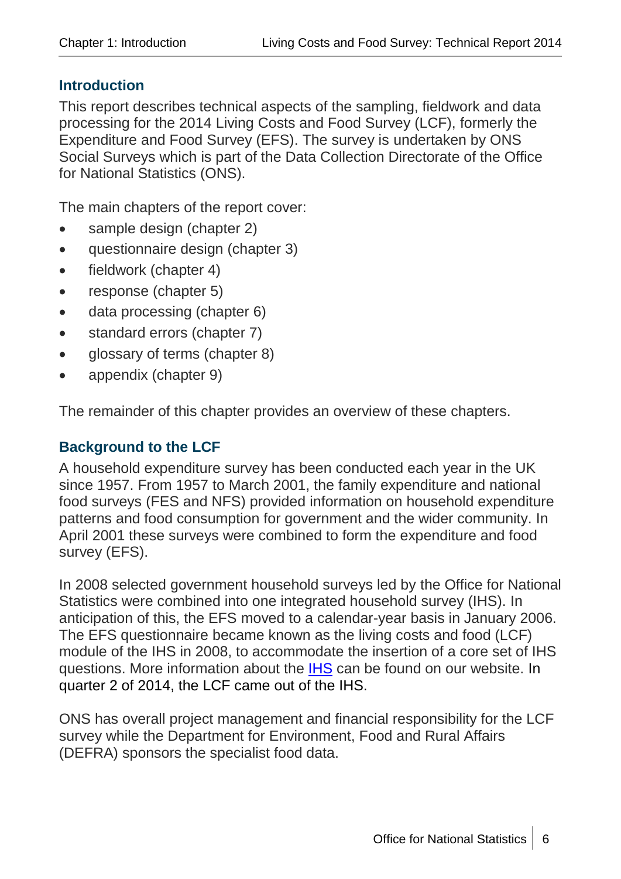## Introduction

This report describes technical aspects of the sampling, fieldwork and data processing for the 2014 Living Costs and Food Survey (LCF), formerly the Expenditure and Food Survey (EFS). The survey is undertaken by ONS Social Surveys which is part of the Data Collection Directorate of the Office for National Statistics (ONS).

The main chapters of the report cover:

- sample design (chapter 2)
- questionnaire design (chapter 3)
- fieldwork (chapter 4)
- response (chapter 5)
- data processing (chapter 6)
- standard errors (chapter 7)
- glossary of terms (chapter 8)
- appendix (chapter 9)

The remainder of this chapter provides an overview of these chapters.

## Background to the LCF

A household expenditure survey has been conducted each year in the UK since 1957. From 1957 to March 2001, the family expenditure and national food surveys (FES and NFS) provided information on household expenditure patterns and food consumption for government and the wider community. In April 2001 these surveys were combined to form the expenditure and food survey (EFS).

In 2008 selected government household surveys led by the Office for National Statistics were combined into one integrated household survey (IHS). In anticipation of this, the EFS moved to a calendar-year basis in January 2006. The EFS questionnaire became known as the living costs and food (LCF) module of the IHS in 2008, to accommodate the insertion of a core set of IHS questions. More information about the IHS can be found on our website. In quarter 2 of 2014, the LCF came out of the IHS.

ONS has overall project management and financial responsibility for the LCF survey while the Department for Environment, Food and Rural Affairs (DEFRA) sponsors the specialist food data.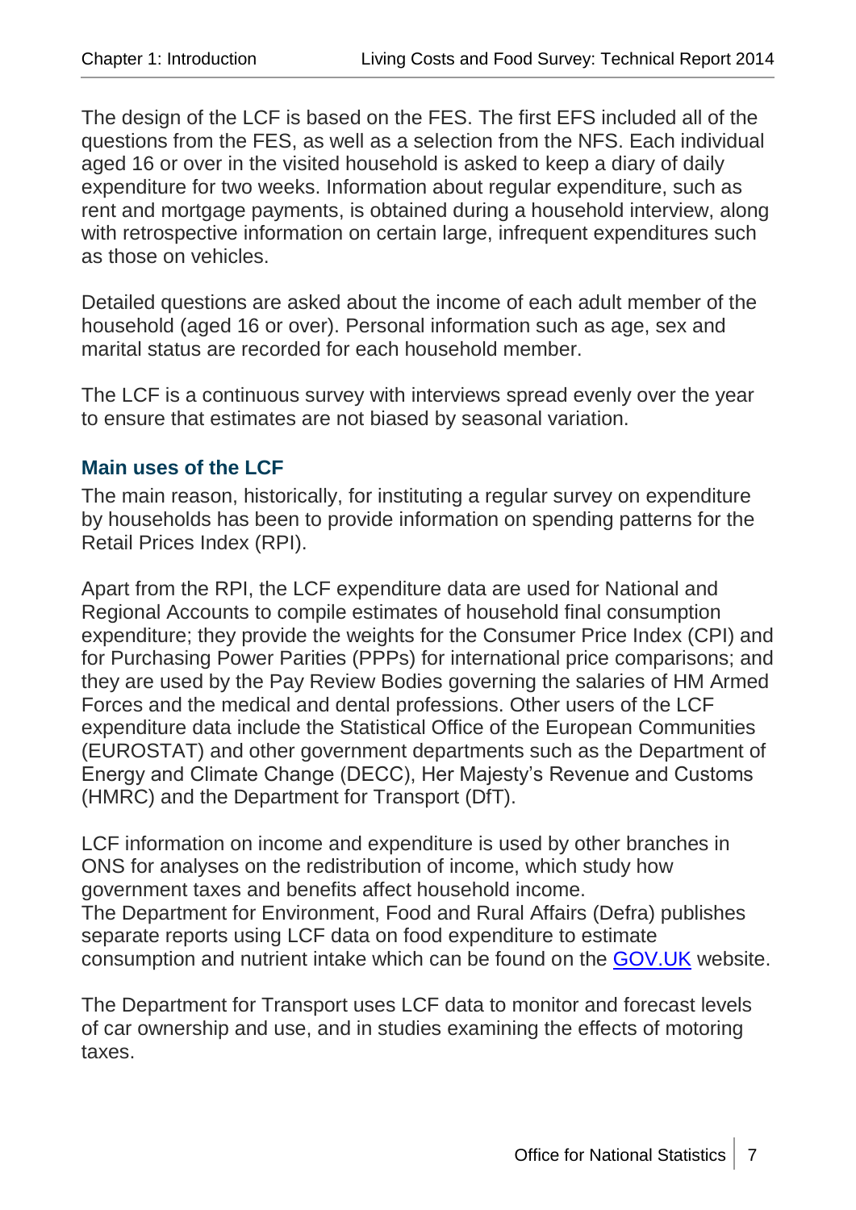The design of the LCF is based on the FES. The first EFS included all of the questions from the FES, as well as a selection from the NFS. Each individual aged 16 or over in the visited household is asked to keep a diary of daily expenditure for two weeks. Information about regular expenditure, such as rent and mortgage payments, is obtained during a household interview, along with retrospective information on certain large, infrequent expenditures such as those on vehicles.

Detailed questions are asked about the income of each adult member of the household (aged 16 or over). Personal information such as age, sex and marital status are recorded for each household member.

The LCF is a continuous survey with interviews spread evenly over the year to ensure that estimates are not biased by seasonal variation.

## Main uses of the LCF

The main reason, historically, for instituting a regular survey on expenditure by households has been to provide information on spending patterns for the Retail Prices Index (RPI).

Apart from the RPI, the LCF expenditure data are used for National and Regional Accounts to compile estimates of household final consumption expenditure; they provide the weights for the Consumer Price Index (CPI) and for Purchasing Power Parities (PPPs) for international price comparisons; and they are used by the Pay Review Bodies governing the salaries of HM Armed Forces and the medical and dental professions. Other users of the LCF expenditure data include the Statistical Office of the European Communities (EUROSTAT) and other government departments such as the Department of Energy and Climate Change (DECC), Her Majesty's Revenue and Customs (HMRC) and the Department for Transport (DfT).

LCF information on income and expenditure is used by other branches in ONS for analyses on the redistribution of income, which study how government taxes and benefits affect household income.
The Department for Environment, Food and Rural Affairs (Defra) publishes separate reports using LCF data on food expenditure to estimate consumption and nutrient intake which can be found on the GOV.UK website.

The Department for Transport uses LCF data to monitor and forecast levels of car ownership and use, and in studies examining the effects of motoring taxes.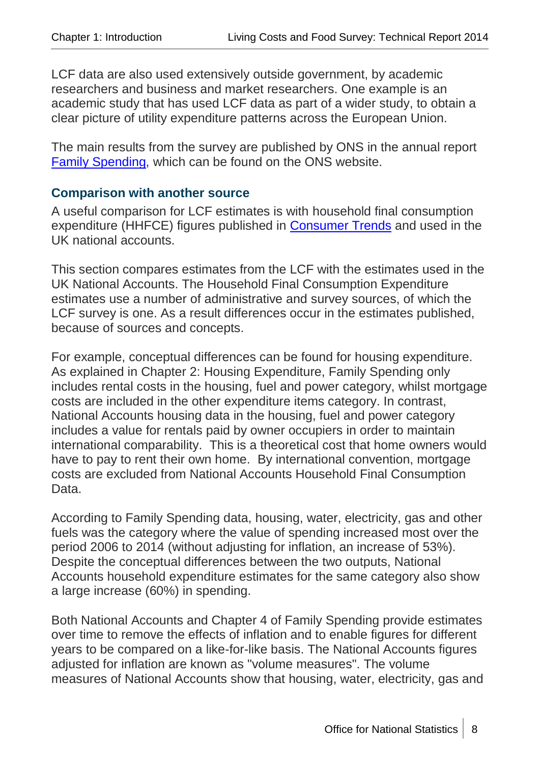LCF data are also used extensively outside government, by academic researchers and business and market researchers. One example is an academic study that has used LCF data as part of a wider study, to obtain a clear picture of utility expenditure patterns across the European Union.

The main results from the survey are published by ONS in the annual report Family Spending, which can be found on the ONS website.

### Comparison with another source

A useful comparison for LCF estimates is with household final consumption expenditure (HHFCE) figures published in Consumer Trends and used in the UK national accounts.

This section compares estimates from the LCF with the estimates used in the UK National Accounts. The Household Final Consumption Expenditure estimates use a number of administrative and survey sources, of which the LCF survey is one. As a result differences occur in the estimates published, because of sources and concepts.

For example, conceptual differences can be found for housing expenditure. As explained in Chapter 2: Housing Expenditure, Family Spending only includes rental costs in the housing, fuel and power category, whilst mortgage costs are included in the other expenditure items category. In contrast, National Accounts housing data in the housing, fuel and power category includes a value for rentals paid by owner occupiers in order to maintain international comparability. This is a theoretical cost that home owners would have to pay to rent their own home. By international convention, mortgage costs are excluded from National Accounts Household Final Consumption Data.

According to Family Spending data, housing, water, electricity, gas and other fuels was the category where the value of spending increased most over the period 2006 to 2014 (without adjusting for inflation, an increase of 53%). Despite the conceptual differences between the two outputs, National Accounts household expenditure estimates for the same category also show a large increase (60%) in spending.

Both National Accounts and Chapter 4 of Family Spending provide estimates over time to remove the effects of inflation and to enable figures for different years to be compared on a like-for-like basis. The National Accounts figures adjusted for inflation are known as "volume measures". The volume measures of National Accounts show that housing, water, electricity, gas and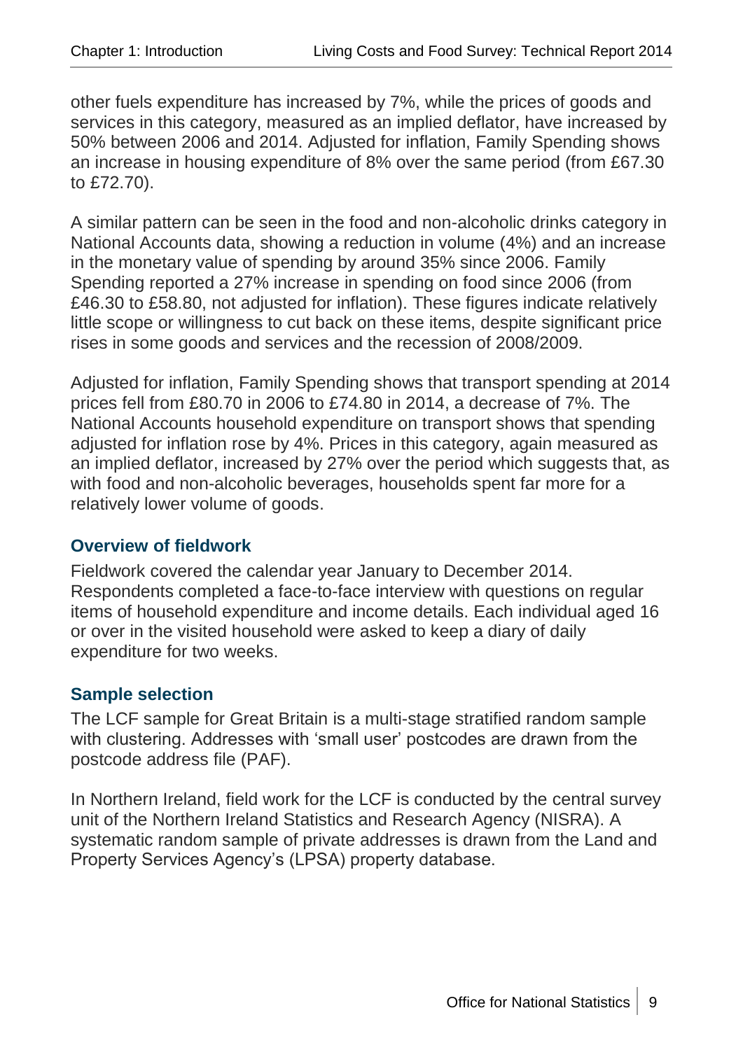other fuels expenditure has increased by 7%, while the prices of goods and services in this category, measured as an implied deflator, have increased by 50% between 2006 and 2014. Adjusted for inflation, Family Spending shows an increase in housing expenditure of 8% over the same period (from £67.30 to £72.70).

A similar pattern can be seen in the food and non-alcoholic drinks category in National Accounts data, showing a reduction in volume (4%) and an increase in the monetary value of spending by around 35% since 2006. Family Spending reported a 27% increase in spending on food since 2006 (from £46.30 to £58.80, not adjusted for inflation). These figures indicate relatively little scope or willingness to cut back on these items, despite significant price rises in some goods and services and the recession of 2008/2009.

Adjusted for inflation, Family Spending shows that transport spending at 2014 prices fell from £80.70 in 2006 to £74.80 in 2014, a decrease of 7%. The National Accounts household expenditure on transport shows that spending adjusted for inflation rose by 4%. Prices in this category, again measured as an implied deflator, increased by 27% over the period which suggests that, as with food and non-alcoholic beverages, households spent far more for a relatively lower volume of goods.

## Overview of fieldwork

Fieldwork covered the calendar year January to December 2014. Respondents completed a face-to-face interview with questions on regular items of household expenditure and income details. Each individual aged 16 or over in the visited household were asked to keep a diary of daily expenditure for two weeks.

## Sample selection

The LCF sample for Great Britain is a multi-stage stratified random sample with clustering. Addresses with 'small user' postcodes are drawn from the postcode address file (PAF).

In Northern Ireland, field work for the LCF is conducted by the central survey unit of the Northern Ireland Statistics and Research Agency (NISRA). A systematic random sample of private addresses is drawn from the Land and Property Services Agency's (LPSA) property database.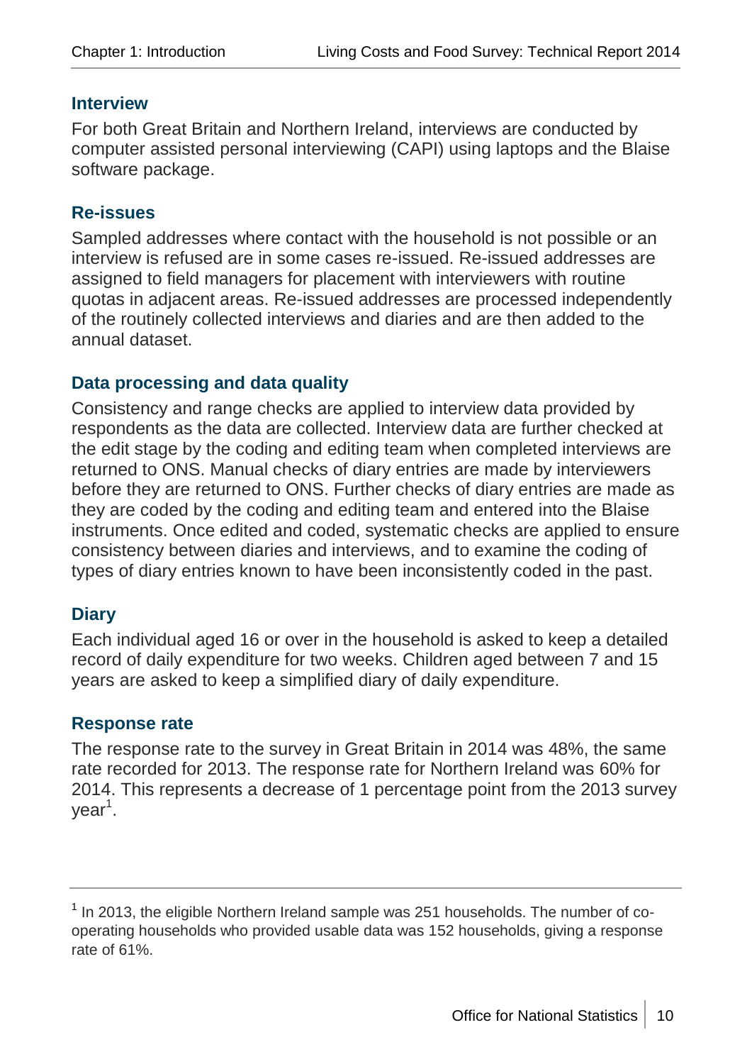### Interview

For both Great Britain and Northern Ireland, interviews are conducted by computer assisted personal interviewing (CAPI) using laptops and the Blaise software package.

### Re-issues

Sampled addresses where contact with the household is not possible or an interview is refused are in some cases re-issued. Re-issued addresses are assigned to field managers for placement with interviewers with routine quotas in adjacent areas. Re-issued addresses are processed independently of the routinely collected interviews and diaries and are then added to the annual dataset.

### Data processing and data quality

Consistency and range checks are applied to interview data provided by respondents as the data are collected. Interview data are further checked at the edit stage by the coding and editing team when completed interviews are returned to ONS. Manual checks of diary entries are made by interviewers before they are returned to ONS. Further checks of diary entries are made as they are coded by the coding and editing team and entered into the Blaise instruments. Once edited and coded, systematic checks are applied to ensure consistency between diaries and interviews, and to examine the coding of types of diary entries known to have been inconsistently coded in the past.

### Diary

Each individual aged 16 or over in the household is asked to keep a detailed record of daily expenditure for two weeks. Children aged between 7 and 15 years are asked to keep a simplified diary of daily expenditure.

### Response rate

The response rate to the survey in Great Britain in 2014 was 48%, the same rate recorded for 2013. The response rate for Northern Ireland was 60% for 2014. This represents a decrease of 1 percentage point from the 2013 survey year[1].

---

[1] In 2013, the eligible Northern Ireland sample was 251 households. The number of co-operating households who provided usable data was 152 households, giving a response rate of 61%.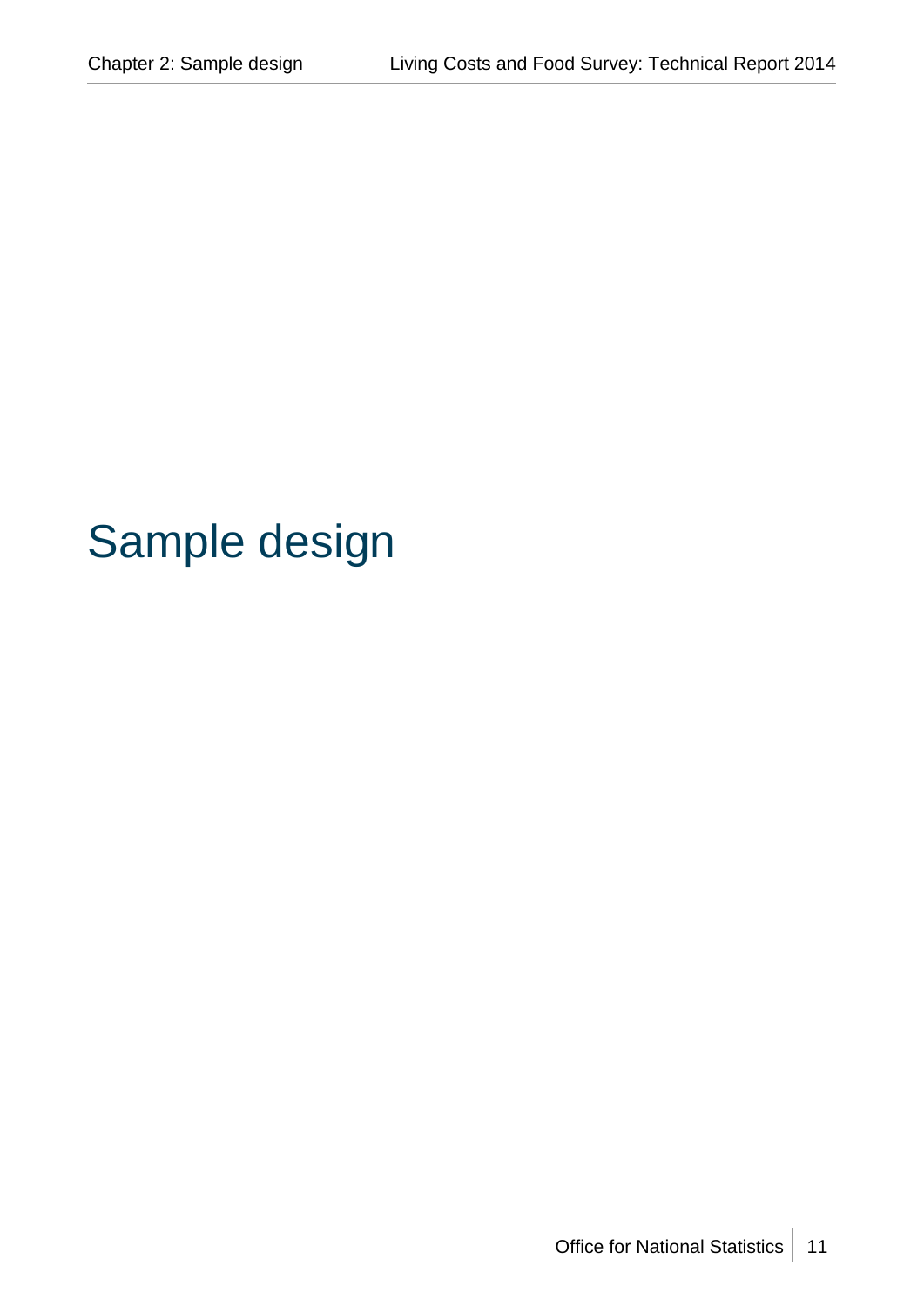# Sample design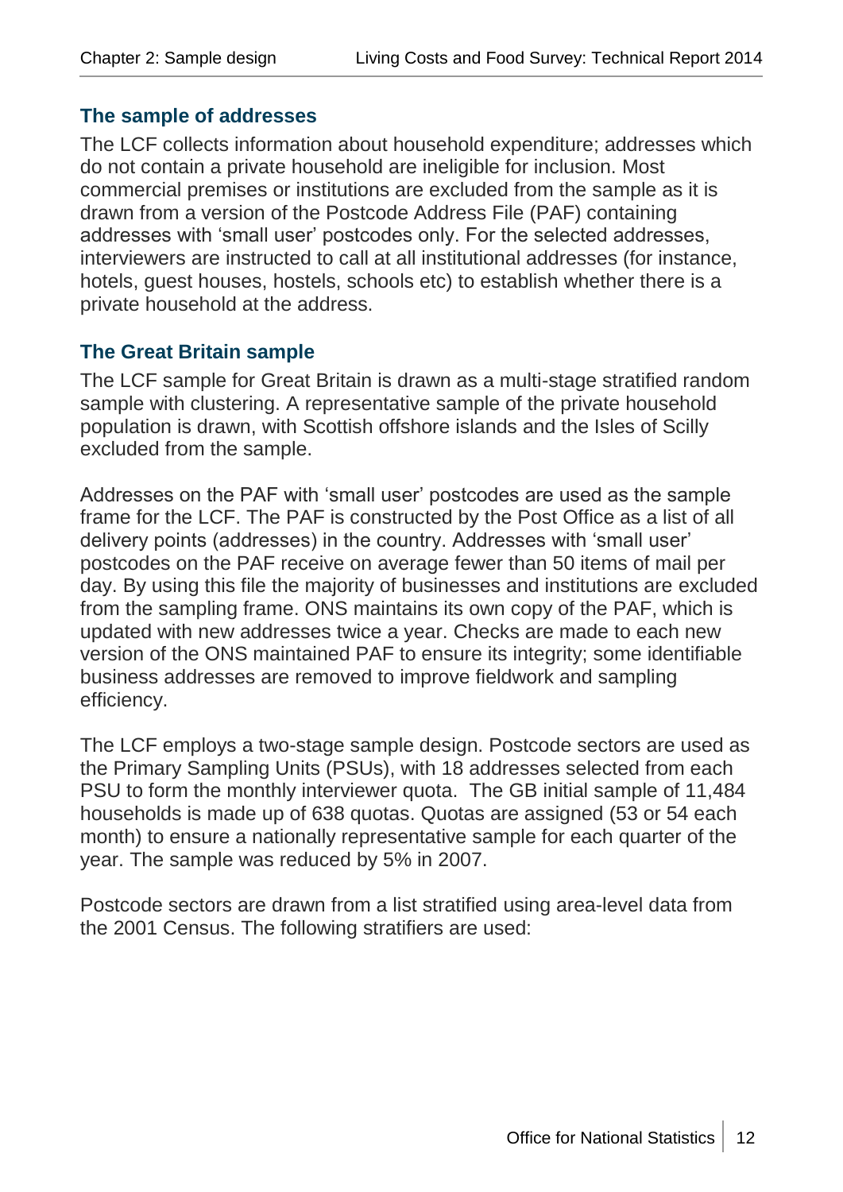## The sample of addresses

The LCF collects information about household expenditure; addresses which do not contain a private household are ineligible for inclusion. Most commercial premises or institutions are excluded from the sample as it is drawn from a version of the Postcode Address File (PAF) containing addresses with 'small user' postcodes only. For the selected addresses, interviewers are instructed to call at all institutional addresses (for instance, hotels, guest houses, hostels, schools etc) to establish whether there is a private household at the address.

## The Great Britain sample

The LCF sample for Great Britain is drawn as a multi-stage stratified random sample with clustering. A representative sample of the private household population is drawn, with Scottish offshore islands and the Isles of Scilly excluded from the sample.

Addresses on the PAF with 'small user' postcodes are used as the sample frame for the LCF. The PAF is constructed by the Post Office as a list of all delivery points (addresses) in the country. Addresses with 'small user' postcodes on the PAF receive on average fewer than 50 items of mail per day. By using this file the majority of businesses and institutions are excluded from the sampling frame. ONS maintains its own copy of the PAF, which is updated with new addresses twice a year. Checks are made to each new version of the ONS maintained PAF to ensure its integrity; some identifiable business addresses are removed to improve fieldwork and sampling efficiency.

The LCF employs a two-stage sample design. Postcode sectors are used as the Primary Sampling Units (PSUs), with 18 addresses selected from each PSU to form the monthly interviewer quota. The GB initial sample of 11,484 households is made up of 638 quotas. Quotas are assigned (53 or 54 each month) to ensure a nationally representative sample for each quarter of the year. The sample was reduced by 5% in 2007.

Postcode sectors are drawn from a list stratified using area-level data from the 2001 Census. The following stratifiers are used: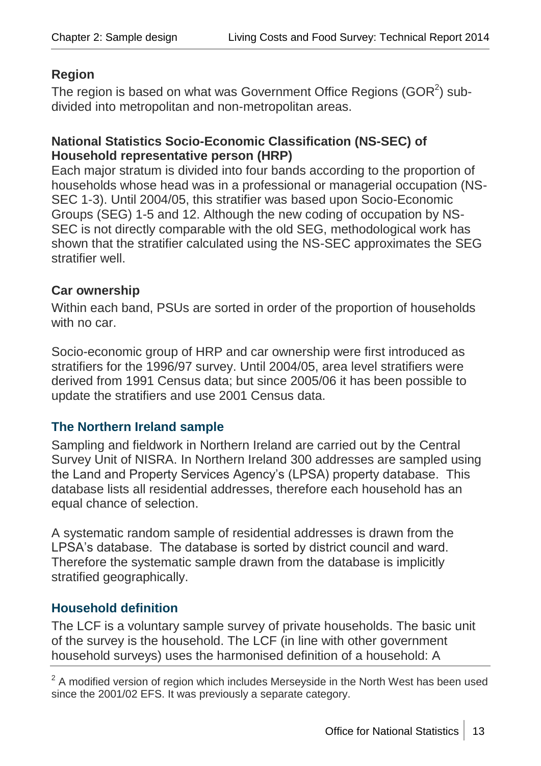### Region

The region is based on what was Government Office Regions (GOR[2]) sub-divided into metropolitan and non-metropolitan areas.

### National Statistics Socio-Economic Classification (NS-SEC) of Household representative person (HRP)

Each major stratum is divided into four bands according to the proportion of households whose head was in a professional or managerial occupation (NS-SEC 1-3). Until 2004/05, this stratifier was based upon Socio-Economic Groups (SEG) 1-5 and 12. Although the new coding of occupation by NS-SEC is not directly comparable with the old SEG, methodological work has shown that the stratifier calculated using the NS-SEC approximates the SEG stratifier well.

### Car ownership

Within each band, PSUs are sorted in order of the proportion of households with no car.

Socio-economic group of HRP and car ownership were first introduced as stratifiers for the 1996/97 survey. Until 2004/05, area level stratifiers were derived from 1991 Census data; but since 2005/06 it has been possible to update the stratifiers and use 2001 Census data.

## The Northern Ireland sample

Sampling and fieldwork in Northern Ireland are carried out by the Central Survey Unit of NISRA. In Northern Ireland 300 addresses are sampled using the Land and Property Services Agency's (LPSA) property database. This database lists all residential addresses, therefore each household has an equal chance of selection.

A systematic random sample of residential addresses is drawn from the LPSA's database. The database is sorted by district council and ward. Therefore the systematic sample drawn from the database is implicitly stratified geographically.

## Household definition

The LCF is a voluntary sample survey of private households. The basic unit of the survey is the household. The LCF (in line with other government household surveys) uses the harmonised definition of a household: A

[2] A modified version of region which includes Merseyside in the North West has been used since the 2001/02 EFS. It was previously a separate category.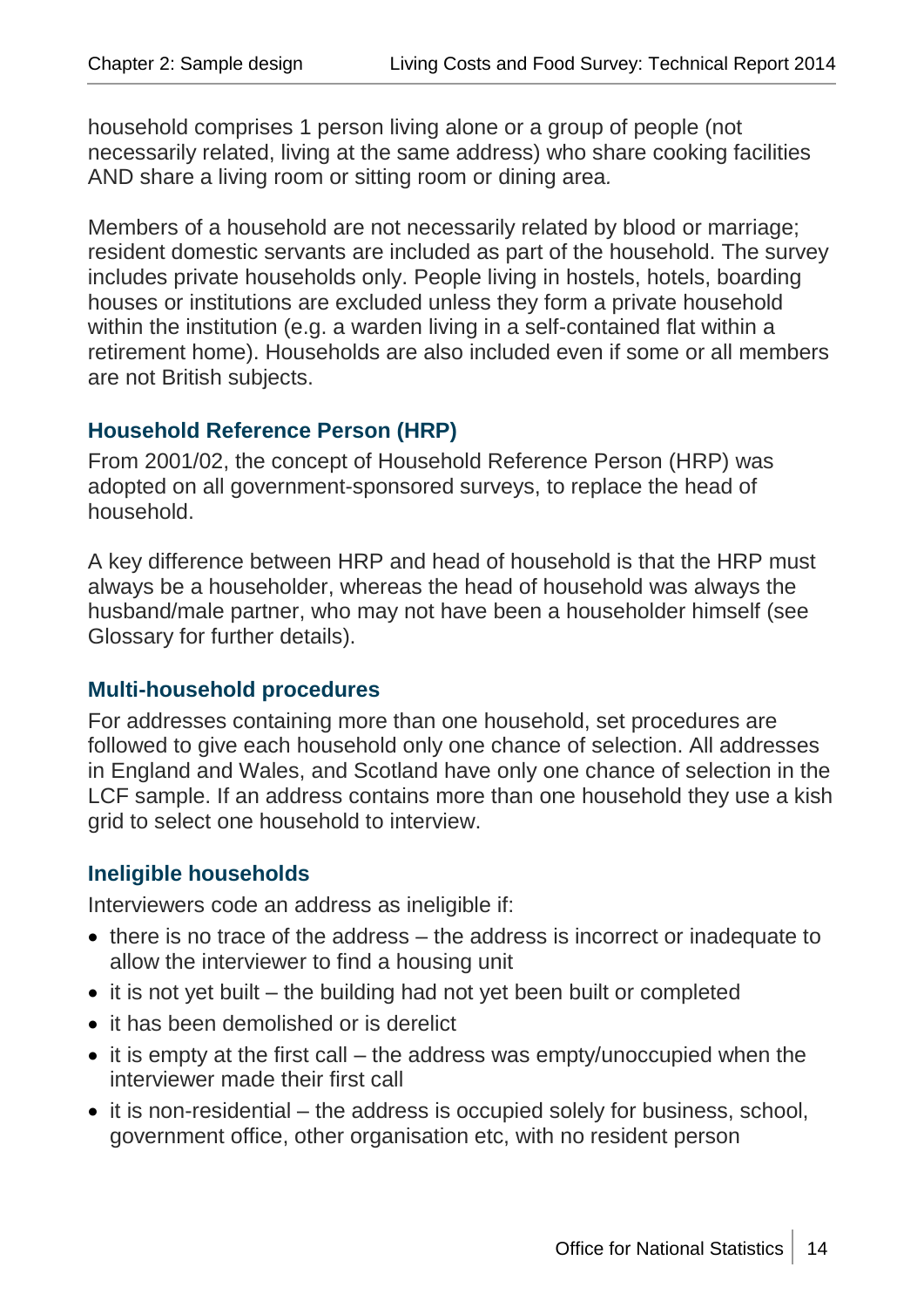household comprises 1 person living alone or a group of people (not necessarily related, living at the same address) who share cooking facilities AND share a living room or sitting room or dining area.

Members of a household are not necessarily related by blood or marriage; resident domestic servants are included as part of the household. The survey includes private households only. People living in hostels, hotels, boarding houses or institutions are excluded unless they form a private household within the institution (e.g. a warden living in a self-contained flat within a retirement home). Households are also included even if some or all members are not British subjects.

### Household Reference Person (HRP)

From 2001/02, the concept of Household Reference Person (HRP) was adopted on all government-sponsored surveys, to replace the head of household.

A key difference between HRP and head of household is that the HRP must always be a householder, whereas the head of household was always the husband/male partner, who may not have been a householder himself (see Glossary for further details).

### Multi-household procedures

For addresses containing more than one household, set procedures are followed to give each household only one chance of selection. All addresses in England and Wales, and Scotland have only one chance of selection in the LCF sample. If an address contains more than one household they use a kish grid to select one household to interview.

### Ineligible households

Interviewers code an address as ineligible if:

- there is no trace of the address – the address is incorrect or inadequate to allow the interviewer to find a housing unit
- it is not yet built – the building had not yet been built or completed
- it has been demolished or is derelict
- it is empty at the first call – the address was empty/unoccupied when the interviewer made their first call
- it is non-residential – the address is occupied solely for business, school, government office, other organisation etc, with no resident person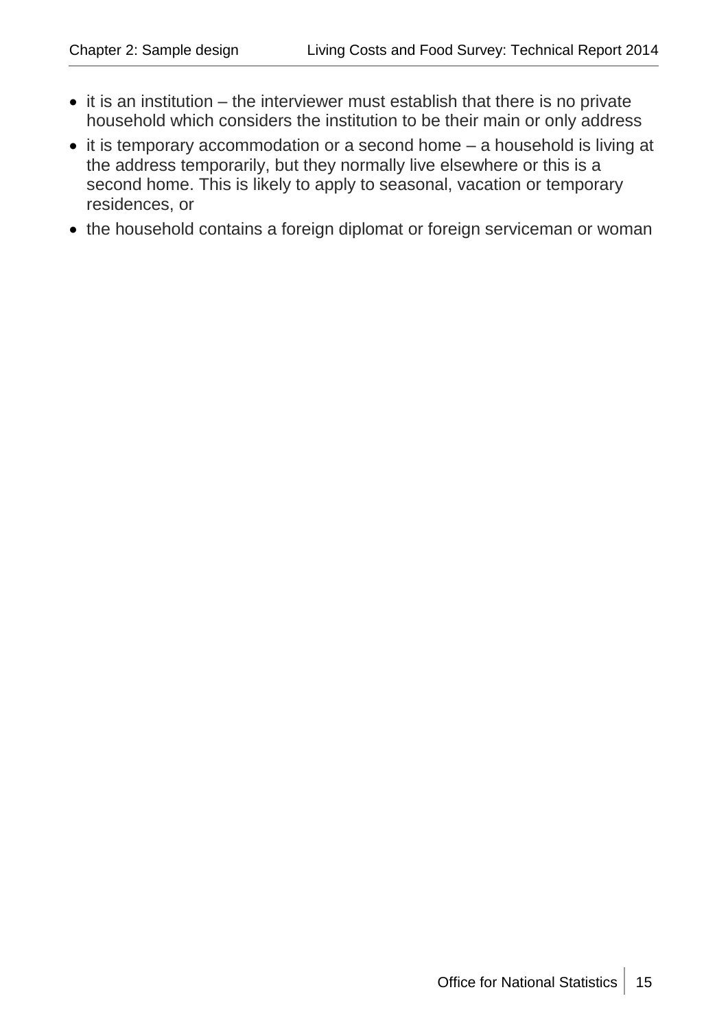- it is an institution – the interviewer must establish that there is no private household which considers the institution to be their main or only address
- it is temporary accommodation or a second home – a household is living at the address temporarily, but they normally live elsewhere or this is a second home. This is likely to apply to seasonal, vacation or temporary residences, or
- the household contains a foreign diplomat or foreign serviceman or woman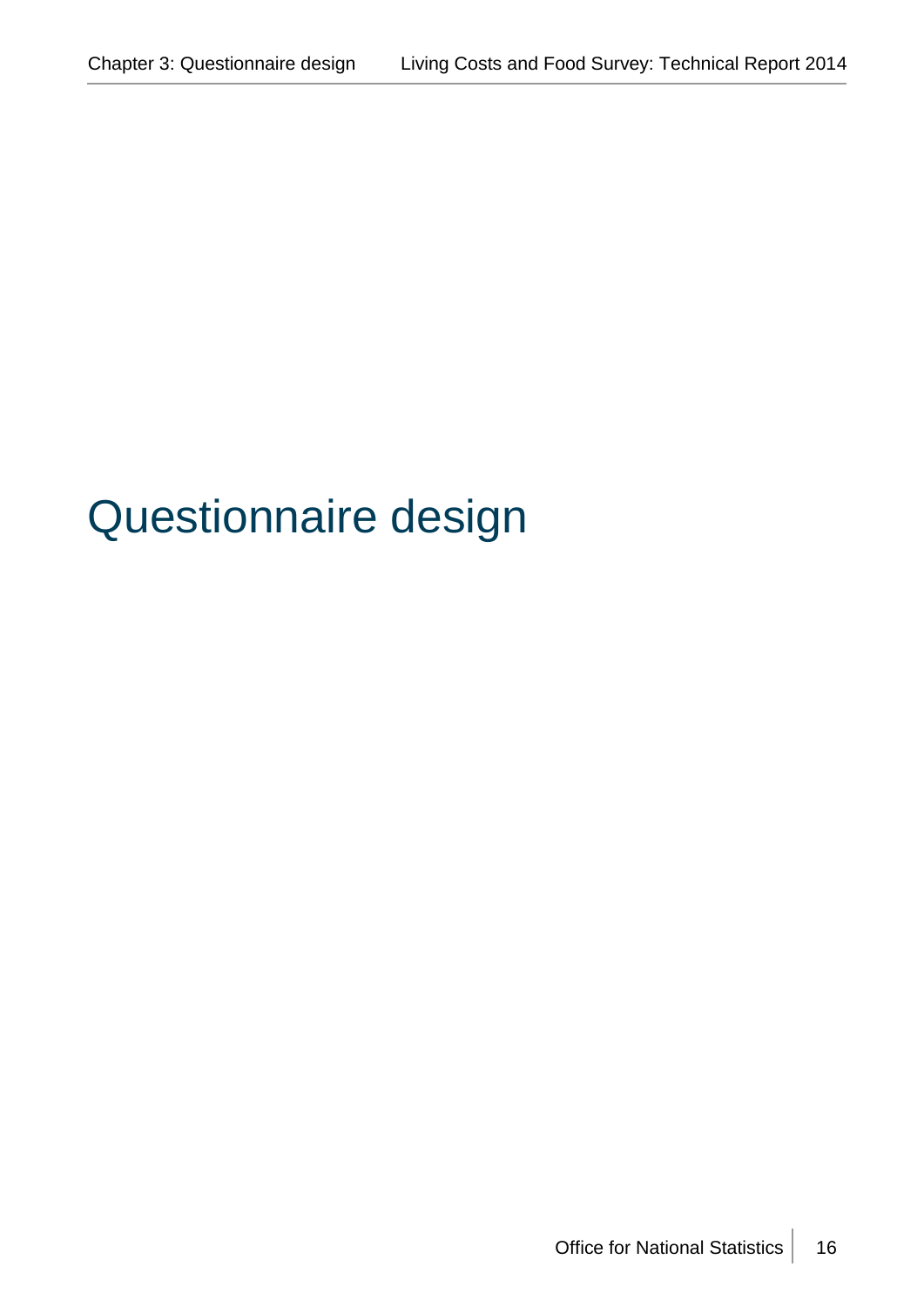# Questionnaire design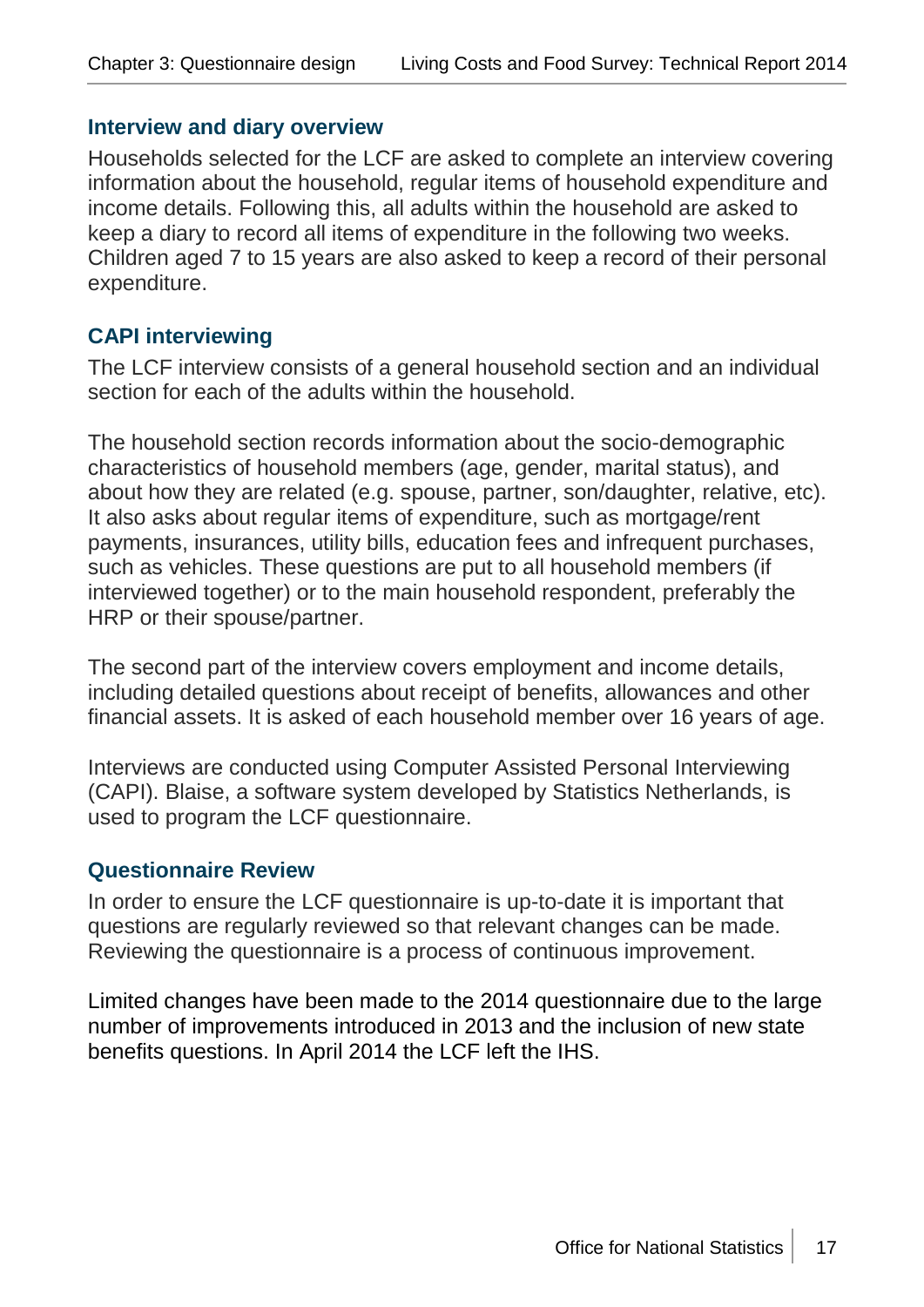### Interview and diary overview

Households selected for the LCF are asked to complete an interview covering information about the household, regular items of household expenditure and income details. Following this, all adults within the household are asked to keep a diary to record all items of expenditure in the following two weeks. Children aged 7 to 15 years are also asked to keep a record of their personal expenditure.

### CAPI interviewing

The LCF interview consists of a general household section and an individual section for each of the adults within the household.

The household section records information about the socio-demographic characteristics of household members (age, gender, marital status), and about how they are related (e.g. spouse, partner, son/daughter, relative, etc). It also asks about regular items of expenditure, such as mortgage/rent payments, insurances, utility bills, education fees and infrequent purchases, such as vehicles. These questions are put to all household members (if interviewed together) or to the main household respondent, preferably the HRP or their spouse/partner.

The second part of the interview covers employment and income details, including detailed questions about receipt of benefits, allowances and other financial assets. It is asked of each household member over 16 years of age.

Interviews are conducted using Computer Assisted Personal Interviewing (CAPI). Blaise, a software system developed by Statistics Netherlands, is used to program the LCF questionnaire.

### Questionnaire Review

In order to ensure the LCF questionnaire is up-to-date it is important that questions are regularly reviewed so that relevant changes can be made. Reviewing the questionnaire is a process of continuous improvement.

Limited changes have been made to the 2014 questionnaire due to the large number of improvements introduced in 2013 and the inclusion of new state benefits questions. In April 2014 the LCF left the IHS.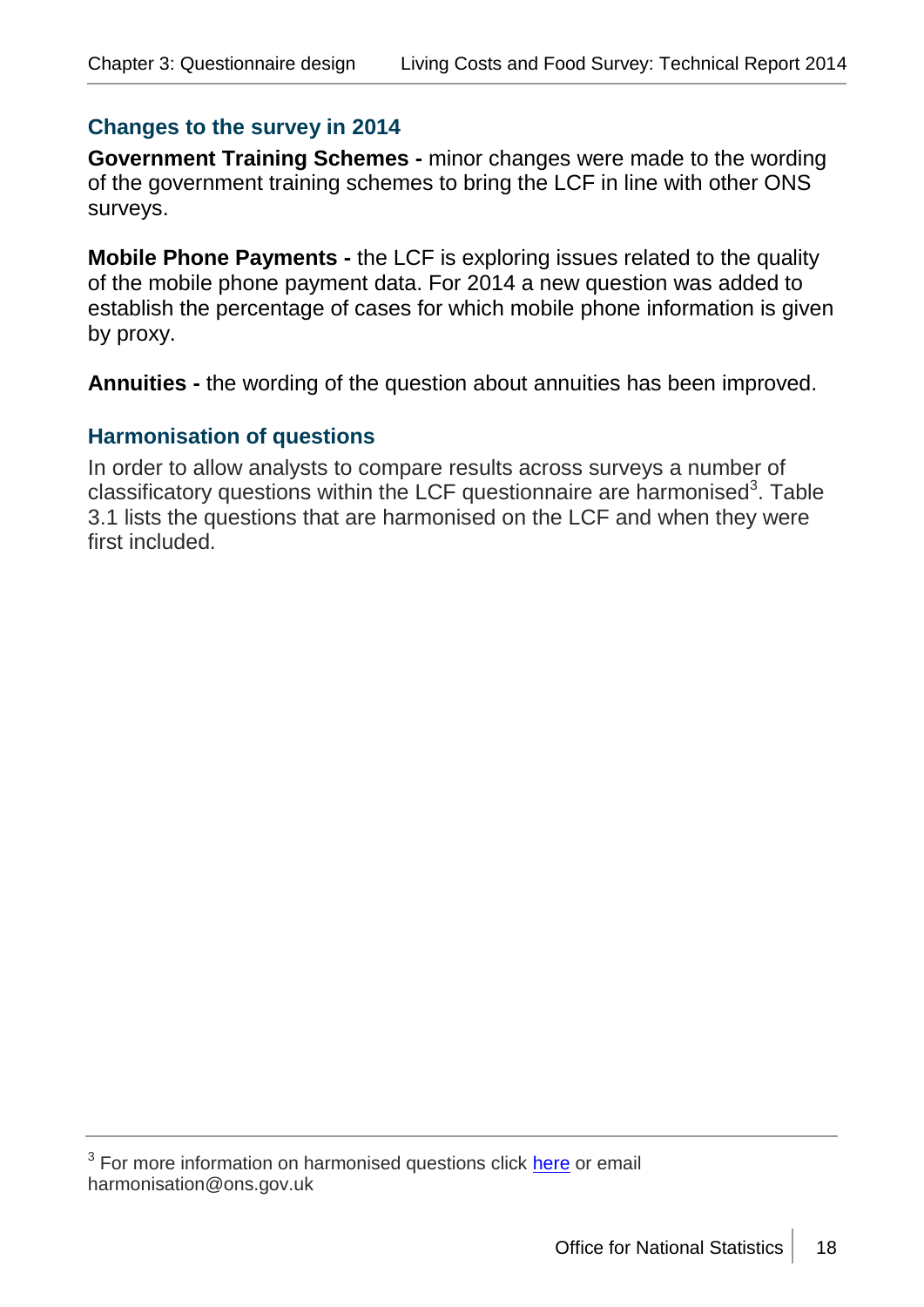## Changes to the survey in 2014

**Government Training Schemes -** minor changes were made to the wording of the government training schemes to bring the LCF in line with other ONS surveys.

**Mobile Phone Payments -** the LCF is exploring issues related to the quality of the mobile phone payment data. For 2014 a new question was added to establish the percentage of cases for which mobile phone information is given by proxy.

**Annuities -** the wording of the question about annuities has been improved.

## Harmonisation of questions

In order to allow analysts to compare results across surveys a number of classificatory questions within the LCF questionnaire are harmonised[3]. Table 3.1 lists the questions that are harmonised on the LCF and when they were first included.

[3] For more information on harmonised questions click here or email harmonisation@ons.gov.uk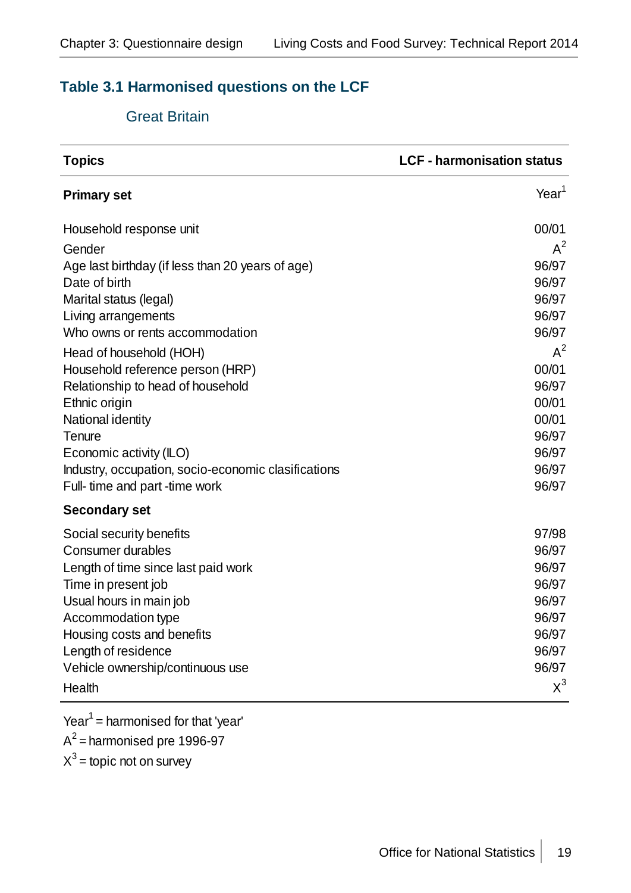## Table 3.1 Harmonised questions on the LCF

Great Britain

| Topics | LCF - harmonisation status |
|---|---|
| **Primary set** | Year[1] |
| Household response unit | 00/01 |
| Gender | A[2] |
| Age last birthday (if less than 20 years of age) | 96/97 |
| Date of birth | 96/97 |
| Marital status (legal) | 96/97 |
| Living arrangements | 96/97 |
| Who owns or rents accommodation | 96/97 |
| Head of household (HOH) | A[2] |
| Household reference person (HRP) | 00/01 |
| Relationship to head of household | 96/97 |
| Ethnic origin | 00/01 |
| National identity | 00/01 |
| Tenure | 96/97 |
| Economic activity (ILO) | 96/97 |
| Industry, occupation, socio-economic clasifications | 96/97 |
| Full- time and part -time work | 96/97 |
| **Secondary set** | |
| Social security benefits | 97/98 |
| Consumer durables | 96/97 |
| Length of time since last paid work | 96/97 |
| Time in present job | 96/97 |
| Usual hours in main job | 96/97 |
| Accommodation type | 96/97 |
| Housing costs and benefits | 96/97 |
| Length of residence | 96/97 |
| Vehicle ownership/continuous use | 96/97 |
| Health | X[3] |

Year[1] = harmonised for that 'year'

A[2] = harmonised pre 1996-97

X[3] = topic not on survey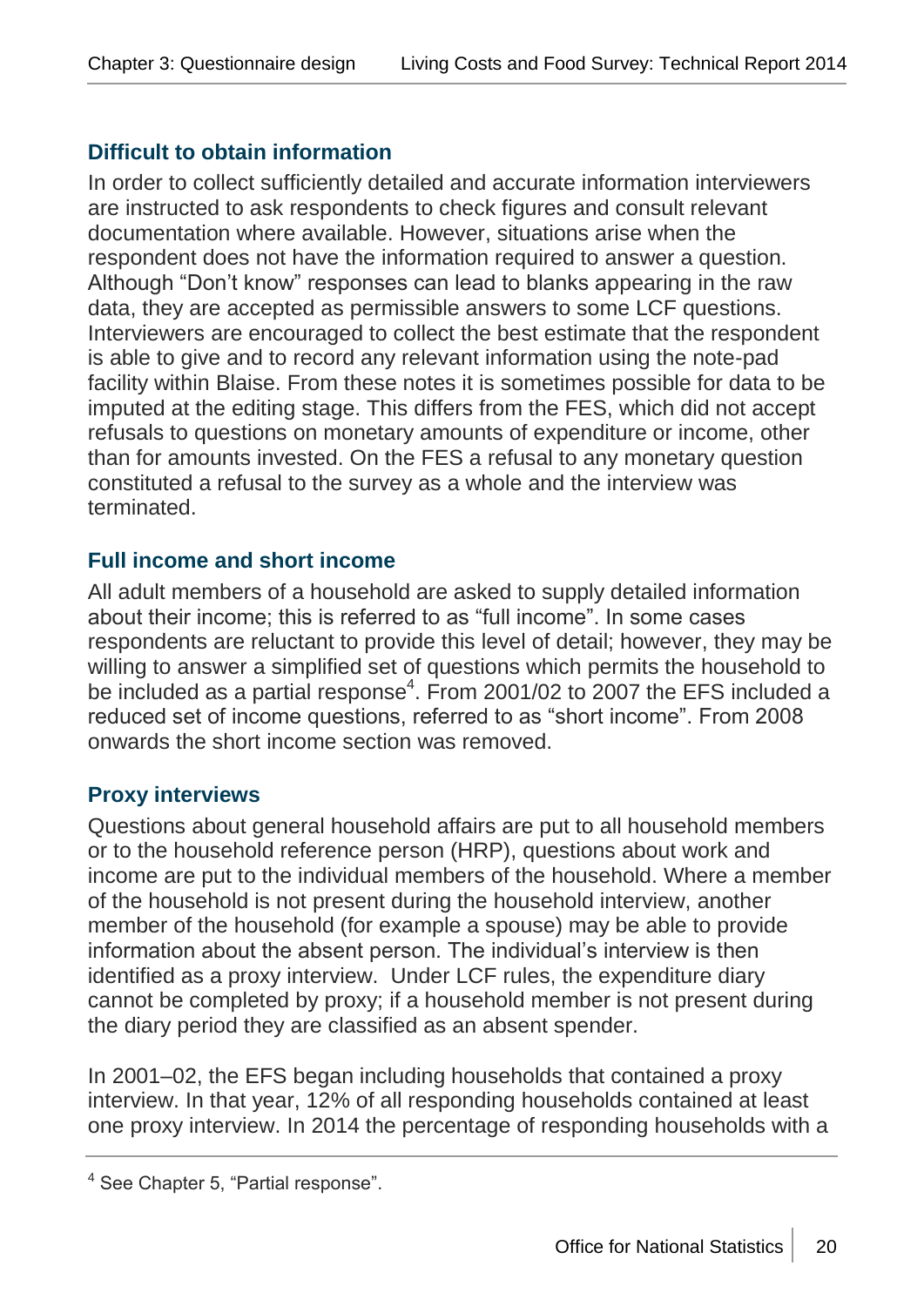## Difficult to obtain information

In order to collect sufficiently detailed and accurate information interviewers are instructed to ask respondents to check figures and consult relevant documentation where available. However, situations arise when the respondent does not have the information required to answer a question. Although "Don't know" responses can lead to blanks appearing in the raw data, they are accepted as permissible answers to some LCF questions. Interviewers are encouraged to collect the best estimate that the respondent is able to give and to record any relevant information using the note-pad facility within Blaise. From these notes it is sometimes possible for data to be imputed at the editing stage. This differs from the FES, which did not accept refusals to questions on monetary amounts of expenditure or income, other than for amounts invested. On the FES a refusal to any monetary question constituted a refusal to the survey as a whole and the interview was terminated.

## Full income and short income

All adult members of a household are asked to supply detailed information about their income; this is referred to as "full income". In some cases respondents are reluctant to provide this level of detail; however, they may be willing to answer a simplified set of questions which permits the household to be included as a partial response[4]. From 2001/02 to 2007 the EFS included a reduced set of income questions, referred to as "short income". From 2008 onwards the short income section was removed.

## Proxy interviews

Questions about general household affairs are put to all household members or to the household reference person (HRP), questions about work and income are put to the individual members of the household. Where a member of the household is not present during the household interview, another member of the household (for example a spouse) may be able to provide information about the absent person. The individual's interview is then identified as a proxy interview. Under LCF rules, the expenditure diary cannot be completed by proxy; if a household member is not present during the diary period they are classified as an absent spender.

In 2001–02, the EFS began including households that contained a proxy interview. In that year, 12% of all responding households contained at least one proxy interview. In 2014 the percentage of responding households with a

---

[4] See Chapter 5, "Partial response".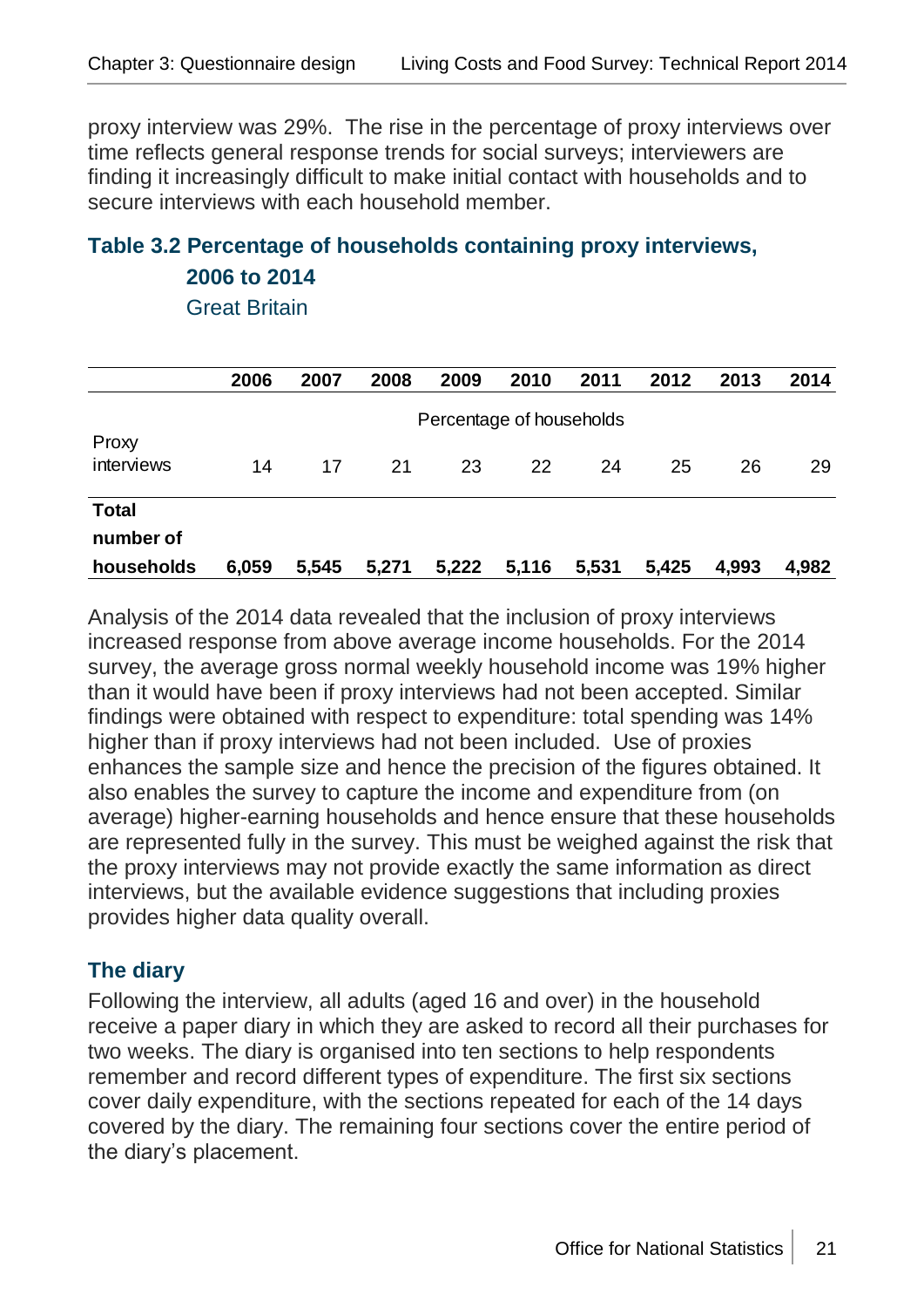proxy interview was 29%. The rise in the percentage of proxy interviews over time reflects general response trends for social surveys; interviewers are finding it increasingly difficult to make initial contact with households and to secure interviews with each household member.

### Table 3.2 Percentage of households containing proxy interviews, 2006 to 2014

Great Britain

| | 2006 | 2007 | 2008 | 2009 | 2010 | 2011 | 2012 | 2013 | 2014 |
|---|---|---|---|---|---|---|---|---|---|
| | Percentage of households | | | | | | | | |
| Proxy interviews | 14 | 17 | 21 | 23 | 22 | 24 | 25 | 26 | 29 |
| **Total number of households** | **6,059** | **5,545** | **5,271** | **5,222** | **5,116** | **5,531** | **5,425** | **4,993** | **4,982** |

Analysis of the 2014 data revealed that the inclusion of proxy interviews increased response from above average income households. For the 2014 survey, the average gross normal weekly household income was 19% higher than it would have been if proxy interviews had not been accepted. Similar findings were obtained with respect to expenditure: total spending was 14% higher than if proxy interviews had not been included. Use of proxies enhances the sample size and hence the precision of the figures obtained. It also enables the survey to capture the income and expenditure from (on average) higher-earning households and hence ensure that these households are represented fully in the survey. This must be weighed against the risk that the proxy interviews may not provide exactly the same information as direct interviews, but the available evidence suggestions that including proxies provides higher data quality overall.

### The diary

Following the interview, all adults (aged 16 and over) in the household receive a paper diary in which they are asked to record all their purchases for two weeks. The diary is organised into ten sections to help respondents remember and record different types of expenditure. The first six sections cover daily expenditure, with the sections repeated for each of the 14 days covered by the diary. The remaining four sections cover the entire period of the diary's placement.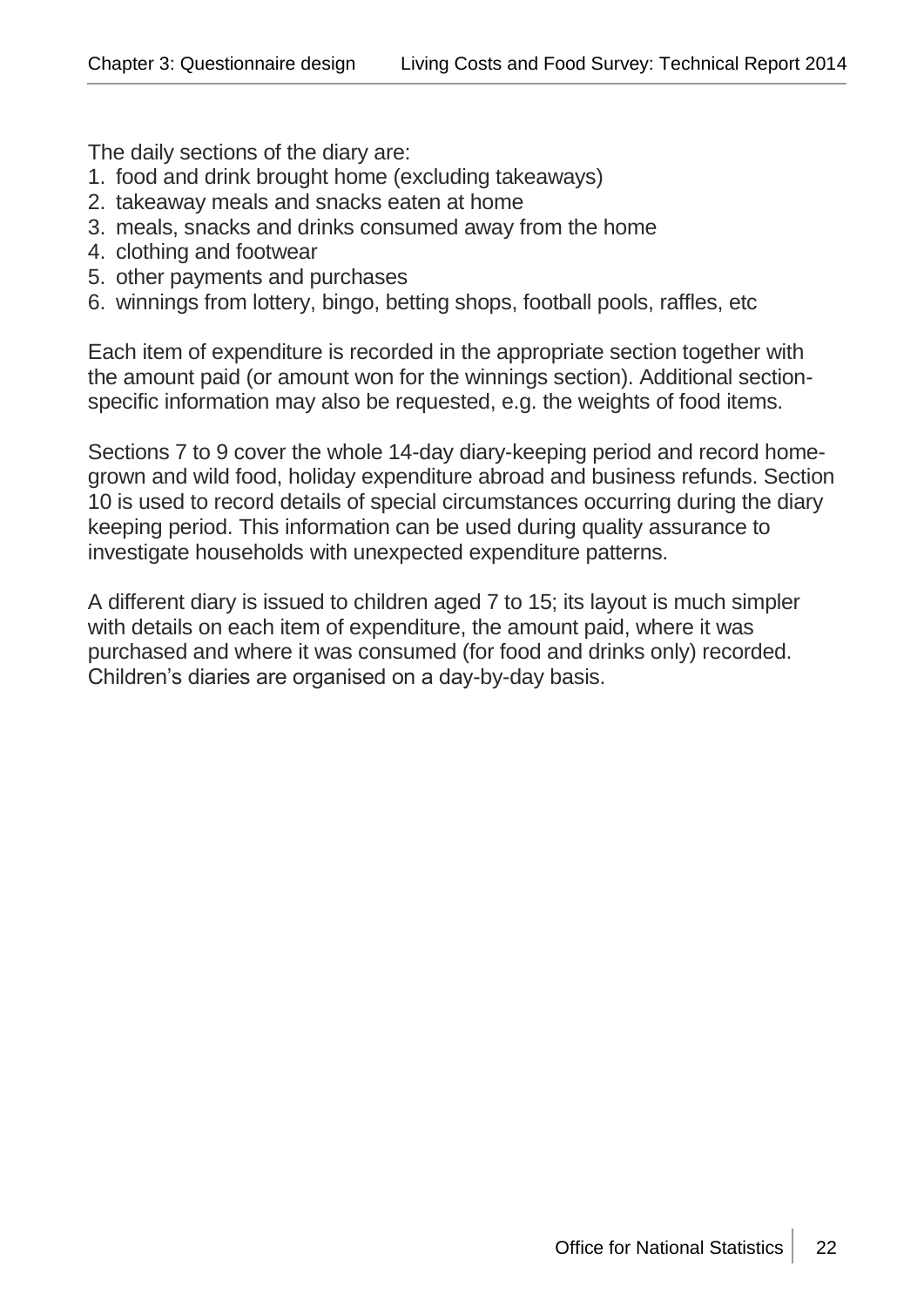The daily sections of the diary are:
1. food and drink brought home (excluding takeaways)
2. takeaway meals and snacks eaten at home
3. meals, snacks and drinks consumed away from the home
4. clothing and footwear
5. other payments and purchases
6. winnings from lottery, bingo, betting shops, football pools, raffles, etc

Each item of expenditure is recorded in the appropriate section together with the amount paid (or amount won for the winnings section). Additional section-specific information may also be requested, e.g. the weights of food items.

Sections 7 to 9 cover the whole 14-day diary-keeping period and record home-grown and wild food, holiday expenditure abroad and business refunds. Section 10 is used to record details of special circumstances occurring during the diary keeping period. This information can be used during quality assurance to investigate households with unexpected expenditure patterns.

A different diary is issued to children aged 7 to 15; its layout is much simpler with details on each item of expenditure, the amount paid, where it was purchased and where it was consumed (for food and drinks only) recorded. Children's diaries are organised on a day-by-day basis.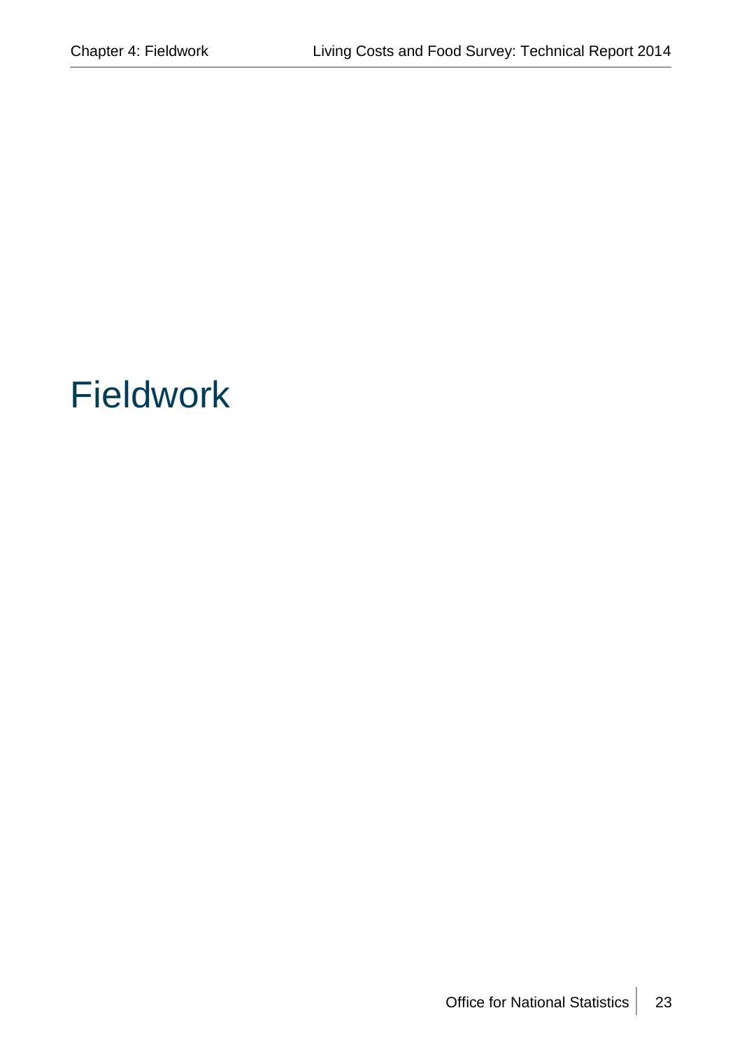# Fieldwork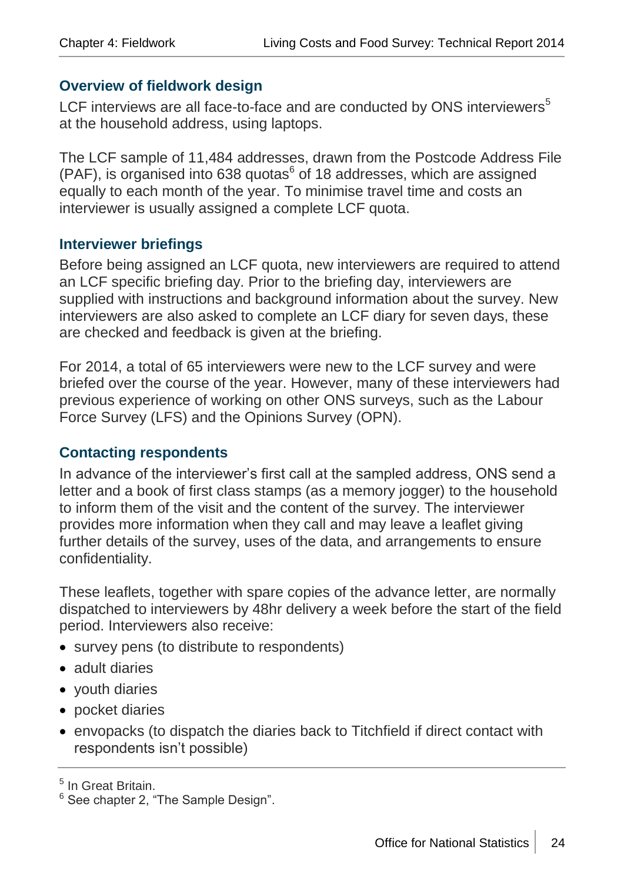## Overview of fieldwork design

LCF interviews are all face-to-face and are conducted by ONS interviewers[5] at the household address, using laptops.

The LCF sample of 11,484 addresses, drawn from the Postcode Address File (PAF), is organised into 638 quotas[6] of 18 addresses, which are assigned equally to each month of the year. To minimise travel time and costs an interviewer is usually assigned a complete LCF quota.

## Interviewer briefings

Before being assigned an LCF quota, new interviewers are required to attend an LCF specific briefing day. Prior to the briefing day, interviewers are supplied with instructions and background information about the survey. New interviewers are also asked to complete an LCF diary for seven days, these are checked and feedback is given at the briefing.

For 2014, a total of 65 interviewers were new to the LCF survey and were briefed over the course of the year. However, many of these interviewers had previous experience of working on other ONS surveys, such as the Labour Force Survey (LFS) and the Opinions Survey (OPN).

## Contacting respondents

In advance of the interviewer's first call at the sampled address, ONS send a letter and a book of first class stamps (as a memory jogger) to the household to inform them of the visit and the content of the survey. The interviewer provides more information when they call and may leave a leaflet giving further details of the survey, uses of the data, and arrangements to ensure confidentiality.

These leaflets, together with spare copies of the advance letter, are normally dispatched to interviewers by 48hr delivery a week before the start of the field period. Interviewers also receive:

- survey pens (to distribute to respondents)
- adult diaries
- youth diaries
- pocket diaries
- envopacks (to dispatch the diaries back to Titchfield if direct contact with respondents isn't possible)

---

[5] In Great Britain.
[6] See chapter 2, "The Sample Design".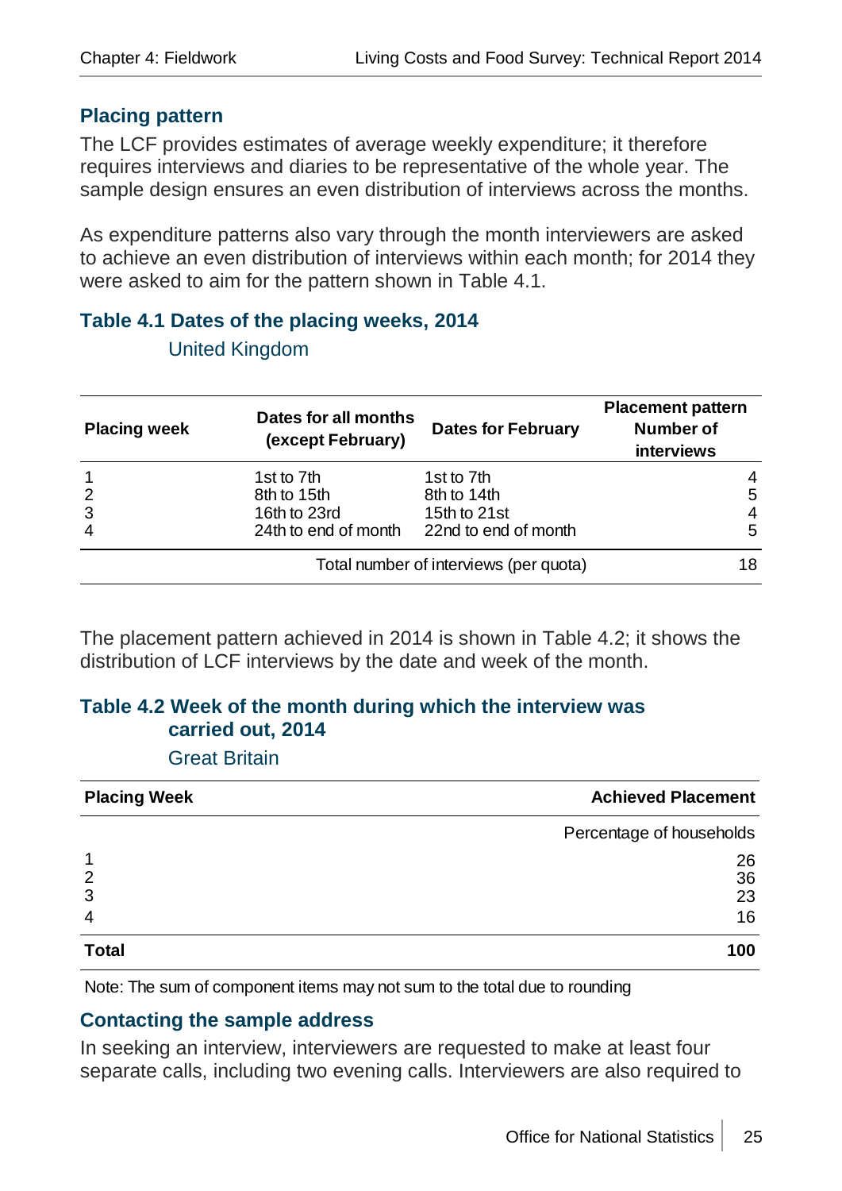## Placing pattern

The LCF provides estimates of average weekly expenditure; it therefore requires interviews and diaries to be representative of the whole year. The sample design ensures an even distribution of interviews across the months.

As expenditure patterns also vary through the month interviewers are asked to achieve an even distribution of interviews within each month; for 2014 they were asked to aim for the pattern shown in Table 4.1.

### Table 4.1 Dates of the placing weeks, 2014

United Kingdom

| Placing week | Dates for all months (except February) | Dates for February | Placement pattern Number of interviews |
|---|---|---|---|
| 1 | 1st to 7th | 1st to 7th | 4 |
| 2 | 8th to 15th | 8th to 14th | 5 |
| 3 | 16th to 23rd | 15th to 21st | 4 |
| 4 | 24th to end of month | 22nd to end of month | 5 |
| | Total number of interviews (per quota) | | 18 |

The placement pattern achieved in 2014 is shown in Table 4.2; it shows the distribution of LCF interviews by the date and week of the month.

### Table 4.2 Week of the month during which the interview was carried out, 2014

Great Britain

| Placing Week | Achieved Placement |
|---|---|
| | Percentage of households |
| 1 | 26 |
| 2 | 36 |
| 3 | 23 |
| 4 | 16 |
| **Total** | **100** |

Note: The sum of component items may not sum to the total due to rounding

## Contacting the sample address

In seeking an interview, interviewers are requested to make at least four separate calls, including two evening calls. Interviewers are also required to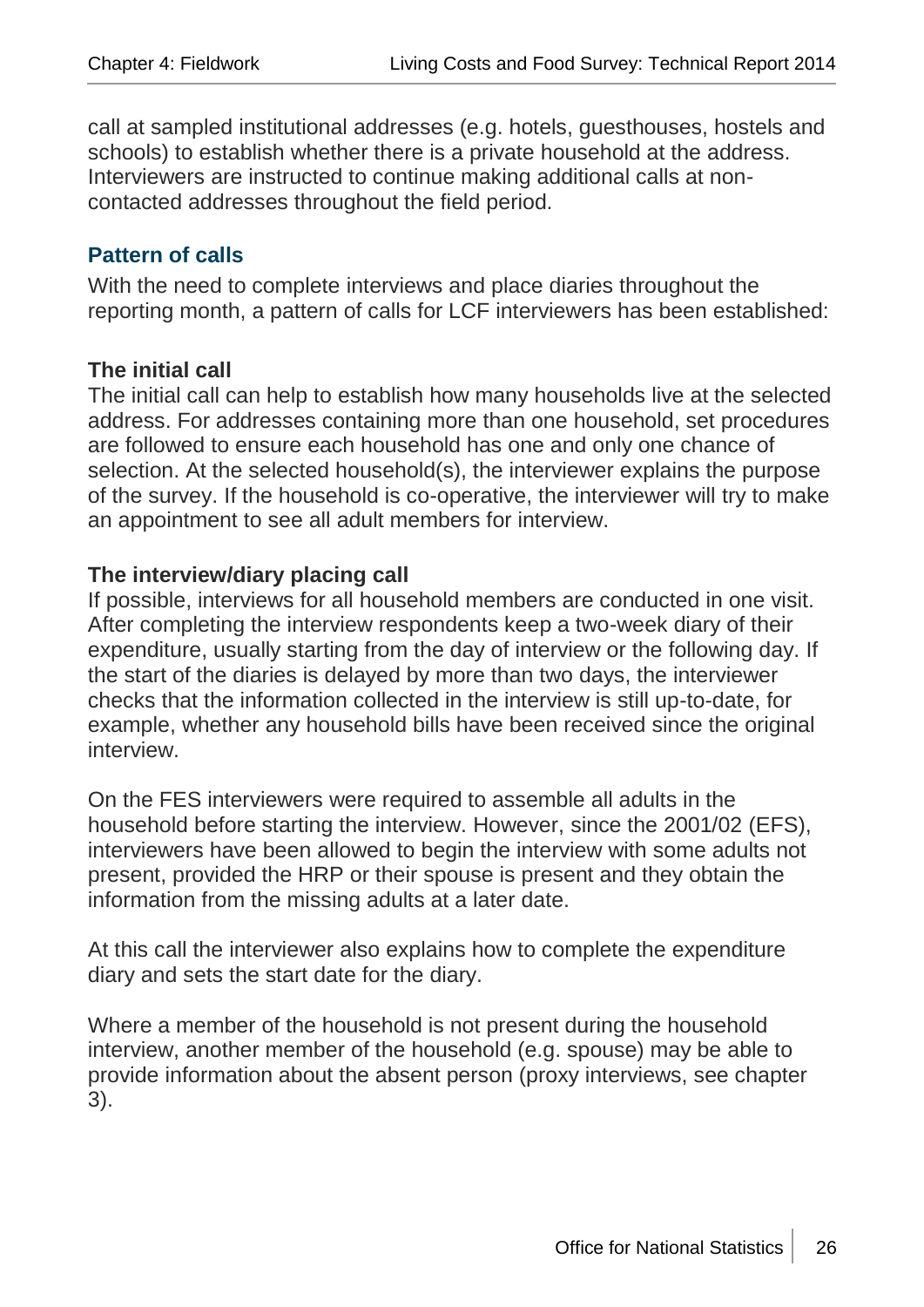call at sampled institutional addresses (e.g. hotels, guesthouses, hostels and schools) to establish whether there is a private household at the address. Interviewers are instructed to continue making additional calls at non-contacted addresses throughout the field period.

## Pattern of calls

With the need to complete interviews and place diaries throughout the reporting month, a pattern of calls for LCF interviewers has been established:

### The initial call

The initial call can help to establish how many households live at the selected address. For addresses containing more than one household, set procedures are followed to ensure each household has one and only one chance of selection. At the selected household(s), the interviewer explains the purpose of the survey. If the household is co-operative, the interviewer will try to make an appointment to see all adult members for interview.

### The interview/diary placing call

If possible, interviews for all household members are conducted in one visit. After completing the interview respondents keep a two-week diary of their expenditure, usually starting from the day of interview or the following day. If the start of the diaries is delayed by more than two days, the interviewer checks that the information collected in the interview is still up-to-date, for example, whether any household bills have been received since the original interview.

On the FES interviewers were required to assemble all adults in the household before starting the interview. However, since the 2001/02 (EFS), interviewers have been allowed to begin the interview with some adults not present, provided the HRP or their spouse is present and they obtain the information from the missing adults at a later date.

At this call the interviewer also explains how to complete the expenditure diary and sets the start date for the diary.

Where a member of the household is not present during the household interview, another member of the household (e.g. spouse) may be able to provide information about the absent person (proxy interviews, see chapter 3).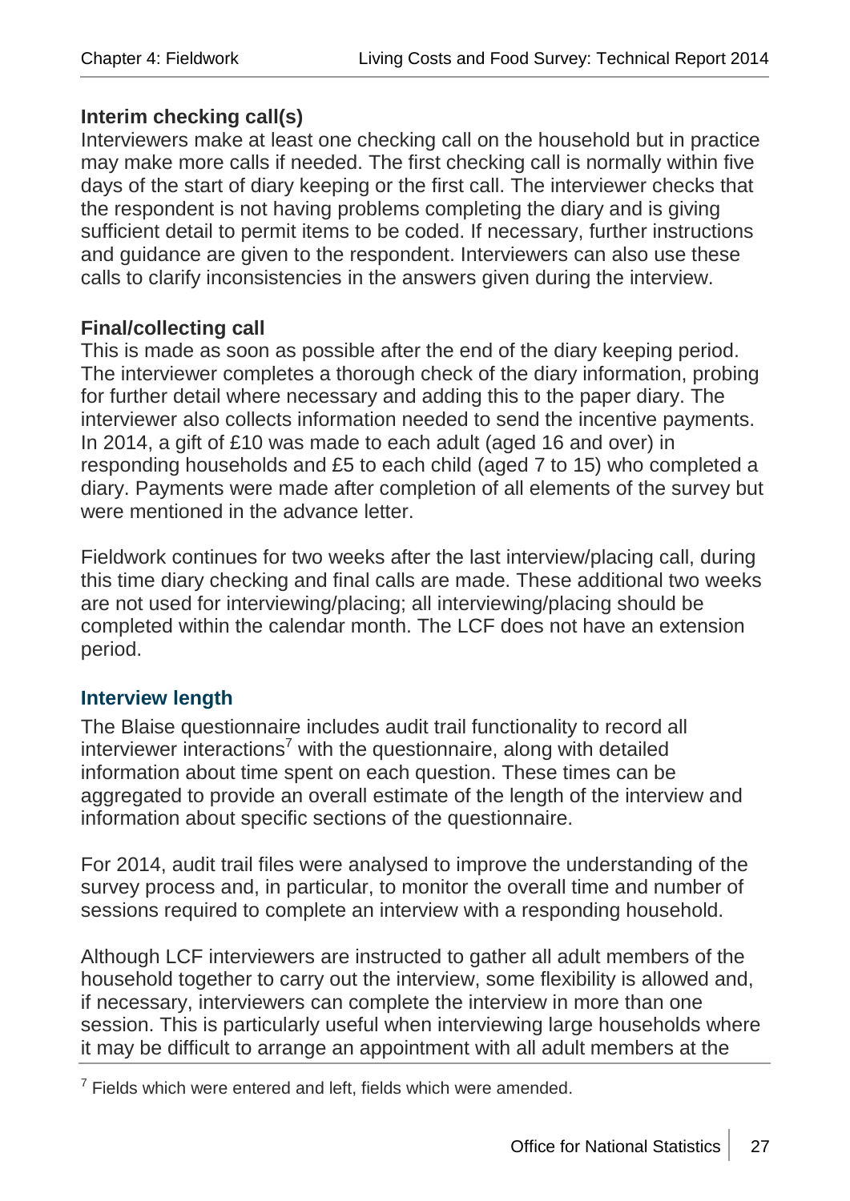**Interim checking call(s)**
Interviewers make at least one checking call on the household but in practice may make more calls if needed. The first checking call is normally within five days of the start of diary keeping or the first call. The interviewer checks that the respondent is not having problems completing the diary and is giving sufficient detail to permit items to be coded. If necessary, further instructions and guidance are given to the respondent. Interviewers can also use these calls to clarify inconsistencies in the answers given during the interview.

**Final/collecting call**
This is made as soon as possible after the end of the diary keeping period. The interviewer completes a thorough check of the diary information, probing for further detail where necessary and adding this to the paper diary. The interviewer also collects information needed to send the incentive payments. In 2014, a gift of £10 was made to each adult (aged 16 and over) in responding households and £5 to each child (aged 7 to 15) who completed a diary. Payments were made after completion of all elements of the survey but were mentioned in the advance letter.

Fieldwork continues for two weeks after the last interview/placing call, during this time diary checking and final calls are made. These additional two weeks are not used for interviewing/placing; all interviewing/placing should be completed within the calendar month. The LCF does not have an extension period.

### Interview length

The Blaise questionnaire includes audit trail functionality to record all interviewer interactions[7] with the questionnaire, along with detailed information about time spent on each question. These times can be aggregated to provide an overall estimate of the length of the interview and information about specific sections of the questionnaire.

For 2014, audit trail files were analysed to improve the understanding of the survey process and, in particular, to monitor the overall time and number of sessions required to complete an interview with a responding household.

Although LCF interviewers are instructed to gather all adult members of the household together to carry out the interview, some flexibility is allowed and, if necessary, interviewers can complete the interview in more than one session. This is particularly useful when interviewing large households where it may be difficult to arrange an appointment with all adult members at the

[7] Fields which were entered and left, fields which were amended.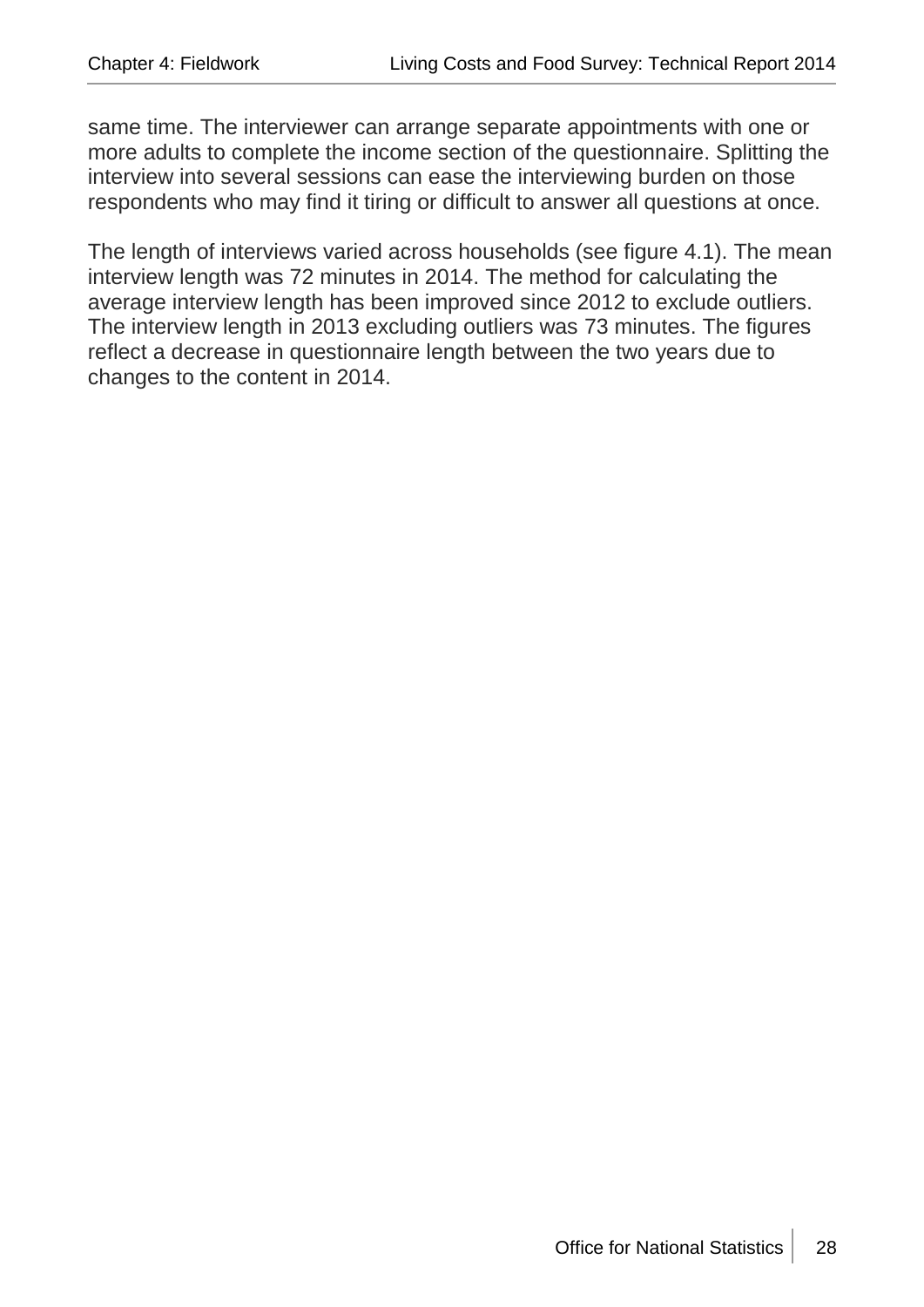same time. The interviewer can arrange separate appointments with one or more adults to complete the income section of the questionnaire. Splitting the interview into several sessions can ease the interviewing burden on those respondents who may find it tiring or difficult to answer all questions at once.

The length of interviews varied across households (see figure 4.1). The mean interview length was 72 minutes in 2014. The method for calculating the average interview length has been improved since 2012 to exclude outliers. The interview length in 2013 excluding outliers was 73 minutes. The figures reflect a decrease in questionnaire length between the two years due to changes to the content in 2014.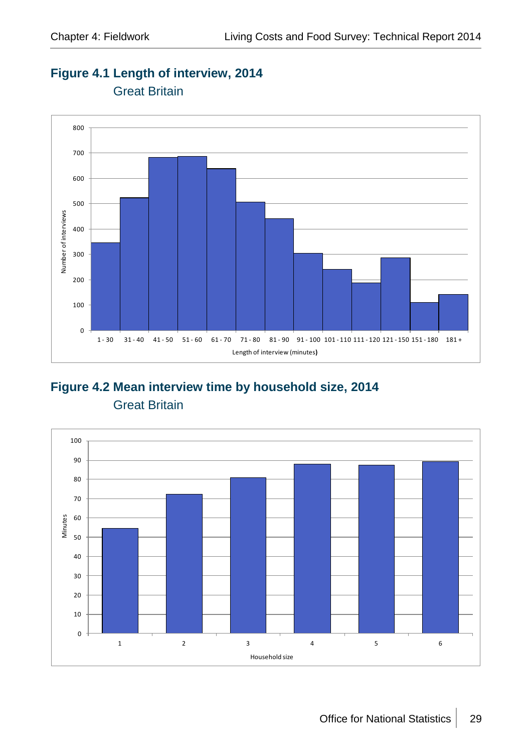## Figure 4.1 Length of interview, 2014

Great Britain

## Figure 4.2 Mean interview time by household size, 2014

Great Britain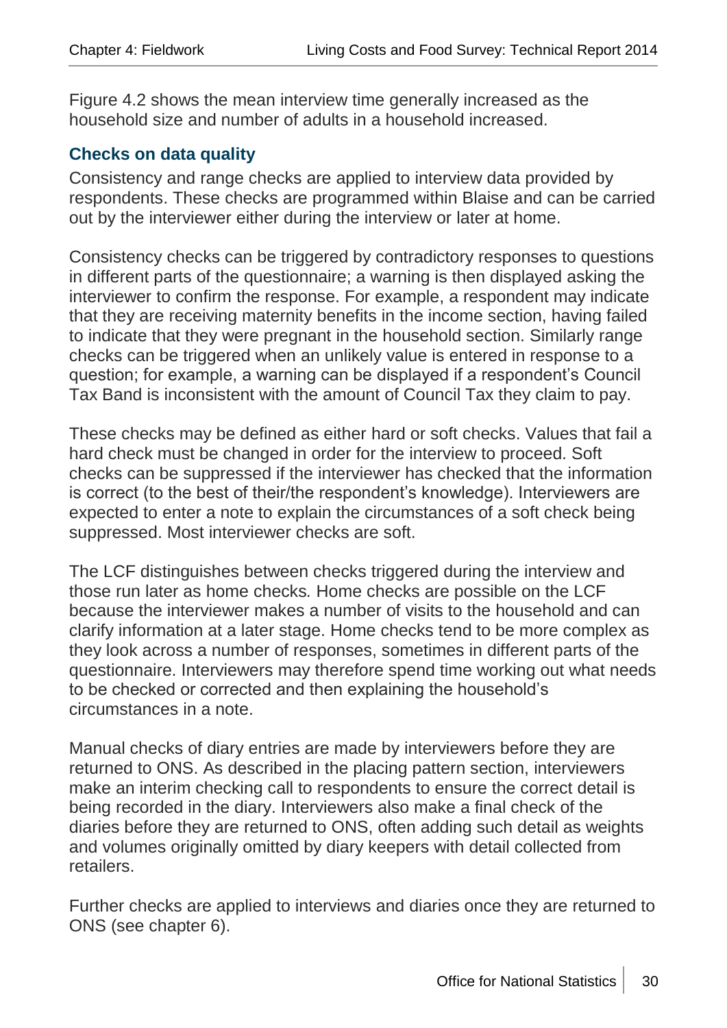Figure 4.2 shows the mean interview time generally increased as the household size and number of adults in a household increased.

## Checks on data quality

Consistency and range checks are applied to interview data provided by respondents. These checks are programmed within Blaise and can be carried out by the interviewer either during the interview or later at home.

Consistency checks can be triggered by contradictory responses to questions in different parts of the questionnaire; a warning is then displayed asking the interviewer to confirm the response. For example, a respondent may indicate that they are receiving maternity benefits in the income section, having failed to indicate that they were pregnant in the household section. Similarly range checks can be triggered when an unlikely value is entered in response to a question; for example, a warning can be displayed if a respondent's Council Tax Band is inconsistent with the amount of Council Tax they claim to pay.

These checks may be defined as either hard or soft checks. Values that fail a hard check must be changed in order for the interview to proceed. Soft checks can be suppressed if the interviewer has checked that the information is correct (to the best of their/the respondent's knowledge). Interviewers are expected to enter a note to explain the circumstances of a soft check being suppressed. Most interviewer checks are soft.

The LCF distinguishes between checks triggered during the interview and those run later as home checks*.* Home checks are possible on the LCF because the interviewer makes a number of visits to the household and can clarify information at a later stage. Home checks tend to be more complex as they look across a number of responses, sometimes in different parts of the questionnaire. Interviewers may therefore spend time working out what needs to be checked or corrected and then explaining the household's circumstances in a note.

Manual checks of diary entries are made by interviewers before they are returned to ONS. As described in the placing pattern section, interviewers make an interim checking call to respondents to ensure the correct detail is being recorded in the diary. Interviewers also make a final check of the diaries before they are returned to ONS, often adding such detail as weights and volumes originally omitted by diary keepers with detail collected from retailers.

Further checks are applied to interviews and diaries once they are returned to ONS (see chapter 6).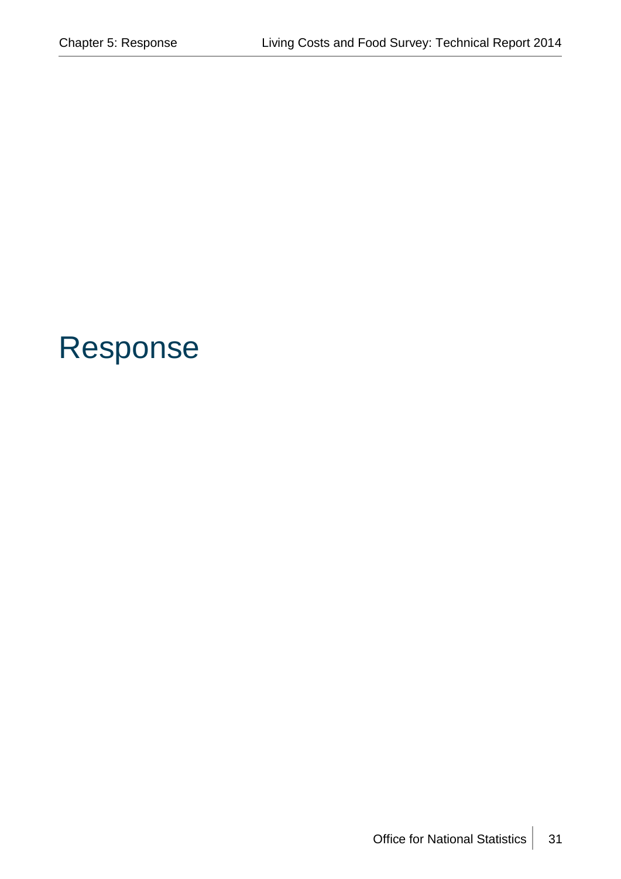# Response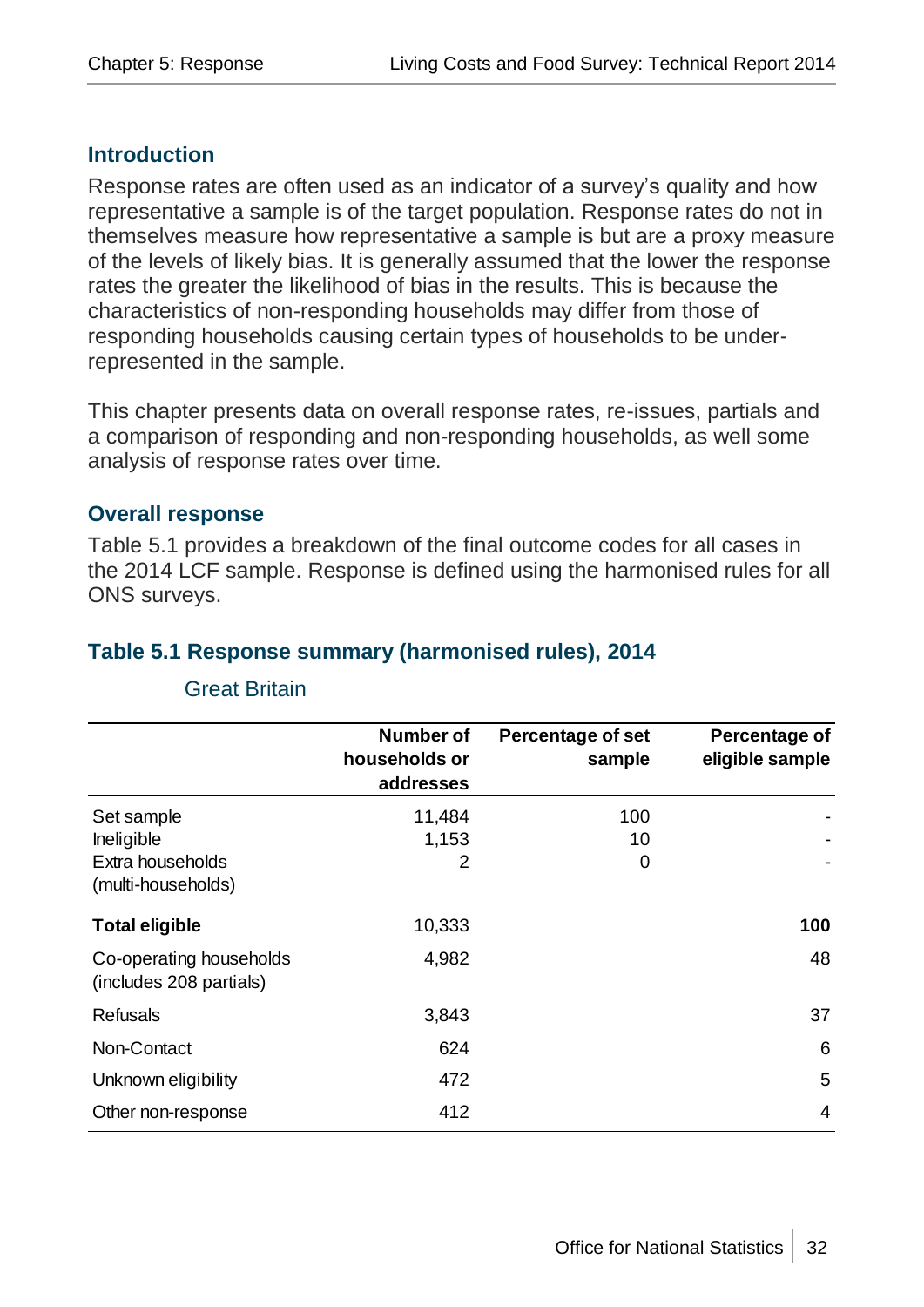## Introduction

Response rates are often used as an indicator of a survey's quality and how representative a sample is of the target population. Response rates do not in themselves measure how representative a sample is but are a proxy measure of the levels of likely bias. It is generally assumed that the lower the response rates the greater the likelihood of bias in the results. This is because the characteristics of non-responding households may differ from those of responding households causing certain types of households to be under-represented in the sample.

This chapter presents data on overall response rates, re-issues, partials and a comparison of responding and non-responding households, as well some analysis of response rates over time.

## Overall response

Table 5.1 provides a breakdown of the final outcome codes for all cases in the 2014 LCF sample. Response is defined using the harmonised rules for all ONS surveys.

### Table 5.1 Response summary (harmonised rules), 2014

Great Britain

| | Number of households or addresses | Percentage of set sample | Percentage of eligible sample |
|---|---|---|---|
| Set sample | 11,484 | 100 | - |
| Ineligible | 1,153 | 10 | - |
| Extra households (multi-households) | 2 | 0 | - |
| **Total eligible** | 10,333 | | **100** |
| Co-operating households (includes 208 partials) | 4,982 | | 48 |
| Refusals | 3,843 | | 37 |
| Non-Contact | 624 | | 6 |
| Unknown eligibility | 472 | | 5 |
| Other non-response | 412 | | 4 |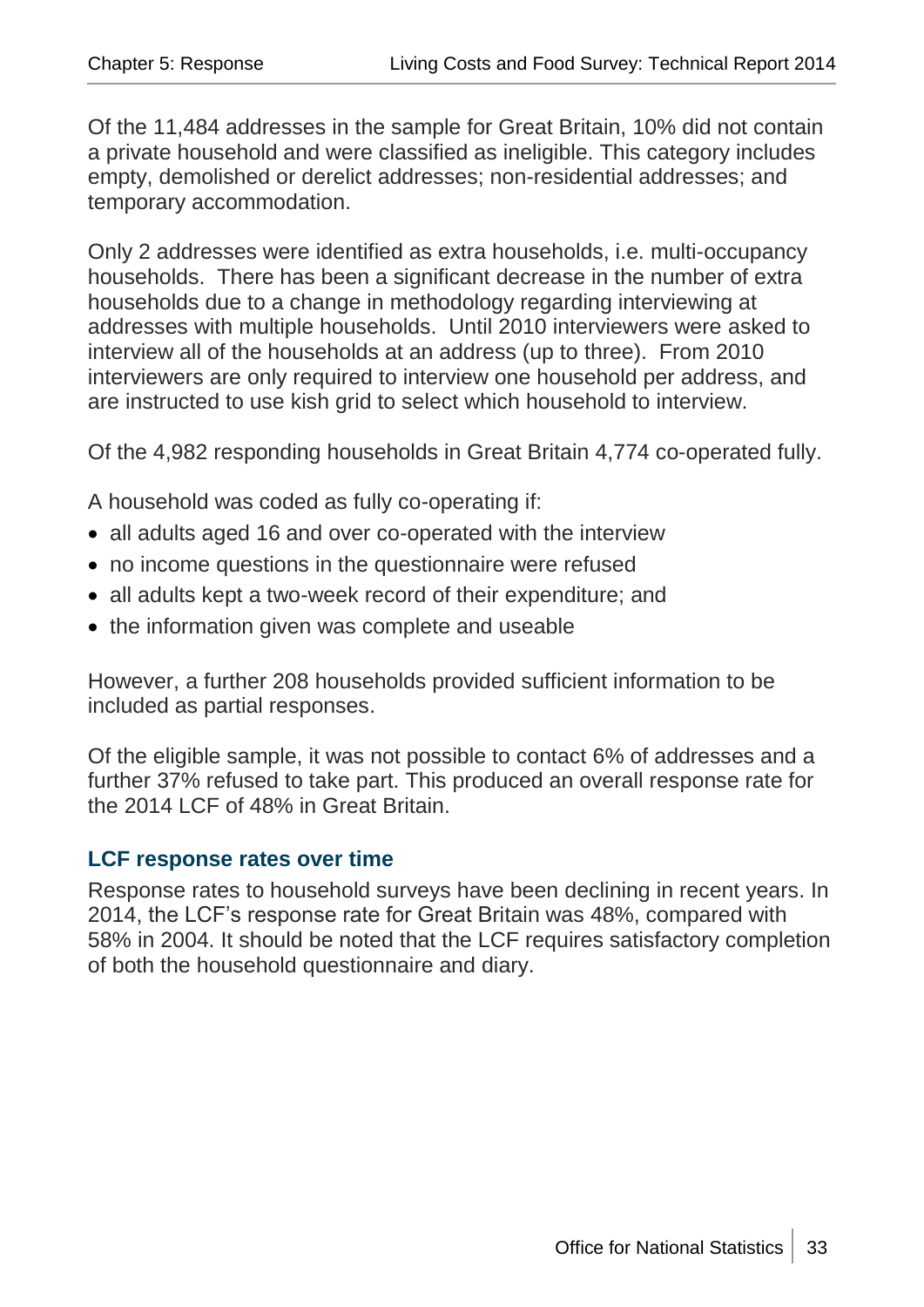Of the 11,484 addresses in the sample for Great Britain, 10% did not contain a private household and were classified as ineligible. This category includes empty, demolished or derelict addresses; non-residential addresses; and temporary accommodation.

Only 2 addresses were identified as extra households, i.e. multi-occupancy households. There has been a significant decrease in the number of extra households due to a change in methodology regarding interviewing at addresses with multiple households. Until 2010 interviewers were asked to interview all of the households at an address (up to three). From 2010 interviewers are only required to interview one household per address, and are instructed to use kish grid to select which household to interview.

Of the 4,982 responding households in Great Britain 4,774 co-operated fully.

A household was coded as fully co-operating if:

- all adults aged 16 and over co-operated with the interview
- no income questions in the questionnaire were refused
- all adults kept a two-week record of their expenditure; and
- the information given was complete and useable

However, a further 208 households provided sufficient information to be included as partial responses.

Of the eligible sample, it was not possible to contact 6% of addresses and a further 37% refused to take part. This produced an overall response rate for the 2014 LCF of 48% in Great Britain.

### LCF response rates over time

Response rates to household surveys have been declining in recent years. In 2014, the LCF's response rate for Great Britain was 48%, compared with 58% in 2004. It should be noted that the LCF requires satisfactory completion of both the household questionnaire and diary.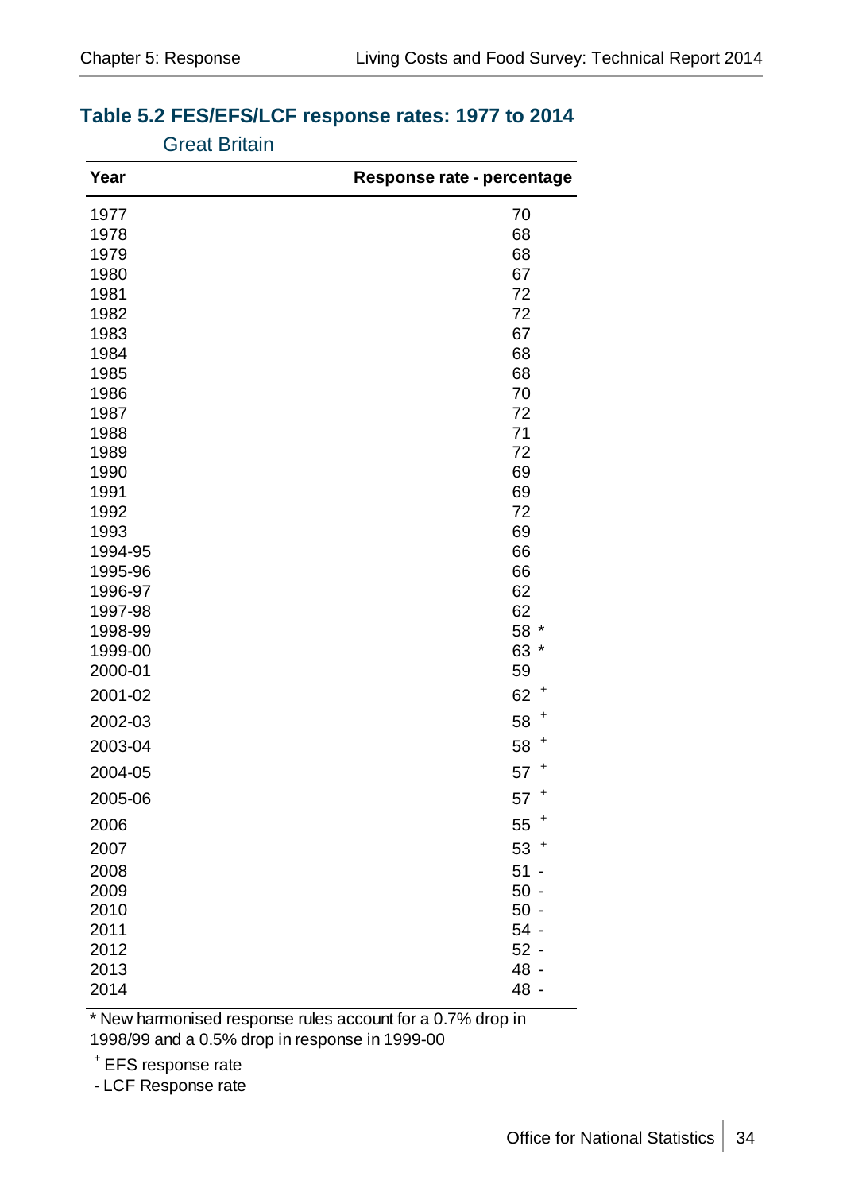### Table 5.2 FES/EFS/LCF response rates: 1977 to 2014

Great Britain

| Year | Response rate - percentage |
|---|---|
| 1977 | 70 |
| 1978 | 68 |
| 1979 | 68 |
| 1980 | 67 |
| 1981 | 72 |
| 1982 | 72 |
| 1983 | 67 |
| 1984 | 68 |
| 1985 | 68 |
| 1986 | 70 |
| 1987 | 72 |
| 1988 | 71 |
| 1989 | 72 |
| 1990 | 69 |
| 1991 | 69 |
| 1992 | 72 |
| 1993 | 69 |
| 1994-95 | 66 |
| 1995-96 | 66 |
| 1996-97 | 62 |
| 1997-98 | 62 |
| 1998-99 | 58 * |
| 1999-00 | 63 * |
| 2000-01 | 59 |
| 2001-02 | 62 + |
| 2002-03 | 58 + |
| 2003-04 | 58 + |
| 2004-05 | 57 + |
| 2005-06 | 57 + |
| 2006 | 55 + |
| 2007 | 53 + |
| 2008 | 51 - |
| 2009 | 50 - |
| 2010 | 50 - |
| 2011 | 54 - |
| 2012 | 52 - |
| 2013 | 48 - |
| 2014 | 48 - |

* New harmonised response rules account for a 0.7% drop in 1998/99 and a 0.5% drop in response in 1999-00

+ EFS response rate

- LCF Response rate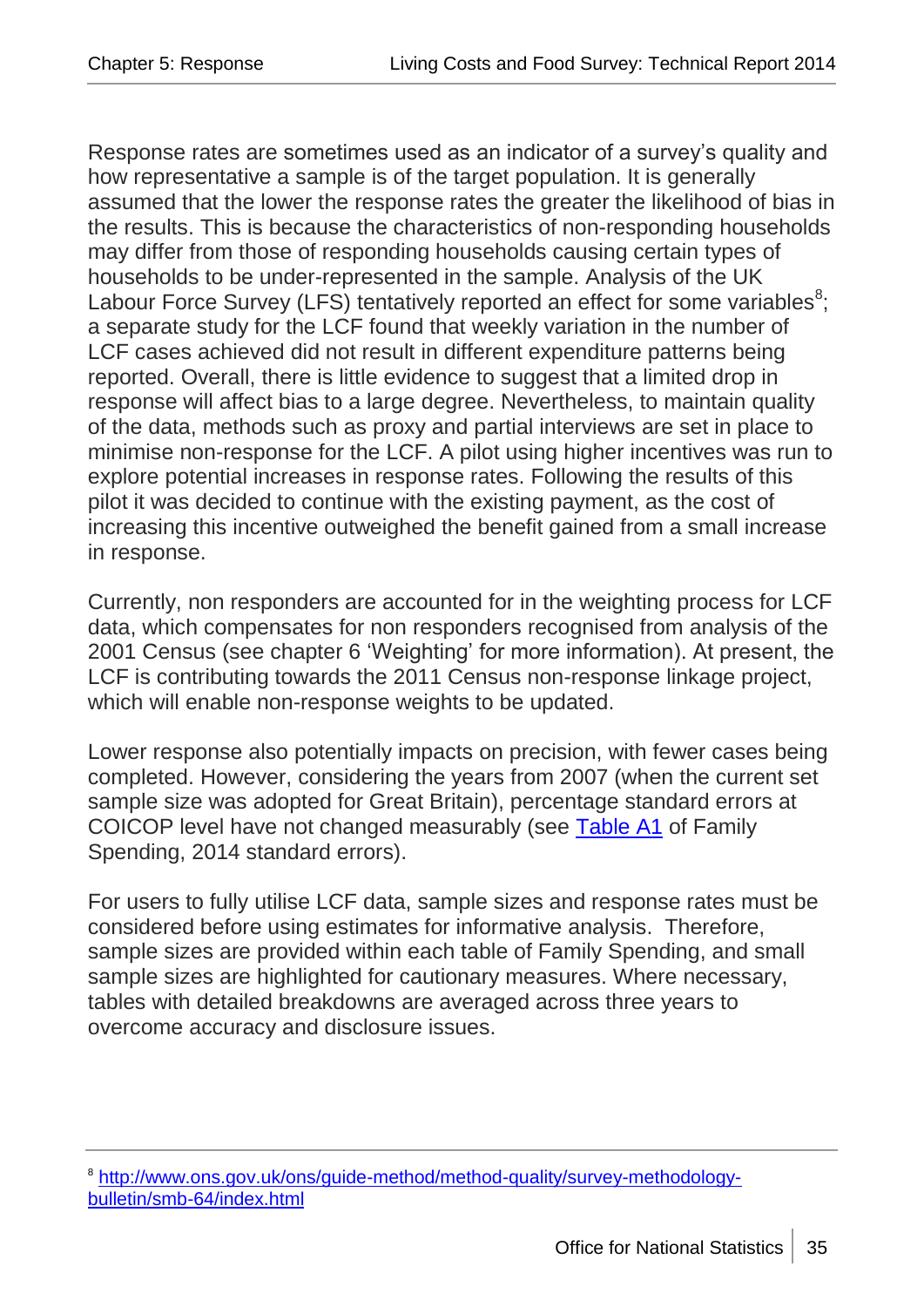Response rates are sometimes used as an indicator of a survey's quality and how representative a sample is of the target population. It is generally assumed that the lower the response rates the greater the likelihood of bias in the results. This is because the characteristics of non-responding households may differ from those of responding households causing certain types of households to be under-represented in the sample. Analysis of the UK Labour Force Survey (LFS) tentatively reported an effect for some variables[8]; a separate study for the LCF found that weekly variation in the number of LCF cases achieved did not result in different expenditure patterns being reported. Overall, there is little evidence to suggest that a limited drop in response will affect bias to a large degree. Nevertheless, to maintain quality of the data, methods such as proxy and partial interviews are set in place to minimise non-response for the LCF. A pilot using higher incentives was run to explore potential increases in response rates. Following the results of this pilot it was decided to continue with the existing payment, as the cost of increasing this incentive outweighed the benefit gained from a small increase in response.

Currently, non responders are accounted for in the weighting process for LCF data, which compensates for non responders recognised from analysis of the 2001 Census (see chapter 6 'Weighting' for more information). At present, the LCF is contributing towards the 2011 Census non-response linkage project, which will enable non-response weights to be updated.

Lower response also potentially impacts on precision, with fewer cases being completed. However, considering the years from 2007 (when the current set sample size was adopted for Great Britain), percentage standard errors at COICOP level have not changed measurably (see Table A1 of Family Spending, 2014 standard errors).

For users to fully utilise LCF data, sample sizes and response rates must be considered before using estimates for informative analysis. Therefore, sample sizes are provided within each table of Family Spending, and small sample sizes are highlighted for cautionary measures. Where necessary, tables with detailed breakdowns are averaged across three years to overcome accuracy and disclosure issues.

---

[8] http://www.ons.gov.uk/ons/guide-method/method-quality/survey-methodology-bulletin/smb-64/index.html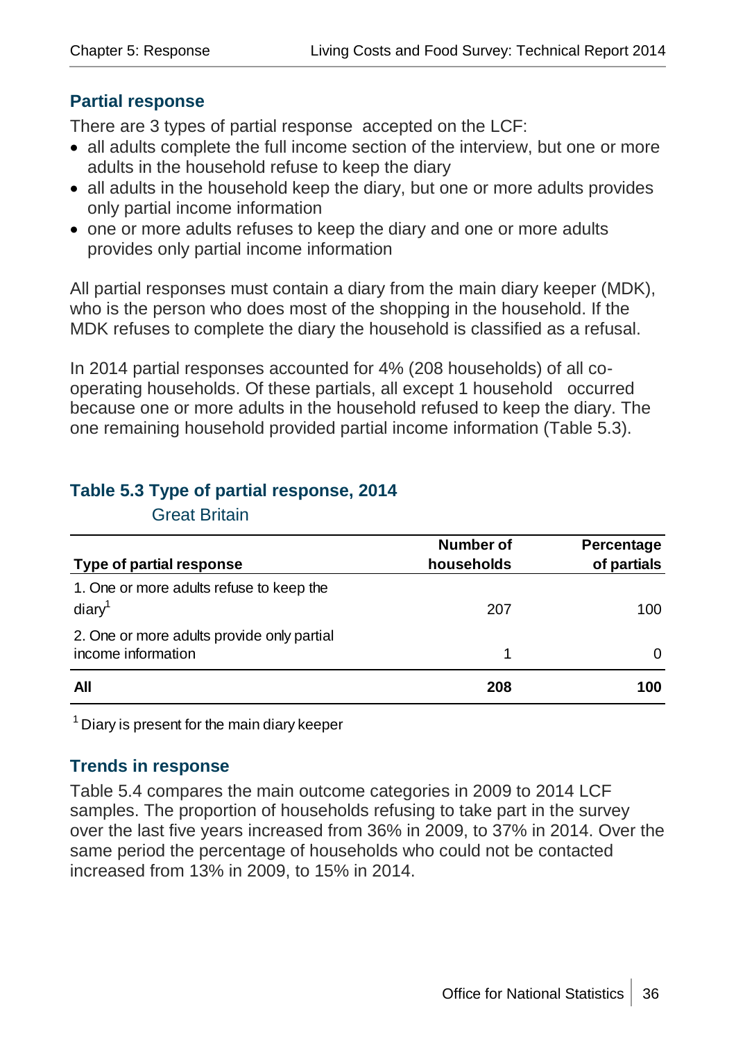## Partial response

There are 3 types of partial response  accepted on the LCF:

- all adults complete the full income section of the interview, but one or more adults in the household refuse to keep the diary
- all adults in the household keep the diary, but one or more adults provides only partial income information
- one or more adults refuses to keep the diary and one or more adults provides only partial income information

All partial responses must contain a diary from the main diary keeper (MDK), who is the person who does most of the shopping in the household. If the MDK refuses to complete the diary the household is classified as a refusal.

In 2014 partial responses accounted for 4% (208 households) of all co-operating households. Of these partials, all except 1 household  occurred because one or more adults in the household refused to keep the diary. The one remaining household provided partial income information (Table 5.3).

### Table 5.3 Type of partial response, 2014

Great Britain

| Type of partial response | Number of households | Percentage of partials |
|---|---|---|
| 1. One or more adults refuse to keep the diary[1] | 207 | 100 |
| 2. One or more adults provide only partial income information | 1 | 0 |
| **All** | **208** | **100** |

[1] Diary is present for the main diary keeper

## Trends in response

Table 5.4 compares the main outcome categories in 2009 to 2014 LCF samples. The proportion of households refusing to take part in the survey over the last five years increased from 36% in 2009, to 37% in 2014. Over the same period the percentage of households who could not be contacted increased from 13% in 2009, to 15% in 2014.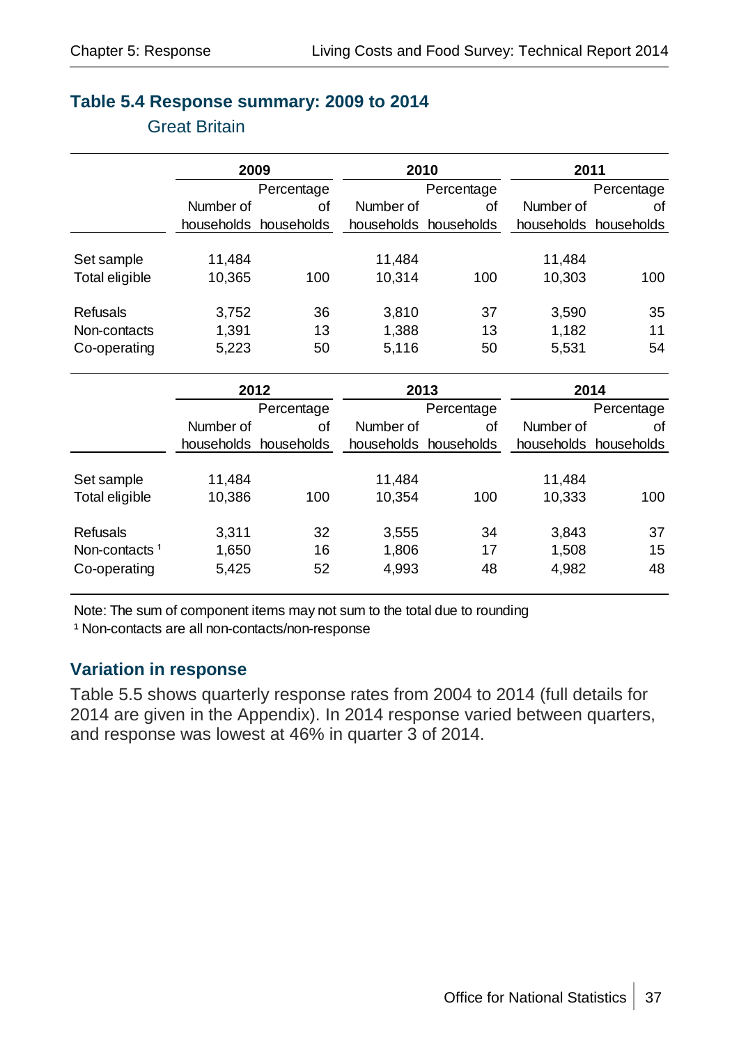## Table 5.4 Response summary: 2009 to 2014

Great Britain

| | 2009 | | 2010 | | 2011 | |
|---|---|---|---|---|---|---|
| | Number of households | Percentage of households | Number of households | Percentage of households | Number of households | Percentage of households |
| Set sample | 11,484 | | 11,484 | | 11,484 | |
| Total eligible | 10,365 | 100 | 10,314 | 100 | 10,303 | 100 |
| Refusals | 3,752 | 36 | 3,810 | 37 | 3,590 | 35 |
| Non-contacts | 1,391 | 13 | 1,388 | 13 | 1,182 | 11 |
| Co-operating | 5,223 | 50 | 5,116 | 50 | 5,531 | 54 |

| | 2012 | | 2013 | | 2014 | |
|---|---|---|---|---|---|---|
| | Number of households | Percentage of households | Number of households | Percentage of households | Number of households | Percentage of households |
| Set sample | 11,484 | | 11,484 | | 11,484 | |
| Total eligible | 10,386 | 100 | 10,354 | 100 | 10,333 | 100 |
| Refusals | 3,311 | 32 | 3,555 | 34 | 3,843 | 37 |
| Non-contacts [1] | 1,650 | 16 | 1,806 | 17 | 1,508 | 15 |
| Co-operating | 5,425 | 52 | 4,993 | 48 | 4,982 | 48 |

Note: The sum of component items may not sum to the total due to rounding

[1] Non-contacts are all non-contacts/non-response

## Variation in response

Table 5.5 shows quarterly response rates from 2004 to 2014 (full details for 2014 are given in the Appendix). In 2014 response varied between quarters, and response was lowest at 46% in quarter 3 of 2014.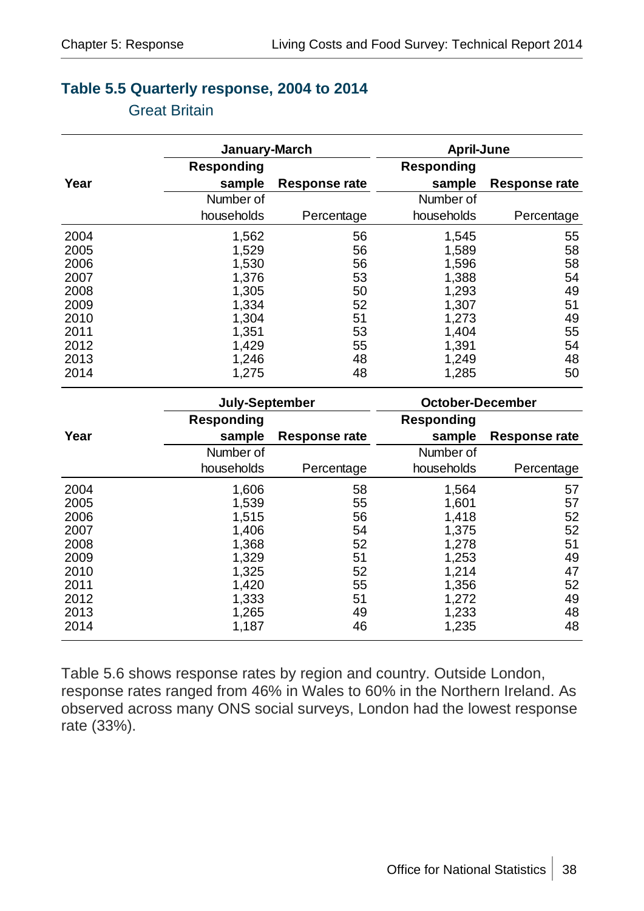### Table 5.5 Quarterly response, 2004 to 2014

Great Britain

| Year | January-March | | April-June | |
|---|---|---|---|---|
| | Responding sample | Response rate | Responding sample | Response rate |
| | Number of households | Percentage | Number of households | Percentage |
| 2004 | 1,562 | 56 | 1,545 | 55 |
| 2005 | 1,529 | 56 | 1,589 | 58 |
| 2006 | 1,530 | 56 | 1,596 | 58 |
| 2007 | 1,376 | 53 | 1,388 | 54 |
| 2008 | 1,305 | 50 | 1,293 | 49 |
| 2009 | 1,334 | 52 | 1,307 | 51 |
| 2010 | 1,304 | 51 | 1,273 | 49 |
| 2011 | 1,351 | 53 | 1,404 | 55 |
| 2012 | 1,429 | 55 | 1,391 | 54 |
| 2013 | 1,246 | 48 | 1,249 | 48 |
| 2014 | 1,275 | 48 | 1,285 | 50 |

| Year | July-September | | October-December | |
|---|---|---|---|---|
| | Responding sample | Response rate | Responding sample | Response rate |
| | Number of households | Percentage | Number of households | Percentage |
| 2004 | 1,606 | 58 | 1,564 | 57 |
| 2005 | 1,539 | 55 | 1,601 | 57 |
| 2006 | 1,515 | 56 | 1,418 | 52 |
| 2007 | 1,406 | 54 | 1,375 | 52 |
| 2008 | 1,368 | 52 | 1,278 | 51 |
| 2009 | 1,329 | 51 | 1,253 | 49 |
| 2010 | 1,325 | 52 | 1,214 | 47 |
| 2011 | 1,420 | 55 | 1,356 | 52 |
| 2012 | 1,333 | 51 | 1,272 | 49 |
| 2013 | 1,265 | 49 | 1,233 | 48 |
| 2014 | 1,187 | 46 | 1,235 | 48 |

Table 5.6 shows response rates by region and country. Outside London, response rates ranged from 46% in Wales to 60% in the Northern Ireland. As observed across many ONS social surveys, London had the lowest response rate (33%).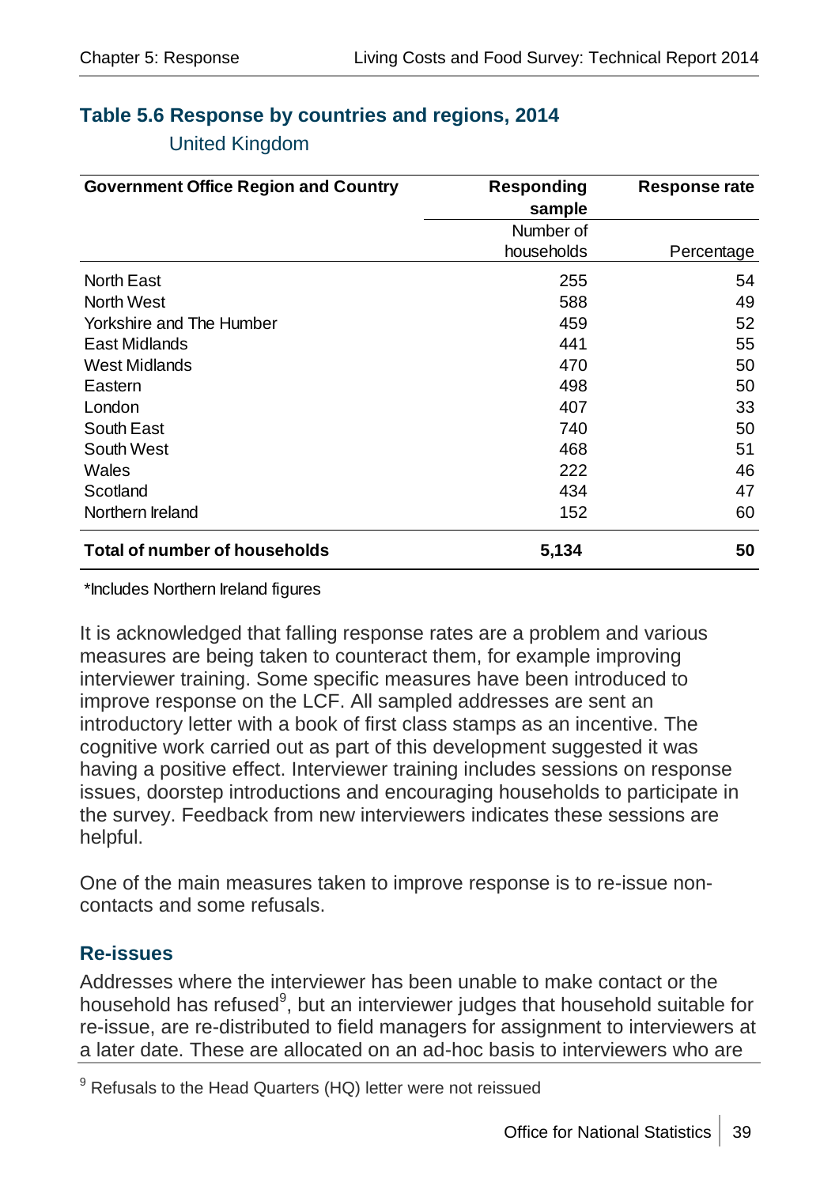## Table 5.6 Response by countries and regions, 2014

United Kingdom

| Government Office Region and Country | Responding sample | Response rate |
|---|---|---|
| | Number of households | Percentage |
| North East | 255 | 54 |
| North West | 588 | 49 |
| Yorkshire and The Humber | 459 | 52 |
| East Midlands | 441 | 55 |
| West Midlands | 470 | 50 |
| Eastern | 498 | 50 |
| London | 407 | 33 |
| South East | 740 | 50 |
| South West | 468 | 51 |
| Wales | 222 | 46 |
| Scotland | 434 | 47 |
| Northern Ireland | 152 | 60 |
| **Total of number of households** | **5,134** | **50** |

*Includes Northern Ireland figures

It is acknowledged that falling response rates are a problem and various measures are being taken to counteract them, for example improving interviewer training. Some specific measures have been introduced to improve response on the LCF. All sampled addresses are sent an introductory letter with a book of first class stamps as an incentive. The cognitive work carried out as part of this development suggested it was having a positive effect. Interviewer training includes sessions on response issues, doorstep introductions and encouraging households to participate in the survey. Feedback from new interviewers indicates these sessions are helpful.

One of the main measures taken to improve response is to re-issue non-contacts and some refusals.

### Re-issues

Addresses where the interviewer has been unable to make contact or the household has refused[9], but an interviewer judges that household suitable for re-issue, are re-distributed to field managers for assignment to interviewers at a later date. These are allocated on an ad-hoc basis to interviewers who are

[9] Refusals to the Head Quarters (HQ) letter were not reissued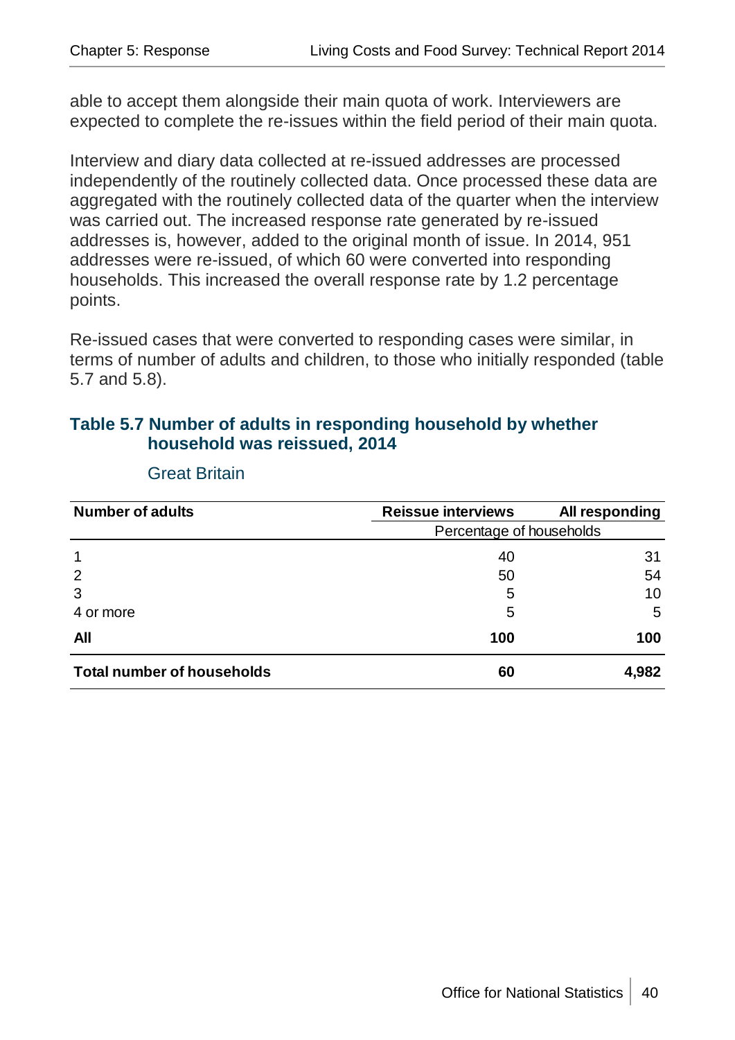able to accept them alongside their main quota of work. Interviewers are expected to complete the re-issues within the field period of their main quota.

Interview and diary data collected at re-issued addresses are processed independently of the routinely collected data. Once processed these data are aggregated with the routinely collected data of the quarter when the interview was carried out. The increased response rate generated by re-issued addresses is, however, added to the original month of issue. In 2014, 951 addresses were re-issued, of which 60 were converted into responding households. This increased the overall response rate by 1.2 percentage points.

Re-issued cases that were converted to responding cases were similar, in terms of number of adults and children, to those who initially responded (table 5.7 and 5.8).

### Table 5.7 Number of adults in responding household by whether household was reissued, 2014

Great Britain

| Number of adults | Reissue interviews | All responding |
|---|---|---|
| | Percentage of households | |
| 1 | 40 | 31 |
| 2 | 50 | 54 |
| 3 | 5 | 10 |
| 4 or more | 5 | 5 |
| **All** | **100** | **100** |
| **Total number of households** | **60** | **4,982** |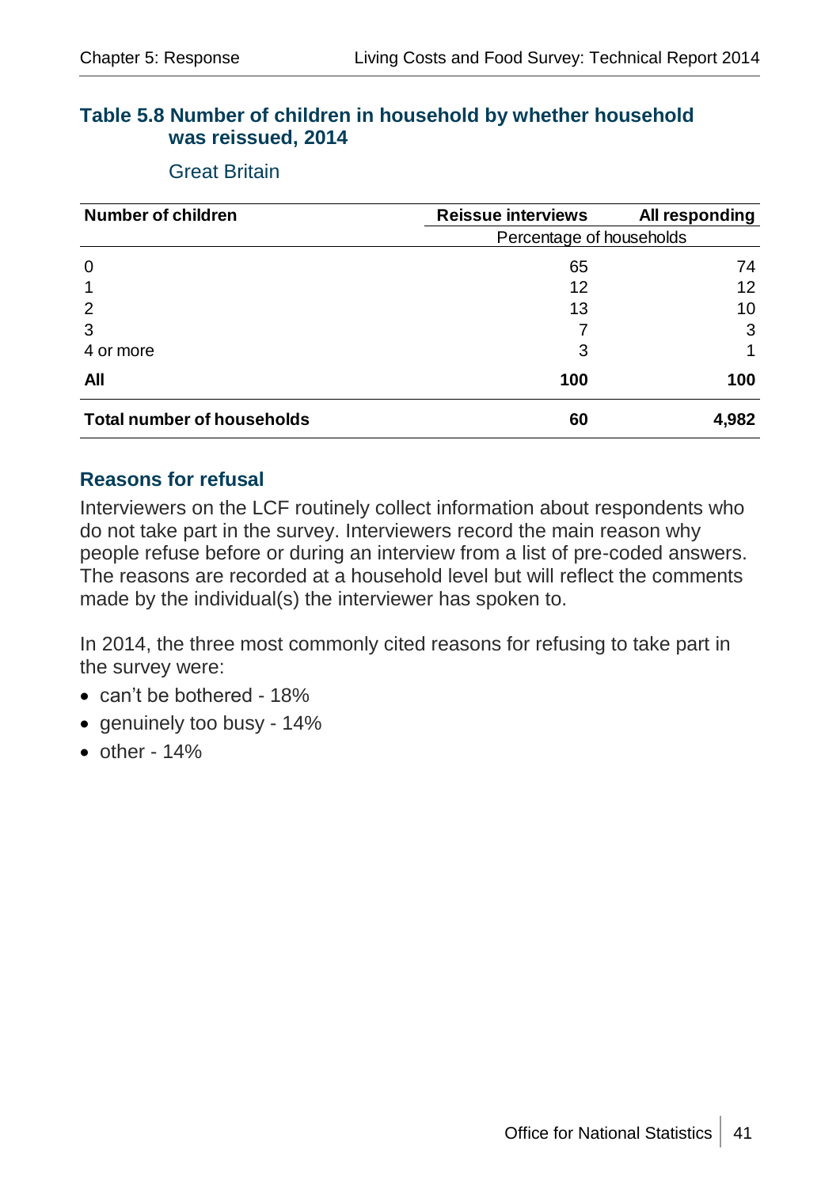### Table 5.8 Number of children in household by whether household was reissued, 2014

Great Britain

| Number of children | Reissue interviews | All responding |
|---|---|---|
| | Percentage of households | |
| 0 | 65 | 74 |
| 1 | 12 | 12 |
| 2 | 13 | 10 |
| 3 | 7 | 3 |
| 4 or more | 3 | 1 |
| **All** | **100** | **100** |
| **Total number of households** | **60** | **4,982** |

## Reasons for refusal

Interviewers on the LCF routinely collect information about respondents who do not take part in the survey. Interviewers record the main reason why people refuse before or during an interview from a list of pre-coded answers. The reasons are recorded at a household level but will reflect the comments made by the individual(s) the interviewer has spoken to.

In 2014, the three most commonly cited reasons for refusing to take part in the survey were:

- can't be bothered - 18%
- genuinely too busy - 14%
- other - 14%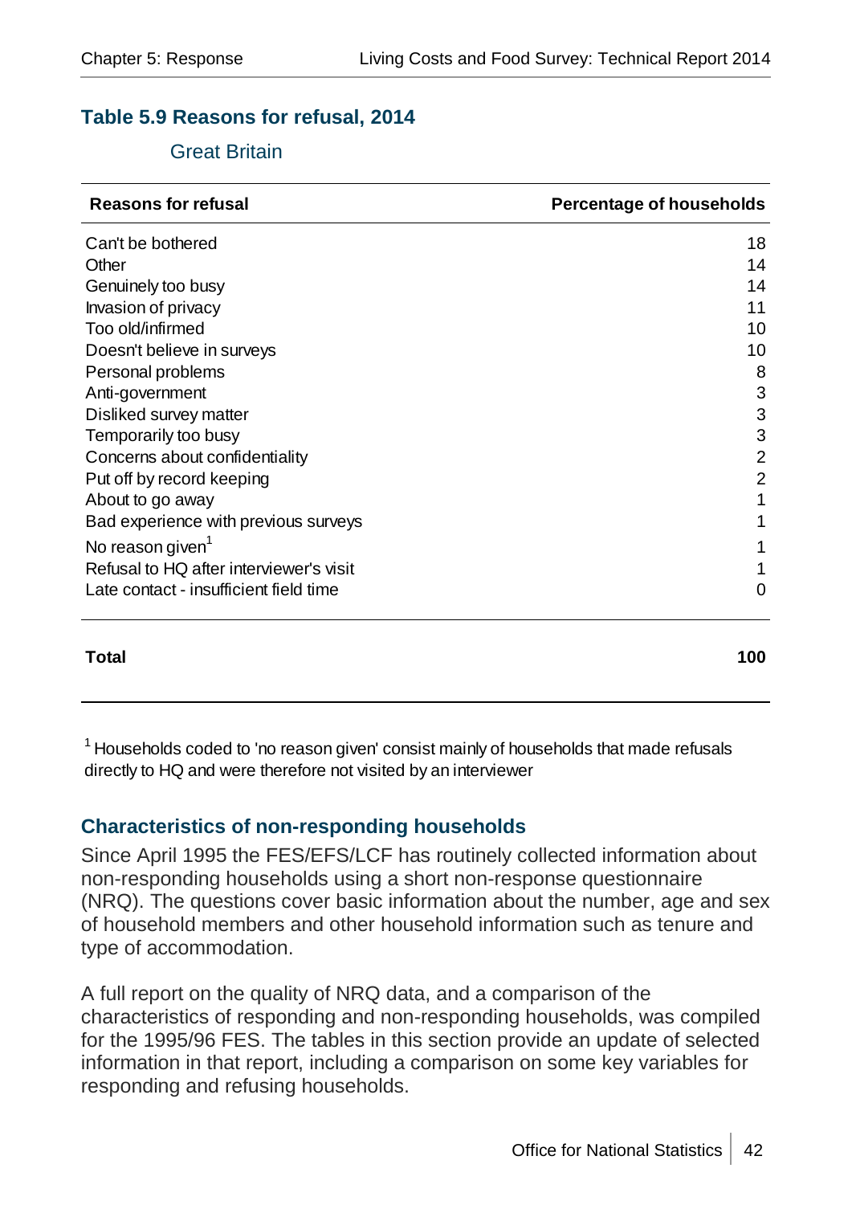### Table 5.9 Reasons for refusal, 2014

Great Britain

| Reasons for refusal | Percentage of households |
|---|---|
| Can't be bothered | 18 |
| Other | 14 |
| Genuinely too busy | 14 |
| Invasion of privacy | 11 |
| Too old/infirmed | 10 |
| Doesn't believe in surveys | 10 |
| Personal problems | 8 |
| Anti-government | 3 |
| Disliked survey matter | 3 |
| Temporarily too busy | 3 |
| Concerns about confidentiality | 2 |
| Put off by record keeping | 2 |
| About to go away | 1 |
| Bad experience with previous surveys | 1 |
| No reason given[1] | 1 |
| Refusal to HQ after interviewer's visit | 1 |
| Late contact - insufficient field time | 0 |
| **Total** | **100** |

[1] Households coded to 'no reason given' consist mainly of households that made refusals directly to HQ and were therefore not visited by an interviewer

## Characteristics of non-responding households

Since April 1995 the FES/EFS/LCF has routinely collected information about non-responding households using a short non-response questionnaire (NRQ). The questions cover basic information about the number, age and sex of household members and other household information such as tenure and type of accommodation.

A full report on the quality of NRQ data, and a comparison of the characteristics of responding and non-responding households, was compiled for the 1995/96 FES. The tables in this section provide an update of selected information in that report, including a comparison on some key variables for responding and refusing households.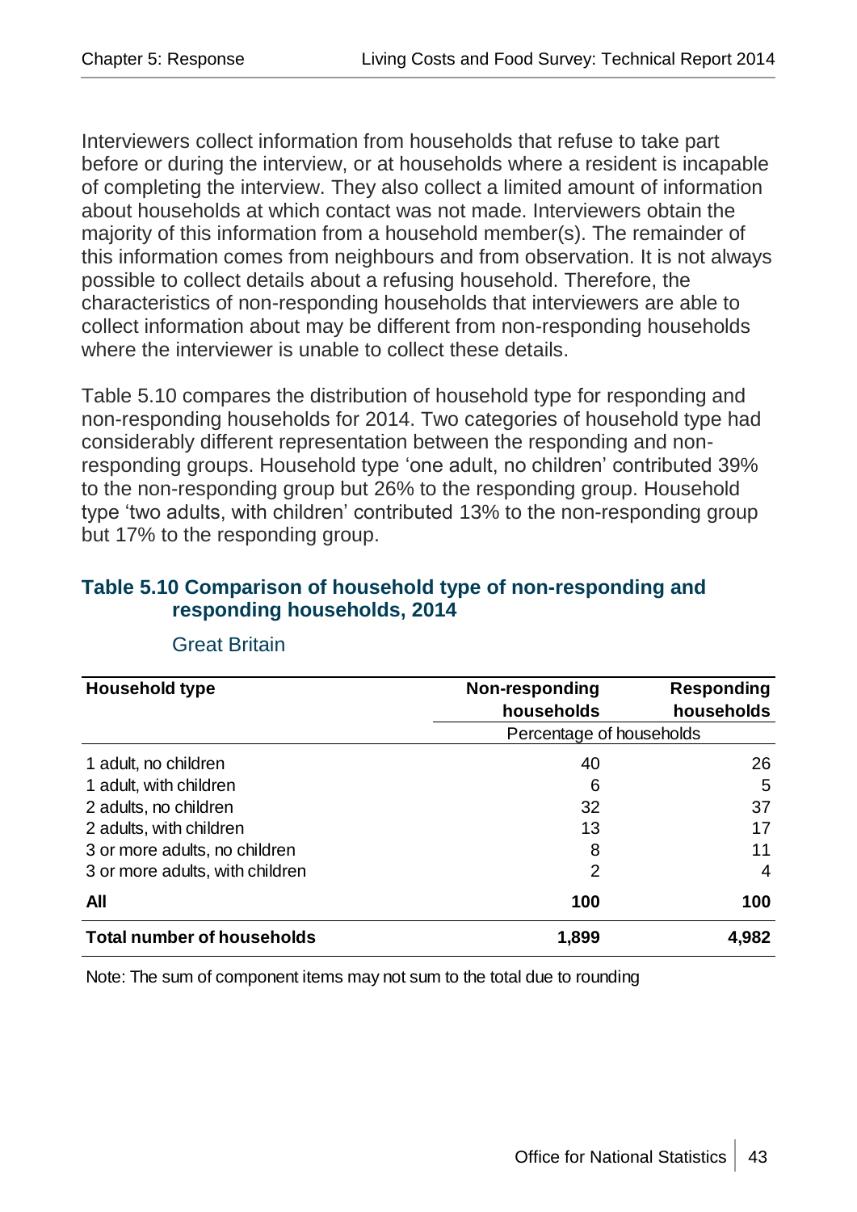Interviewers collect information from households that refuse to take part before or during the interview, or at households where a resident is incapable of completing the interview. They also collect a limited amount of information about households at which contact was not made. Interviewers obtain the majority of this information from a household member(s). The remainder of this information comes from neighbours and from observation. It is not always possible to collect details about a refusing household. Therefore, the characteristics of non-responding households that interviewers are able to collect information about may be different from non-responding households where the interviewer is unable to collect these details.

Table 5.10 compares the distribution of household type for responding and non-responding households for 2014. Two categories of household type had considerably different representation between the responding and non-responding groups. Household type 'one adult, no children' contributed 39% to the non-responding group but 26% to the responding group. Household type 'two adults, with children' contributed 13% to the non-responding group but 17% to the responding group.

### Table 5.10 Comparison of household type of non-responding and responding households, 2014

Great Britain

| Household type | Non-responding households | Responding households |
|---|---|---|
| | Percentage of households | |
| 1 adult, no children | 40 | 26 |
| 1 adult, with children | 6 | 5 |
| 2 adults, no children | 32 | 37 |
| 2 adults, with children | 13 | 17 |
| 3 or more adults, no children | 8 | 11 |
| 3 or more adults, with children | 2 | 4 |
| **All** | **100** | **100** |
| **Total number of households** | **1,899** | **4,982** |

Note: The sum of component items may not sum to the total due to rounding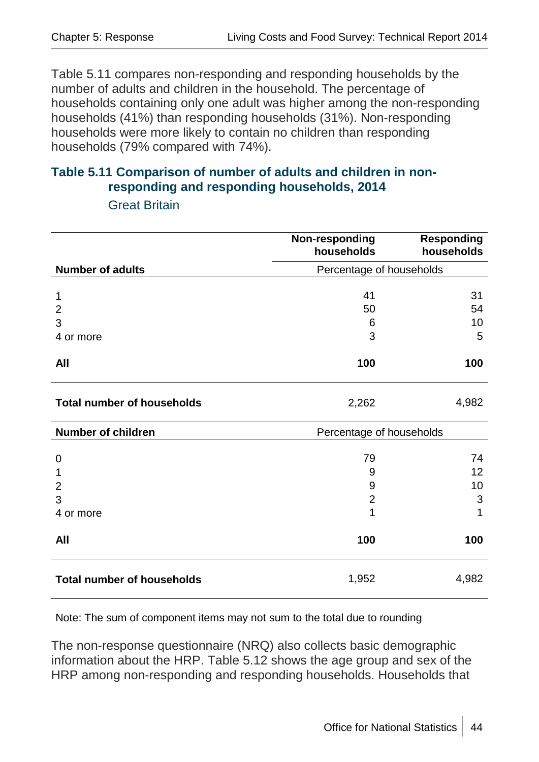Table 5.11 compares non-responding and responding households by the number of adults and children in the household. The percentage of households containing only one adult was higher among the non-responding households (41%) than responding households (31%). Non-responding households were more likely to contain no children than responding households (79% compared with 74%).

### Table 5.11 Comparison of number of adults and children in non-responding and responding households, 2014

Great Britain

| | Non-responding households | Responding households |
|---|---|---|
| **Number of adults** | Percentage of households | |
| 1 | 41 | 31 |
| 2 | 50 | 54 |
| 3 | 6 | 10 |
| 4 or more | 3 | 5 |
| **All** | **100** | **100** |
| **Total number of households** | 2,262 | 4,982 |
| **Number of children** | Percentage of households | |
| 0 | 79 | 74 |
| 1 | 9 | 12 |
| 2 | 9 | 10 |
| 3 | 2 | 3 |
| 4 or more | 1 | 1 |
| **All** | **100** | **100** |
| **Total number of households** | 1,952 | 4,982 |

Note: The sum of component items may not sum to the total due to rounding

The non-response questionnaire (NRQ) also collects basic demographic information about the HRP. Table 5.12 shows the age group and sex of the HRP among non-responding and responding households. Households that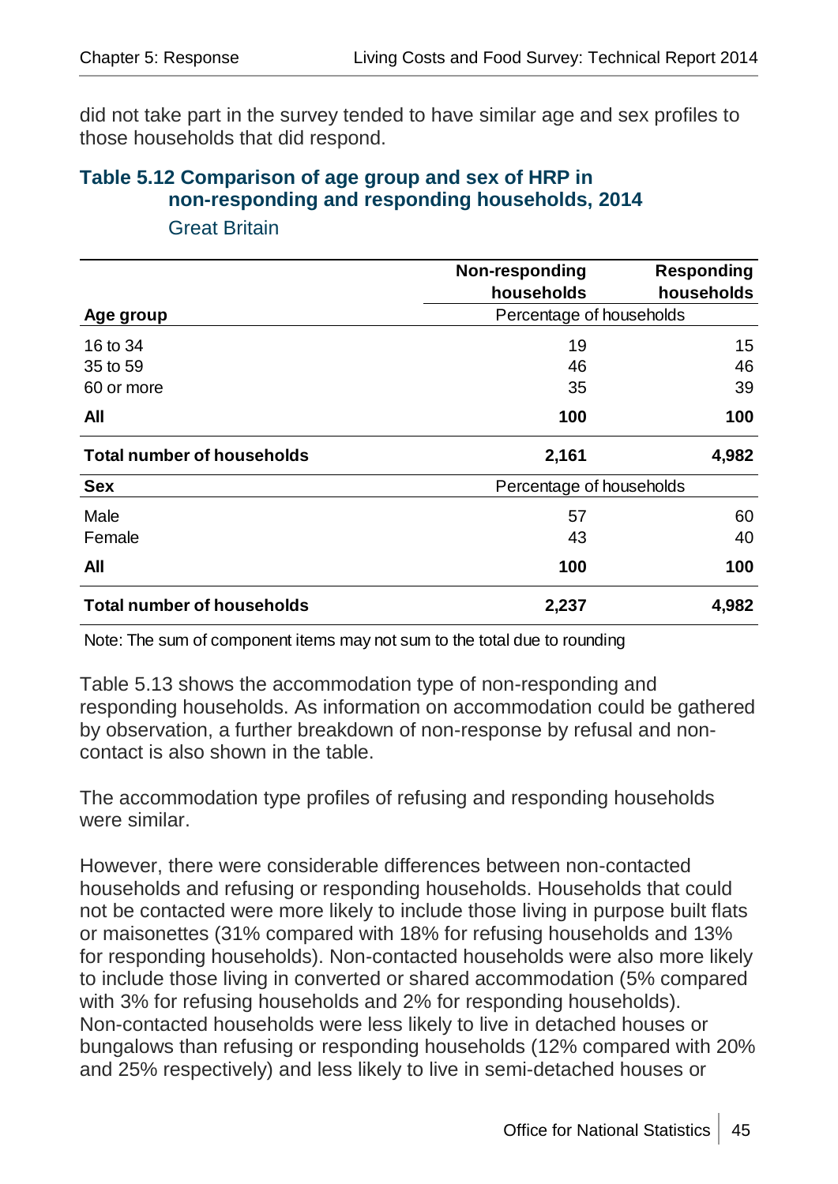did not take part in the survey tended to have similar age and sex profiles to those households that did respond.

### Table 5.12 Comparison of age group and sex of HRP in non-responding and responding households, 2014

Great Britain

| Age group | Non-responding households | Responding households |
|---|---|---|
| | Percentage of households | |
| 16 to 34 | 19 | 15 |
| 35 to 59 | 46 | 46 |
| 60 or more | 35 | 39 |
| **All** | **100** | **100** |
| **Total number of households** | **2,161** | **4,982** |
| **Sex** | Percentage of households | |
| Male | 57 | 60 |
| Female | 43 | 40 |
| **All** | **100** | **100** |
| **Total number of households** | **2,237** | **4,982** |

Note: The sum of component items may not sum to the total due to rounding

Table 5.13 shows the accommodation type of non-responding and responding households. As information on accommodation could be gathered by observation, a further breakdown of non-response by refusal and non-contact is also shown in the table.

The accommodation type profiles of refusing and responding households were similar.

However, there were considerable differences between non-contacted households and refusing or responding households. Households that could not be contacted were more likely to include those living in purpose built flats or maisonettes (31% compared with 18% for refusing households and 13% for responding households). Non-contacted households were also more likely to include those living in converted or shared accommodation (5% compared with 3% for refusing households and 2% for responding households). Non-contacted households were less likely to live in detached houses or bungalows than refusing or responding households (12% compared with 20% and 25% respectively) and less likely to live in semi-detached houses or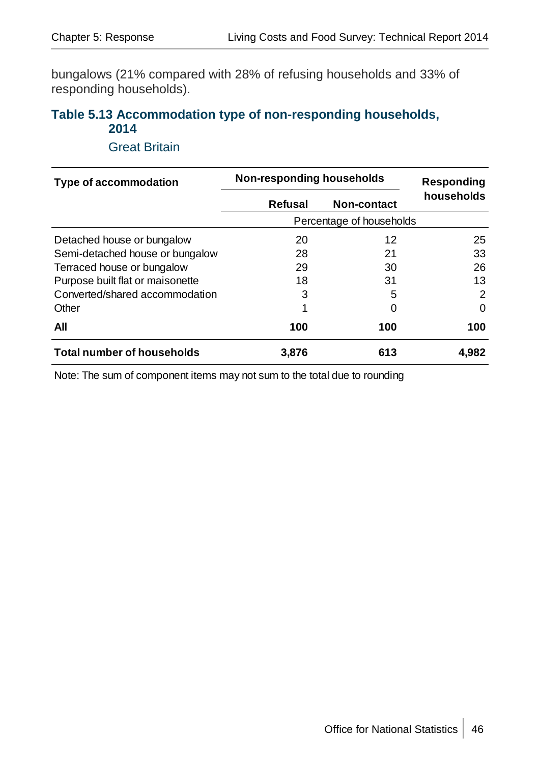bungalows (21% compared with 28% of refusing households and 33% of responding households).

### Table 5.13 Accommodation type of non-responding households, 2014

Great Britain

| Type of accommodation | Non-responding households | | Responding households |
|---|---|---|---|
| | Refusal | Non-contact | |
| | Percentage of households | | |
| Detached house or bungalow | 20 | 12 | 25 |
| Semi-detached house or bungalow | 28 | 21 | 33 |
| Terraced house or bungalow | 29 | 30 | 26 |
| Purpose built flat or maisonette | 18 | 31 | 13 |
| Converted/shared accommodation | 3 | 5 | 2 |
| Other | 1 | 0 | 0 |
| **All** | **100** | **100** | **100** |
| **Total number of households** | **3,876** | **613** | **4,982** |

Note: The sum of component items may not sum to the total due to rounding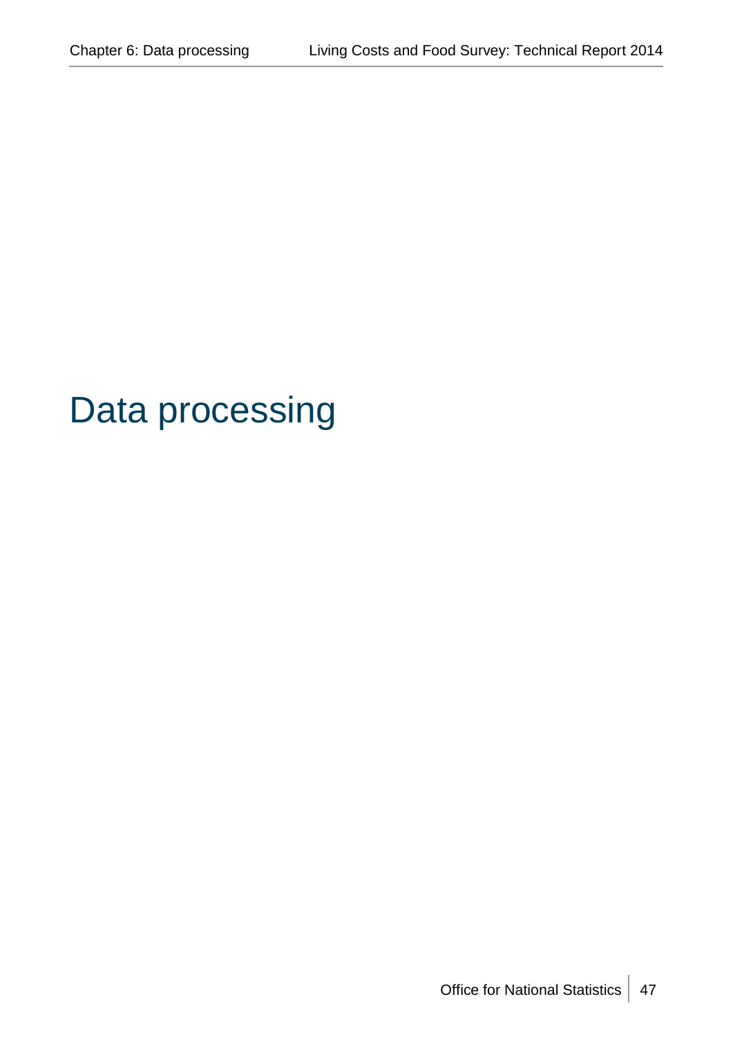# Data processing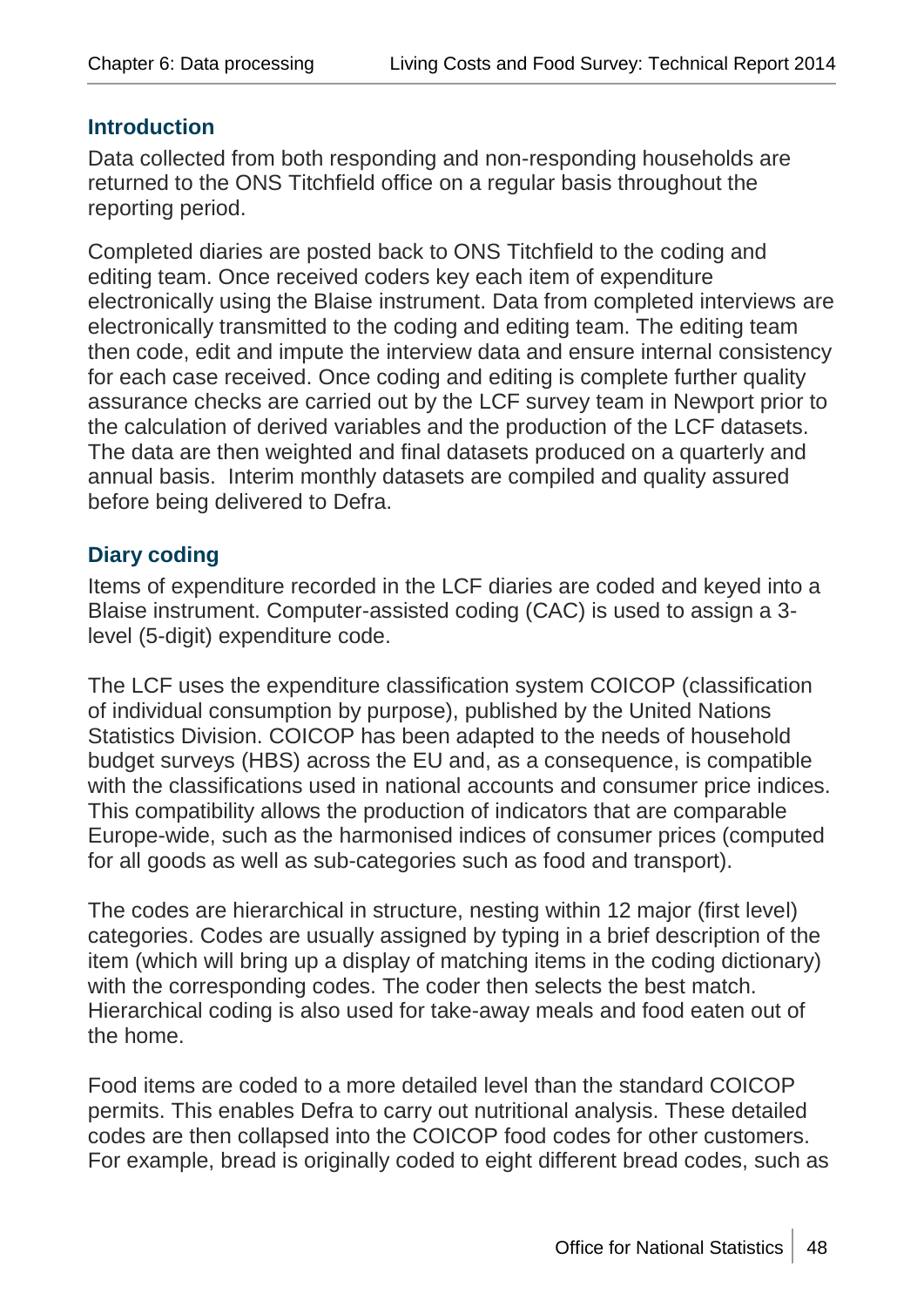## Introduction

Data collected from both responding and non-responding households are returned to the ONS Titchfield office on a regular basis throughout the reporting period.

Completed diaries are posted back to ONS Titchfield to the coding and editing team. Once received coders key each item of expenditure electronically using the Blaise instrument. Data from completed interviews are electronically transmitted to the coding and editing team. The editing team then code, edit and impute the interview data and ensure internal consistency for each case received. Once coding and editing is complete further quality assurance checks are carried out by the LCF survey team in Newport prior to the calculation of derived variables and the production of the LCF datasets. The data are then weighted and final datasets produced on a quarterly and annual basis. Interim monthly datasets are compiled and quality assured before being delivered to Defra.

## Diary coding

Items of expenditure recorded in the LCF diaries are coded and keyed into a Blaise instrument. Computer-assisted coding (CAC) is used to assign a 3-level (5-digit) expenditure code.

The LCF uses the expenditure classification system COICOP (classification of individual consumption by purpose), published by the United Nations Statistics Division. COICOP has been adapted to the needs of household budget surveys (HBS) across the EU and, as a consequence, is compatible with the classifications used in national accounts and consumer price indices. This compatibility allows the production of indicators that are comparable Europe-wide, such as the harmonised indices of consumer prices (computed for all goods as well as sub-categories such as food and transport).

The codes are hierarchical in structure, nesting within 12 major (first level) categories. Codes are usually assigned by typing in a brief description of the item (which will bring up a display of matching items in the coding dictionary) with the corresponding codes. The coder then selects the best match. Hierarchical coding is also used for take-away meals and food eaten out of the home.

Food items are coded to a more detailed level than the standard COICOP permits. This enables Defra to carry out nutritional analysis. These detailed codes are then collapsed into the COICOP food codes for other customers. For example, bread is originally coded to eight different bread codes, such as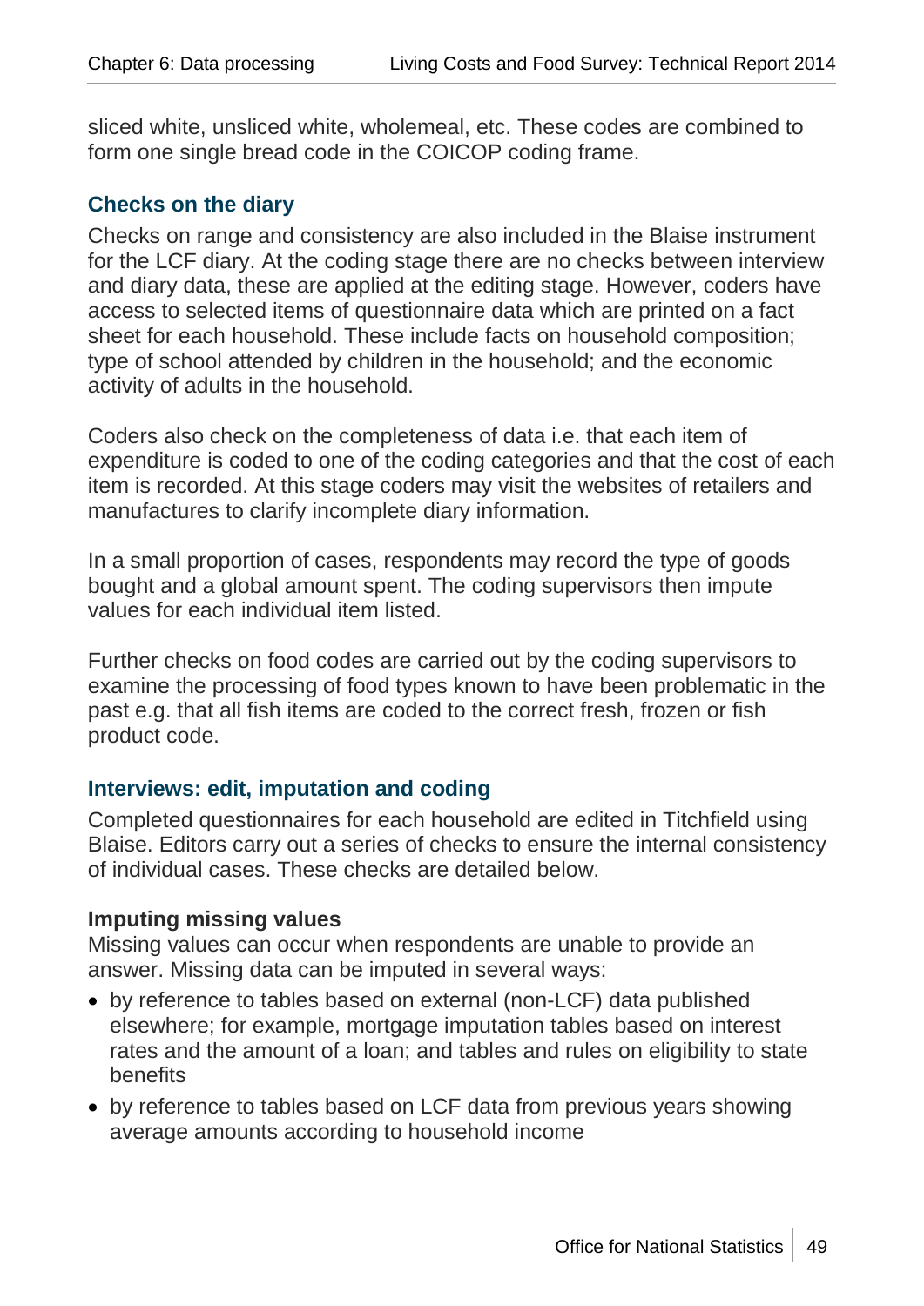sliced white, unsliced white, wholemeal, etc. These codes are combined to form one single bread code in the COICOP coding frame.

### Checks on the diary

Checks on range and consistency are also included in the Blaise instrument for the LCF diary. At the coding stage there are no checks between interview and diary data, these are applied at the editing stage. However, coders have access to selected items of questionnaire data which are printed on a fact sheet for each household. These include facts on household composition; type of school attended by children in the household; and the economic activity of adults in the household.

Coders also check on the completeness of data i.e. that each item of expenditure is coded to one of the coding categories and that the cost of each item is recorded. At this stage coders may visit the websites of retailers and manufactures to clarify incomplete diary information.

In a small proportion of cases, respondents may record the type of goods bought and a global amount spent. The coding supervisors then impute values for each individual item listed.

Further checks on food codes are carried out by the coding supervisors to examine the processing of food types known to have been problematic in the past e.g. that all fish items are coded to the correct fresh, frozen or fish product code.

### Interviews: edit, imputation and coding

Completed questionnaires for each household are edited in Titchfield using Blaise. Editors carry out a series of checks to ensure the internal consistency of individual cases. These checks are detailed below.

#### Imputing missing values

Missing values can occur when respondents are unable to provide an answer. Missing data can be imputed in several ways:

- by reference to tables based on external (non-LCF) data published elsewhere; for example, mortgage imputation tables based on interest rates and the amount of a loan; and tables and rules on eligibility to state benefits
- by reference to tables based on LCF data from previous years showing average amounts according to household income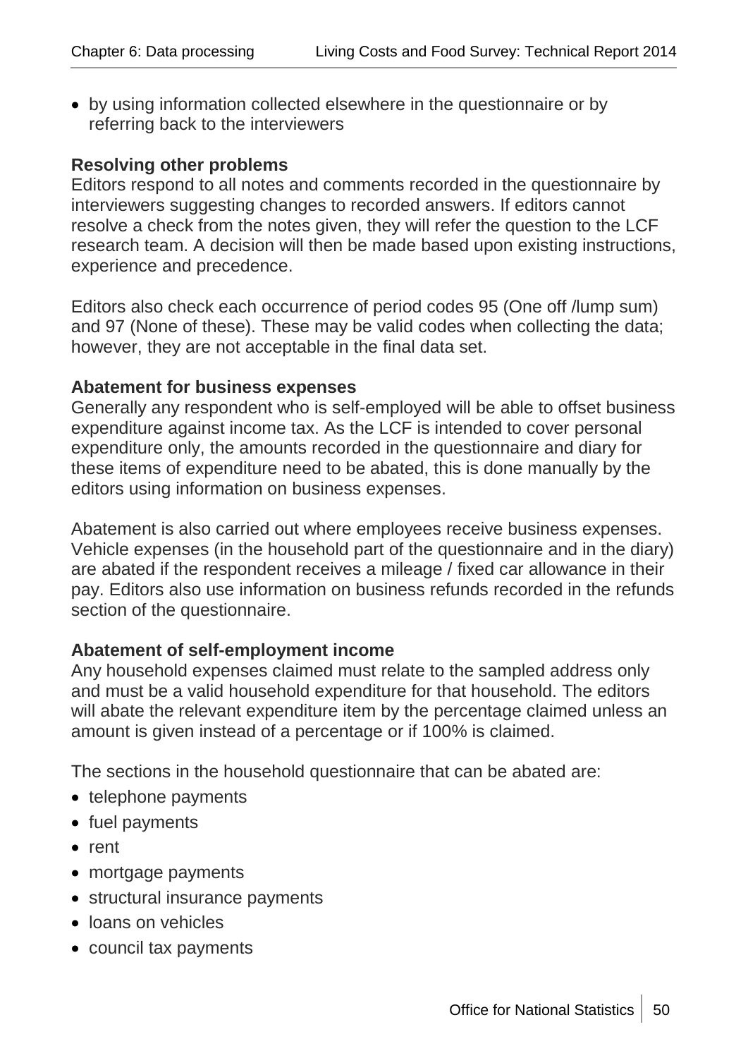- by using information collected elsewhere in the questionnaire or by referring back to the interviewers

**Resolving other problems**
Editors respond to all notes and comments recorded in the questionnaire by interviewers suggesting changes to recorded answers. If editors cannot resolve a check from the notes given, they will refer the question to the LCF research team. A decision will then be made based upon existing instructions, experience and precedence.

Editors also check each occurrence of period codes 95 (One off /lump sum) and 97 (None of these). These may be valid codes when collecting the data; however, they are not acceptable in the final data set.

**Abatement for business expenses**
Generally any respondent who is self-employed will be able to offset business expenditure against income tax. As the LCF is intended to cover personal expenditure only, the amounts recorded in the questionnaire and diary for these items of expenditure need to be abated, this is done manually by the editors using information on business expenses.

Abatement is also carried out where employees receive business expenses. Vehicle expenses (in the household part of the questionnaire and in the diary) are abated if the respondent receives a mileage / fixed car allowance in their pay. Editors also use information on business refunds recorded in the refunds section of the questionnaire.

**Abatement of self-employment income**
Any household expenses claimed must relate to the sampled address only and must be a valid household expenditure for that household. The editors will abate the relevant expenditure item by the percentage claimed unless an amount is given instead of a percentage or if 100% is claimed.

The sections in the household questionnaire that can be abated are:

- telephone payments
- fuel payments
- rent
- mortgage payments
- structural insurance payments
- loans on vehicles
- council tax payments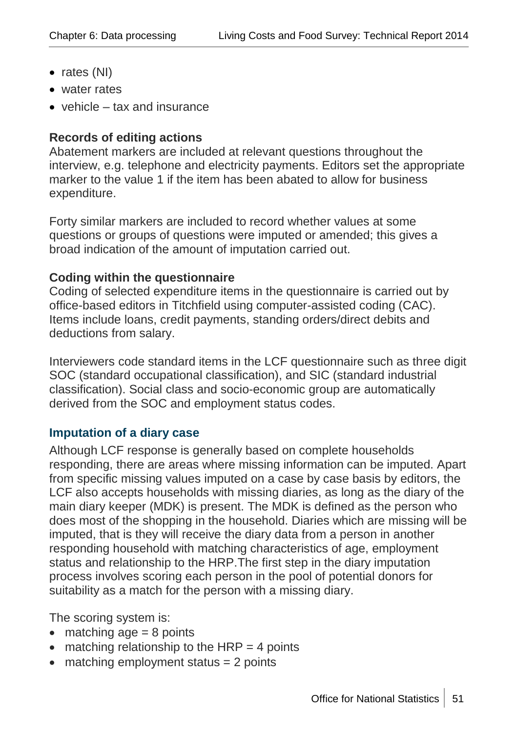- rates (NI)
- water rates
- vehicle – tax and insurance

**Records of editing actions**
Abatement markers are included at relevant questions throughout the interview, e.g. telephone and electricity payments. Editors set the appropriate marker to the value 1 if the item has been abated to allow for business expenditure.

Forty similar markers are included to record whether values at some questions or groups of questions were imputed or amended; this gives a broad indication of the amount of imputation carried out.

**Coding within the questionnaire**
Coding of selected expenditure items in the questionnaire is carried out by office-based editors in Titchfield using computer-assisted coding (CAC). Items include loans, credit payments, standing orders/direct debits and deductions from salary.

Interviewers code standard items in the LCF questionnaire such as three digit SOC (standard occupational classification), and SIC (standard industrial classification). Social class and socio-economic group are automatically derived from the SOC and employment status codes.

## Imputation of a diary case

Although LCF response is generally based on complete households responding, there are areas where missing information can be imputed. Apart from specific missing values imputed on a case by case basis by editors, the LCF also accepts households with missing diaries, as long as the diary of the main diary keeper (MDK) is present. The MDK is defined as the person who does most of the shopping in the household. Diaries which are missing will be imputed, that is they will receive the diary data from a person in another responding household with matching characteristics of age, employment status and relationship to the HRP.The first step in the diary imputation process involves scoring each person in the pool of potential donors for suitability as a match for the person with a missing diary.

The scoring system is:

- matching age = 8 points
- matching relationship to the HRP = 4 points
- matching employment status = 2 points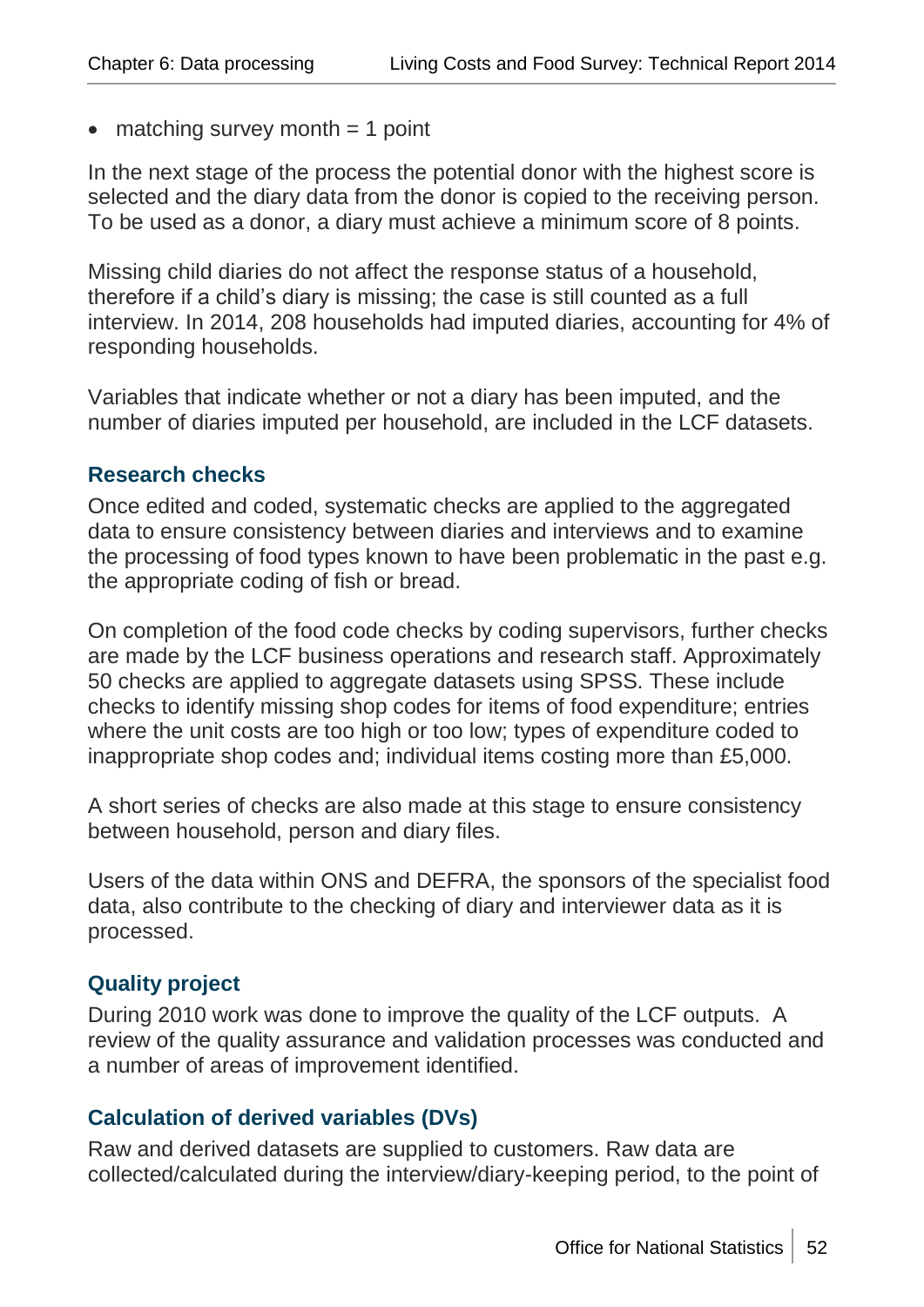- matching survey month = 1 point

In the next stage of the process the potential donor with the highest score is selected and the diary data from the donor is copied to the receiving person. To be used as a donor, a diary must achieve a minimum score of 8 points.

Missing child diaries do not affect the response status of a household, therefore if a child's diary is missing; the case is still counted as a full interview. In 2014, 208 households had imputed diaries, accounting for 4% of responding households.

Variables that indicate whether or not a diary has been imputed, and the number of diaries imputed per household, are included in the LCF datasets.

### Research checks

Once edited and coded, systematic checks are applied to the aggregated data to ensure consistency between diaries and interviews and to examine the processing of food types known to have been problematic in the past e.g. the appropriate coding of fish or bread.

On completion of the food code checks by coding supervisors, further checks are made by the LCF business operations and research staff. Approximately 50 checks are applied to aggregate datasets using SPSS. These include checks to identify missing shop codes for items of food expenditure; entries where the unit costs are too high or too low; types of expenditure coded to inappropriate shop codes and; individual items costing more than £5,000.

A short series of checks are also made at this stage to ensure consistency between household, person and diary files.

Users of the data within ONS and DEFRA, the sponsors of the specialist food data, also contribute to the checking of diary and interviewer data as it is processed.

### Quality project

During 2010 work was done to improve the quality of the LCF outputs. A review of the quality assurance and validation processes was conducted and a number of areas of improvement identified.

### Calculation of derived variables (DVs)

Raw and derived datasets are supplied to customers. Raw data are collected/calculated during the interview/diary-keeping period, to the point of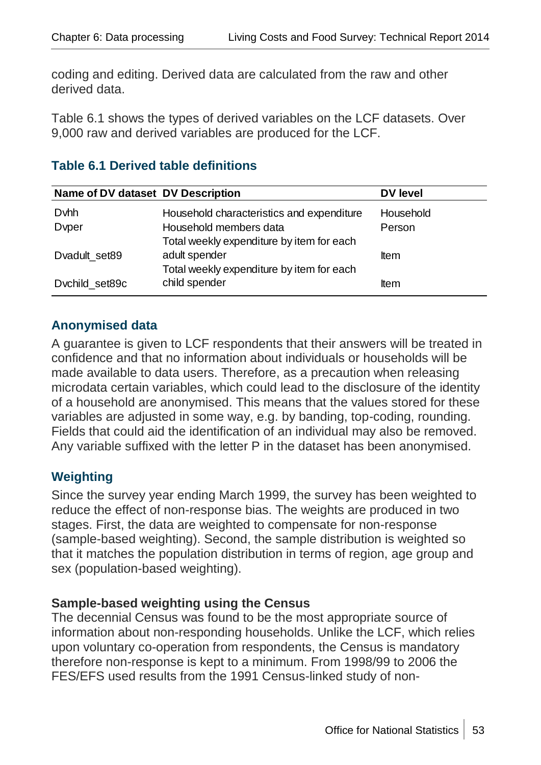coding and editing. Derived data are calculated from the raw and other derived data.

Table 6.1 shows the types of derived variables on the LCF datasets. Over 9,000 raw and derived variables are produced for the LCF.

### Table 6.1 Derived table definitions

| Name of DV dataset | DV Description | DV level |
|---|---|---|
| Dvhh | Household characteristics and expenditure | Household |
| Dvper | Household members data | Person |
| Dvadult_set89 | Total weekly expenditure by item for each adult spender | Item |
| Dvchild_set89c | Total weekly expenditure by item for each child spender | Item |

## Anonymised data

A guarantee is given to LCF respondents that their answers will be treated in confidence and that no information about individuals or households will be made available to data users. Therefore, as a precaution when releasing microdata certain variables, which could lead to the disclosure of the identity of a household are anonymised. This means that the values stored for these variables are adjusted in some way, e.g. by banding, top-coding, rounding. Fields that could aid the identification of an individual may also be removed. Any variable suffixed with the letter P in the dataset has been anonymised.

## Weighting

Since the survey year ending March 1999, the survey has been weighted to reduce the effect of non-response bias. The weights are produced in two stages. First, the data are weighted to compensate for non-response (sample-based weighting). Second, the sample distribution is weighted so that it matches the population distribution in terms of region, age group and sex (population-based weighting).

### Sample-based weighting using the Census

The decennial Census was found to be the most appropriate source of information about non-responding households. Unlike the LCF, which relies upon voluntary co-operation from respondents, the Census is mandatory therefore non-response is kept to a minimum. From 1998/99 to 2006 the FES/EFS used results from the 1991 Census-linked study of non-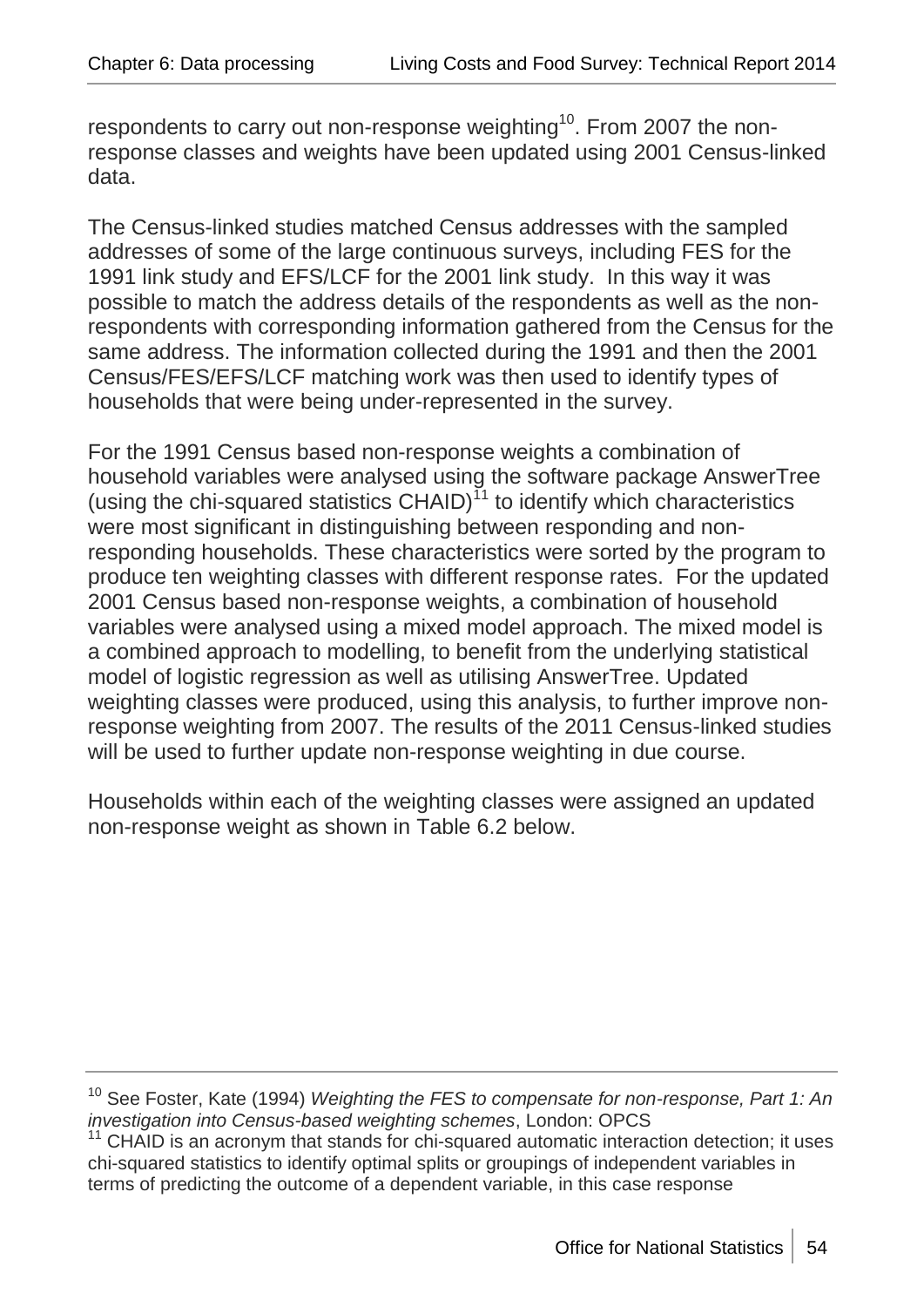respondents to carry out non-response weighting[10]. From 2007 the non-response classes and weights have been updated using 2001 Census-linked data.

The Census-linked studies matched Census addresses with the sampled addresses of some of the large continuous surveys, including FES for the 1991 link study and EFS/LCF for the 2001 link study. In this way it was possible to match the address details of the respondents as well as the non-respondents with corresponding information gathered from the Census for the same address. The information collected during the 1991 and then the 2001 Census/FES/EFS/LCF matching work was then used to identify types of households that were being under-represented in the survey.

For the 1991 Census based non-response weights a combination of household variables were analysed using the software package AnswerTree (using the chi-squared statistics CHAID)[11] to identify which characteristics were most significant in distinguishing between responding and non-responding households. These characteristics were sorted by the program to produce ten weighting classes with different response rates. For the updated 2001 Census based non-response weights, a combination of household variables were analysed using a mixed model approach. The mixed model is a combined approach to modelling, to benefit from the underlying statistical model of logistic regression as well as utilising AnswerTree. Updated weighting classes were produced, using this analysis, to further improve non-response weighting from 2007. The results of the 2011 Census-linked studies will be used to further update non-response weighting in due course.

Households within each of the weighting classes were assigned an updated non-response weight as shown in Table 6.2 below.

---

[10] See Foster, Kate (1994) *Weighting the FES to compensate for non-response, Part 1: An investigation into Census-based weighting schemes*, London: OPCS

[11] CHAID is an acronym that stands for chi-squared automatic interaction detection; it uses chi-squared statistics to identify optimal splits or groupings of independent variables in terms of predicting the outcome of a dependent variable, in this case response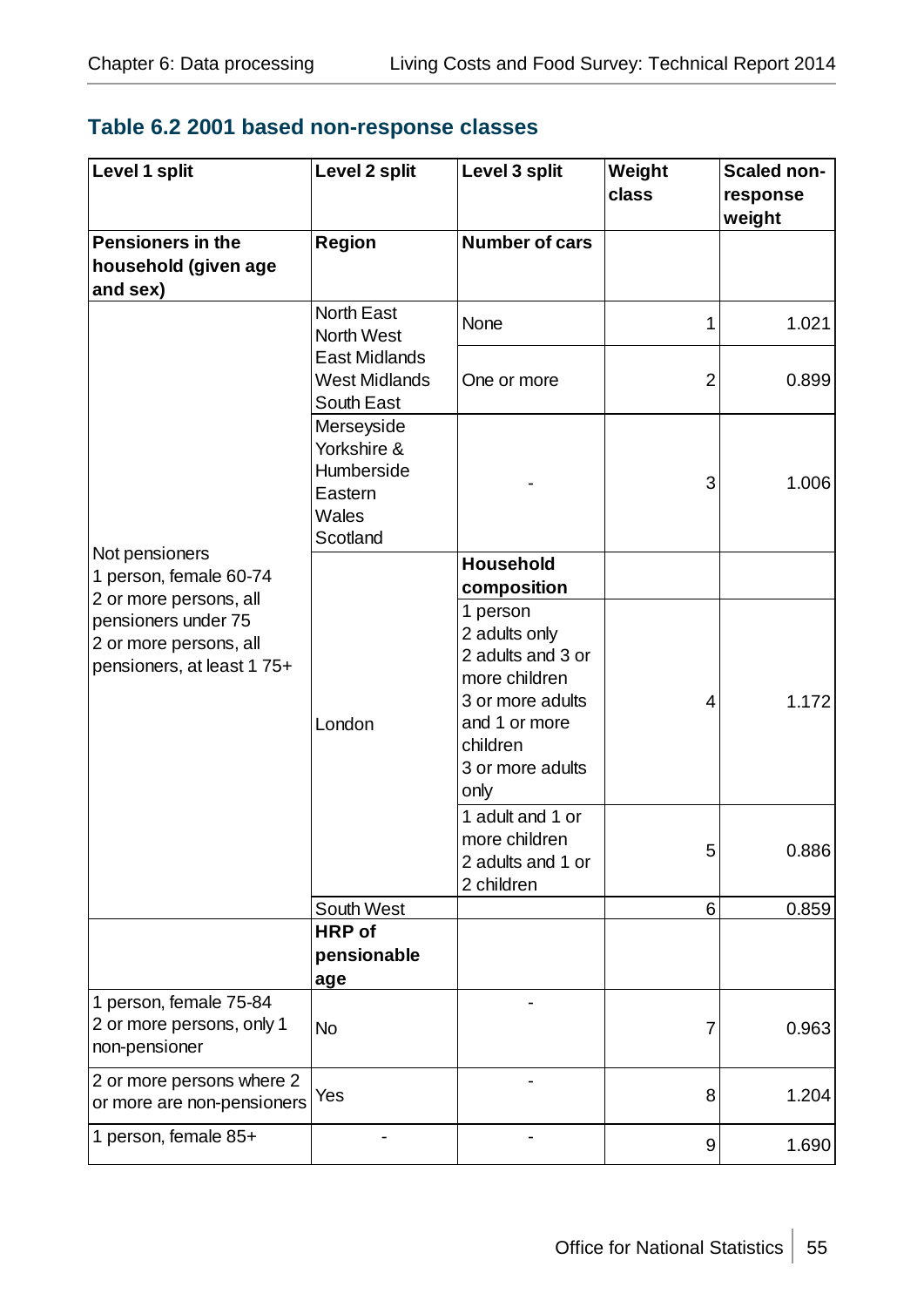## Table 6.2 2001 based non-response classes

| Level 1 split | Level 2 split | Level 3 split | Weight class | Scaled non-response weight |
|---|---|---|---|---|
| **Pensioners in the household (given age and sex)** | **Region** | **Number of cars** | | |
| Not pensioners<br>1 person, female 60-74<br>2 or more persons, all pensioners under 75<br>2 or more persons, all pensioners, at least 1 75+ | North East<br>North West<br>East Midlands<br>West Midlands<br>South East | None | 1 | 1.021 |
| | | One or more | 2 | 0.899 |
| | Merseyside<br>Yorkshire & Humberside<br>Eastern<br>Wales<br>Scotland | - | 3 | 1.006 |
| | London | **Household composition** | | |
| | | 1 person<br>2 adults only<br>2 adults and 3 or more children<br>3 or more adults and 1 or more children<br>3 or more adults only | 4 | 1.172 |
| | | 1 adult and 1 or more children<br>2 adults and 1 or 2 children | 5 | 0.886 |
| | South West | | 6 | 0.859 |
| | **HRP of pensionable age** | | | |
| 1 person, female 75-84<br>2 or more persons, only 1 non-pensioner | No | - | 7 | 0.963 |
| 2 or more persons where 2 or more are non-pensioners | Yes | - | 8 | 1.204 |
| 1 person, female 85+ | - | - | 9 | 1.690 |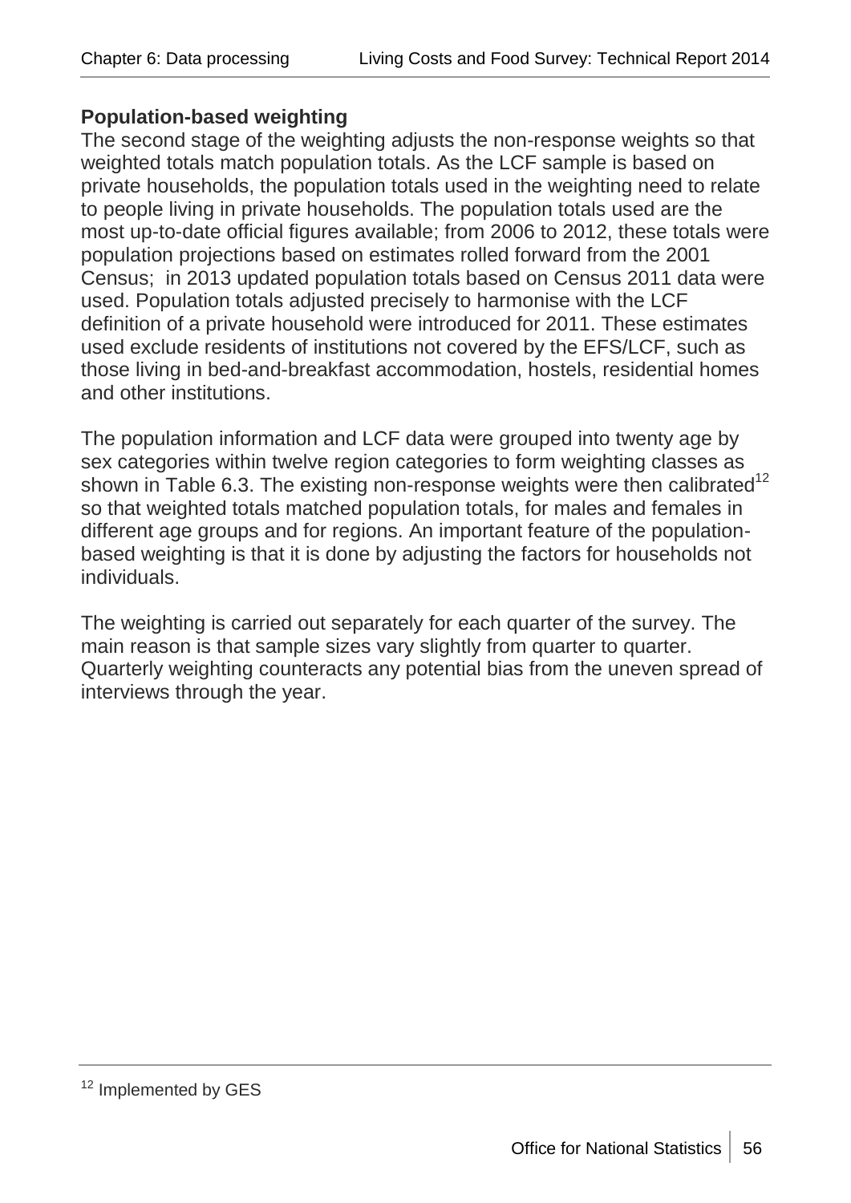### Population-based weighting

The second stage of the weighting adjusts the non-response weights so that weighted totals match population totals. As the LCF sample is based on private households, the population totals used in the weighting need to relate to people living in private households. The population totals used are the most up-to-date official figures available; from 2006 to 2012, these totals were population projections based on estimates rolled forward from the 2001 Census; in 2013 updated population totals based on Census 2011 data were used. Population totals adjusted precisely to harmonise with the LCF definition of a private household were introduced for 2011. These estimates used exclude residents of institutions not covered by the EFS/LCF, such as those living in bed-and-breakfast accommodation, hostels, residential homes and other institutions.

The population information and LCF data were grouped into twenty age by sex categories within twelve region categories to form weighting classes as shown in Table 6.3. The existing non-response weights were then calibrated[12] so that weighted totals matched population totals, for males and females in different age groups and for regions. An important feature of the population-based weighting is that it is done by adjusting the factors for households not individuals.

The weighting is carried out separately for each quarter of the survey. The main reason is that sample sizes vary slightly from quarter to quarter. Quarterly weighting counteracts any potential bias from the uneven spread of interviews through the year.

[12] Implemented by GES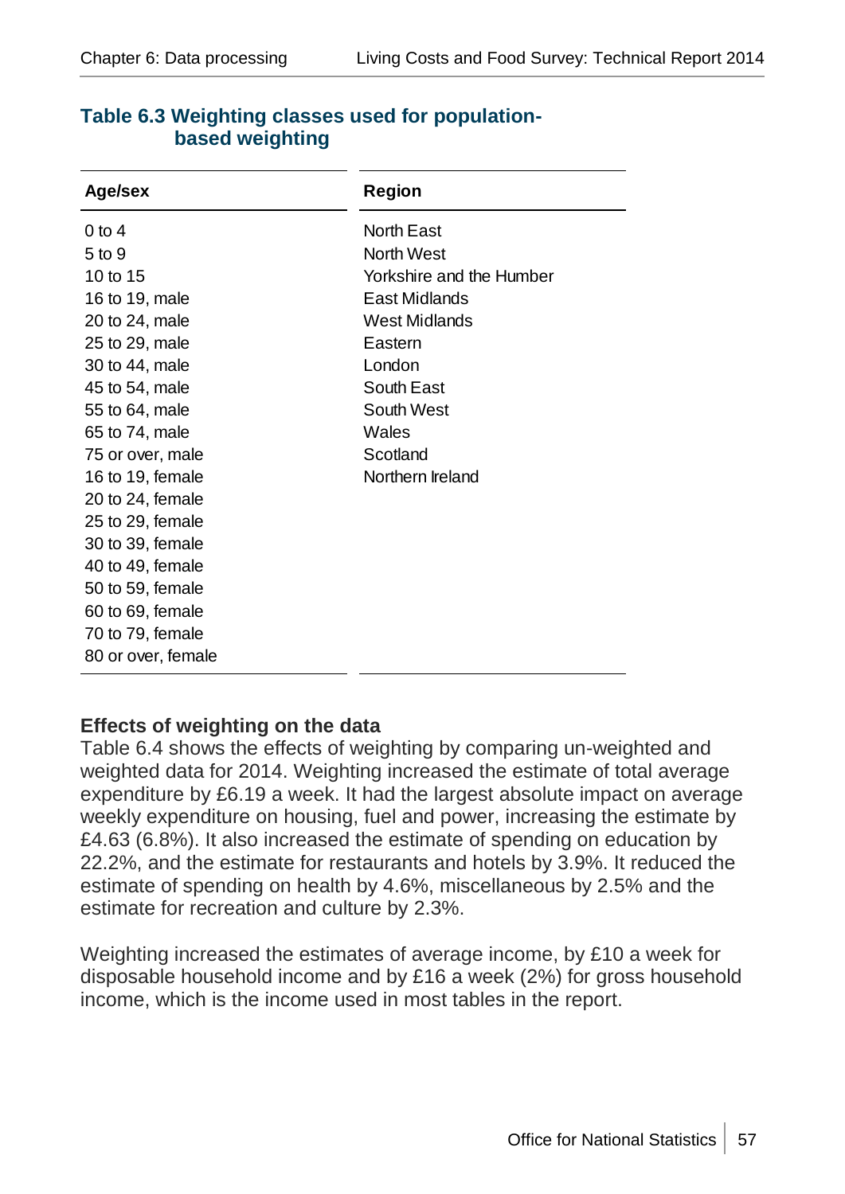**Table 6.3 Weighting classes used for population-based weighting**

| Age/sex | Region |
|---|---|
| 0 to 4 | North East |
| 5 to 9 | North West |
| 10 to 15 | Yorkshire and the Humber |
| 16 to 19, male | East Midlands |
| 20 to 24, male | West Midlands |
| 25 to 29, male | Eastern |
| 30 to 44, male | London |
| 45 to 54, male | South East |
| 55 to 64, male | South West |
| 65 to 74, male | Wales |
| 75 or over, male | Scotland |
| 16 to 19, female | Northern Ireland |
| 20 to 24, female | |
| 25 to 29, female | |
| 30 to 39, female | |
| 40 to 49, female | |
| 50 to 59, female | |
| 60 to 69, female | |
| 70 to 79, female | |
| 80 or over, female | |

**Effects of weighting on the data**

Table 6.4 shows the effects of weighting by comparing un-weighted and weighted data for 2014. Weighting increased the estimate of total average expenditure by £6.19 a week. It had the largest absolute impact on average weekly expenditure on housing, fuel and power, increasing the estimate by £4.63 (6.8%). It also increased the estimate of spending on education by 22.2%, and the estimate for restaurants and hotels by 3.9%. It reduced the estimate of spending on health by 4.6%, miscellaneous by 2.5% and the estimate for recreation and culture by 2.3%.

Weighting increased the estimates of average income, by £10 a week for disposable household income and by £16 a week (2%) for gross household income, which is the income used in most tables in the report.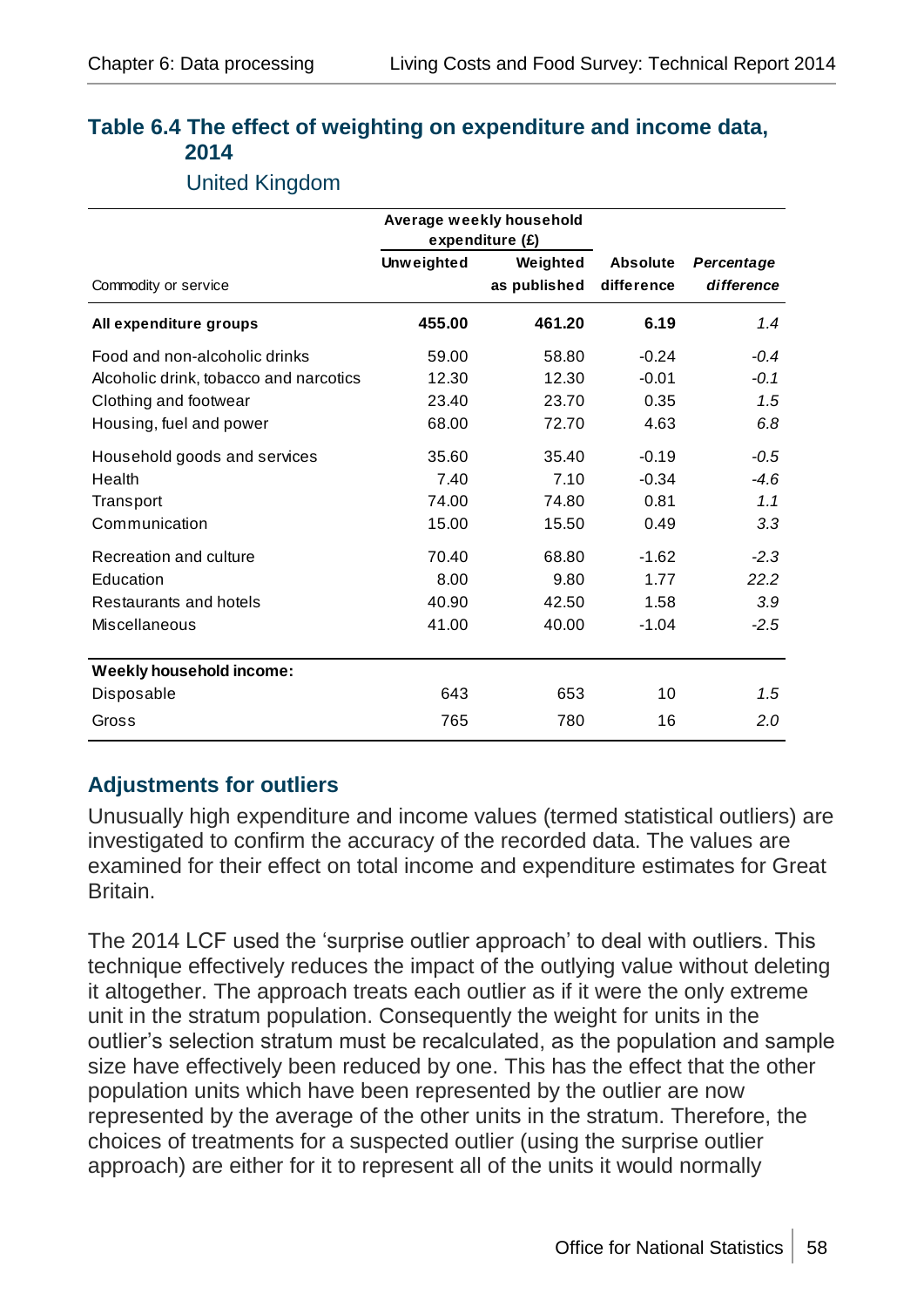### Table 6.4 The effect of weighting on expenditure and income data, 2014

United Kingdom

| Commodity or service | Average weekly household expenditure (£) Unweighted | Weighted as published | Absolute difference | *Percentage difference* |
|---|---|---|---|---|
| **All expenditure groups** | **455.00** | **461.20** | **6.19** | *1.4* |
| Food and non-alcoholic drinks | 59.00 | 58.80 | -0.24 | *-0.4* |
| Alcoholic drink, tobacco and narcotics | 12.30 | 12.30 | -0.01 | *-0.1* |
| Clothing and footwear | 23.40 | 23.70 | 0.35 | *1.5* |
| Housing, fuel and power | 68.00 | 72.70 | 4.63 | *6.8* |
| Household goods and services | 35.60 | 35.40 | -0.19 | *-0.5* |
| Health | 7.40 | 7.10 | -0.34 | *-4.6* |
| Transport | 74.00 | 74.80 | 0.81 | *1.1* |
| Communication | 15.00 | 15.50 | 0.49 | *3.3* |
| Recreation and culture | 70.40 | 68.80 | -1.62 | *-2.3* |
| Education | 8.00 | 9.80 | 1.77 | *22.2* |
| Restaurants and hotels | 40.90 | 42.50 | 1.58 | *3.9* |
| Miscellaneous | 41.00 | 40.00 | -1.04 | *-2.5* |
| **Weekly household income:** | | | | |
| Disposable | 643 | 653 | 10 | *1.5* |
| Gross | 765 | 780 | 16 | *2.0* |

## Adjustments for outliers

Unusually high expenditure and income values (termed statistical outliers) are investigated to confirm the accuracy of the recorded data. The values are examined for their effect on total income and expenditure estimates for Great Britain.

The 2014 LCF used the 'surprise outlier approach' to deal with outliers. This technique effectively reduces the impact of the outlying value without deleting it altogether. The approach treats each outlier as if it were the only extreme unit in the stratum population. Consequently the weight for units in the outlier's selection stratum must be recalculated, as the population and sample size have effectively been reduced by one. This has the effect that the other population units which have been represented by the outlier are now represented by the average of the other units in the stratum. Therefore, the choices of treatments for a suspected outlier (using the surprise outlier approach) are either for it to represent all of the units it would normally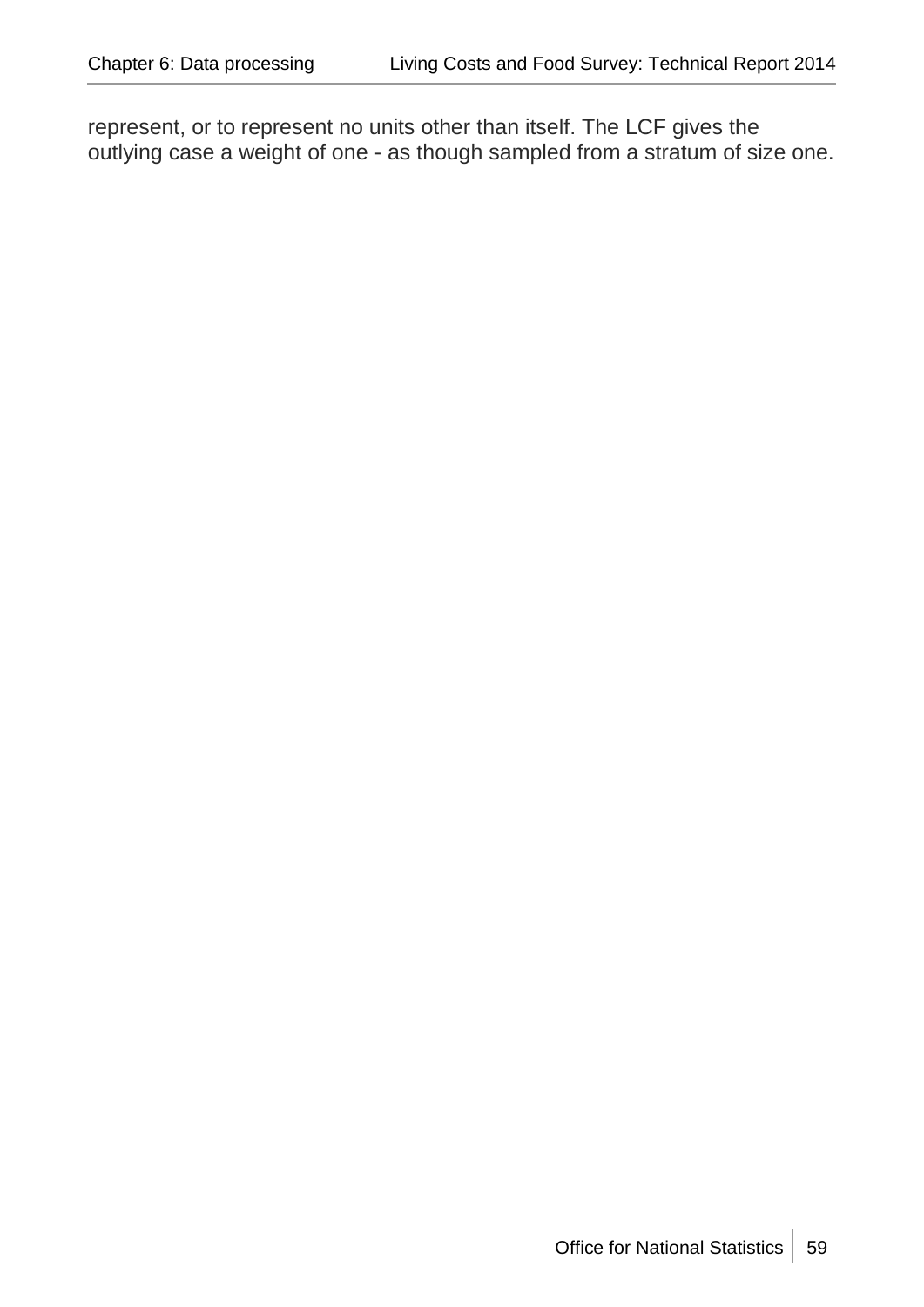represent, or to represent no units other than itself. The LCF gives the outlying case a weight of one - as though sampled from a stratum of size one.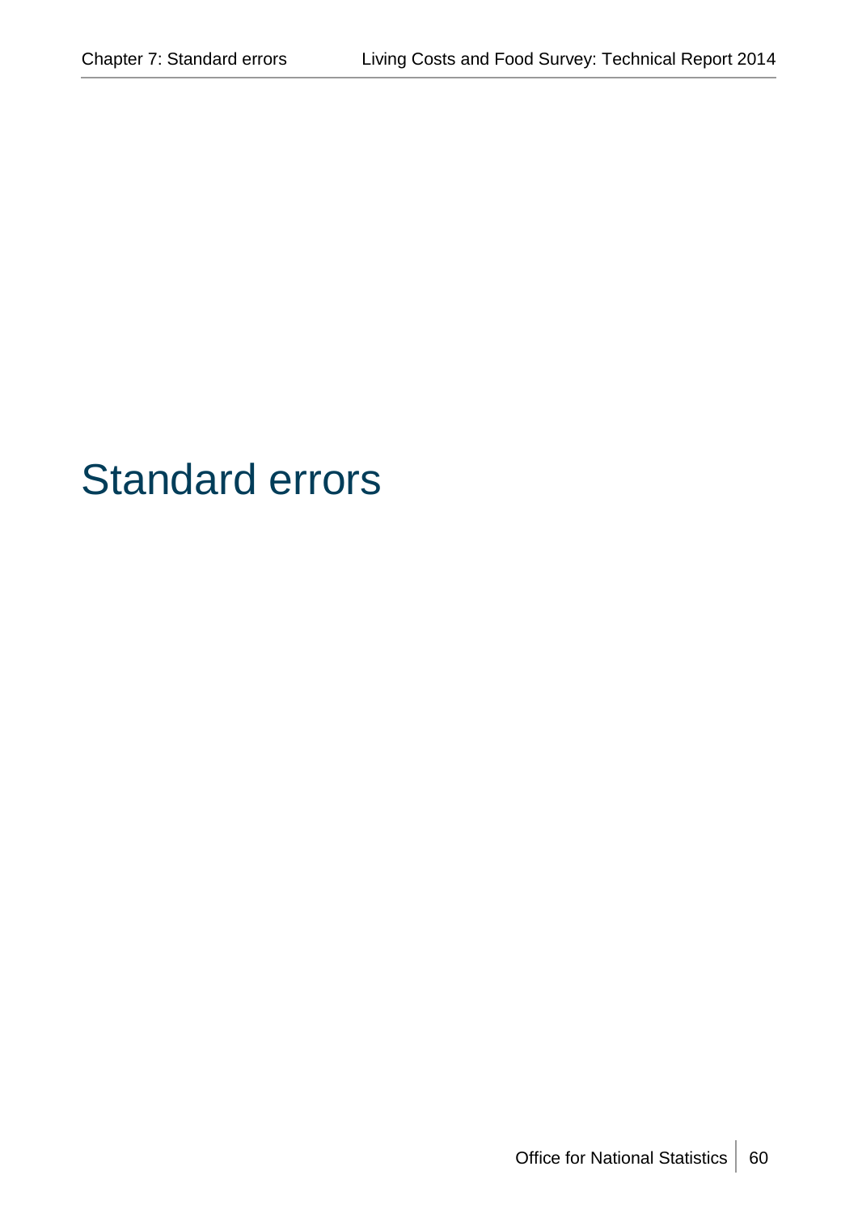# Standard errors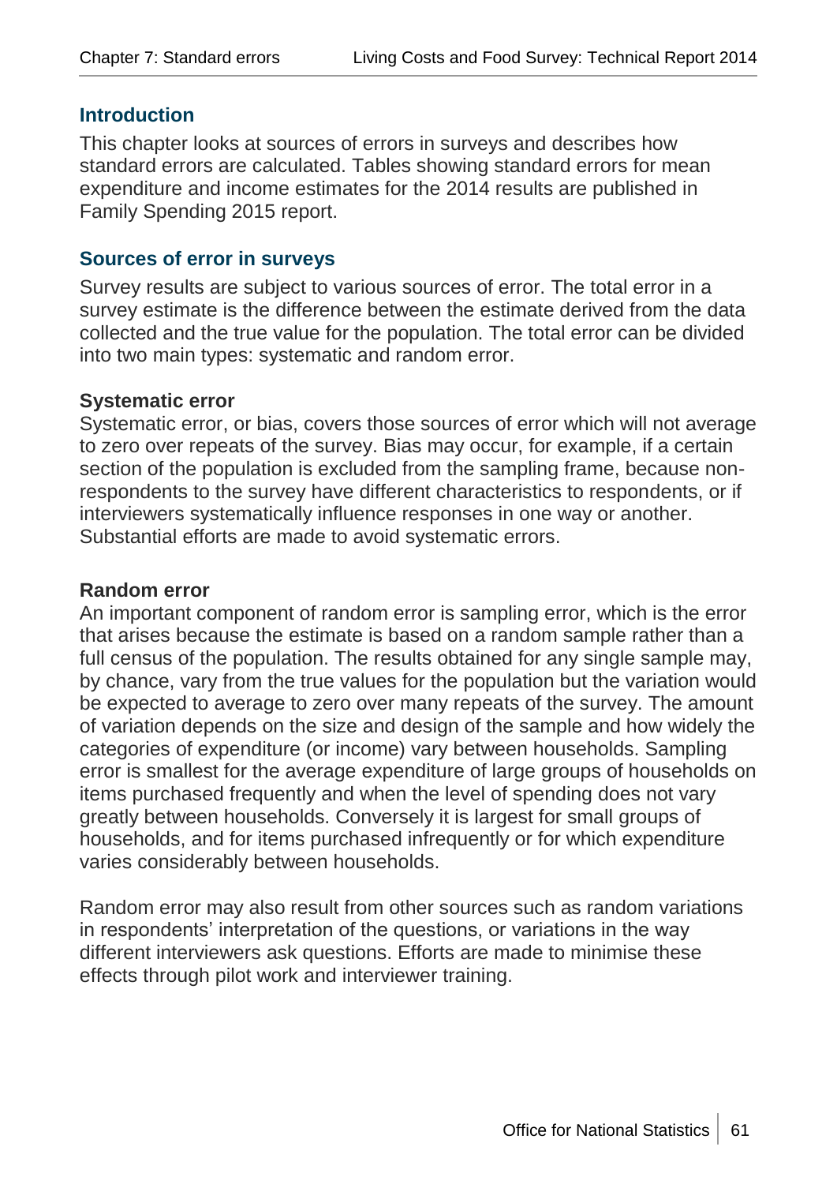## Introduction

This chapter looks at sources of errors in surveys and describes how standard errors are calculated. Tables showing standard errors for mean expenditure and income estimates for the 2014 results are published in Family Spending 2015 report.

## Sources of error in surveys

Survey results are subject to various sources of error. The total error in a survey estimate is the difference between the estimate derived from the data collected and the true value for the population. The total error can be divided into two main types: systematic and random error.

### Systematic error

Systematic error, or bias, covers those sources of error which will not average to zero over repeats of the survey. Bias may occur, for example, if a certain section of the population is excluded from the sampling frame, because non-respondents to the survey have different characteristics to respondents, or if interviewers systematically influence responses in one way or another. Substantial efforts are made to avoid systematic errors.

### Random error

An important component of random error is sampling error, which is the error that arises because the estimate is based on a random sample rather than a full census of the population. The results obtained for any single sample may, by chance, vary from the true values for the population but the variation would be expected to average to zero over many repeats of the survey. The amount of variation depends on the size and design of the sample and how widely the categories of expenditure (or income) vary between households. Sampling error is smallest for the average expenditure of large groups of households on items purchased frequently and when the level of spending does not vary greatly between households. Conversely it is largest for small groups of households, and for items purchased infrequently or for which expenditure varies considerably between households.

Random error may also result from other sources such as random variations in respondents' interpretation of the questions, or variations in the way different interviewers ask questions. Efforts are made to minimise these effects through pilot work and interviewer training.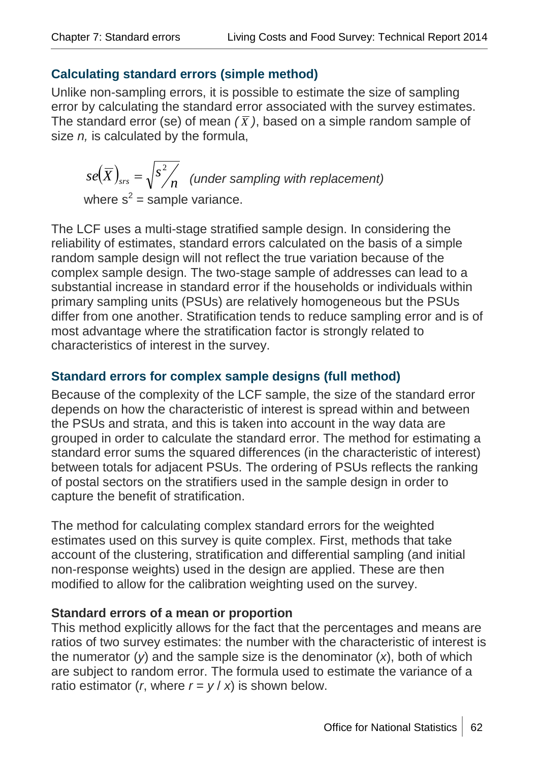## Calculating standard errors (simple method)

Unlike non-sampling errors, it is possible to estimate the size of sampling error by calculating the standard error associated with the survey estimates. The standard error (se) of mean *( $\bar{X}$ )*, based on a simple random sample of size *n,* is calculated by the formula,

$$se(\bar{X})_{srs} = \sqrt{s^2/n} \quad \textit{(under sampling with replacement)}$$

where $s^2$ = sample variance.

The LCF uses a multi-stage stratified sample design. In considering the reliability of estimates, standard errors calculated on the basis of a simple random sample design will not reflect the true variation because of the complex sample design. The two-stage sample of addresses can lead to a substantial increase in standard error if the households or individuals within primary sampling units (PSUs) are relatively homogeneous but the PSUs differ from one another. Stratification tends to reduce sampling error and is of most advantage where the stratification factor is strongly related to characteristics of interest in the survey.

## Standard errors for complex sample designs (full method)

Because of the complexity of the LCF sample, the size of the standard error depends on how the characteristic of interest is spread within and between the PSUs and strata, and this is taken into account in the way data are grouped in order to calculate the standard error. The method for estimating a standard error sums the squared differences (in the characteristic of interest) between totals for adjacent PSUs. The ordering of PSUs reflects the ranking of postal sectors on the stratifiers used in the sample design in order to capture the benefit of stratification.

The method for calculating complex standard errors for the weighted estimates used on this survey is quite complex. First, methods that take account of the clustering, stratification and differential sampling (and initial non-response weights) used in the design are applied. These are then modified to allow for the calibration weighting used on the survey.

### Standard errors of a mean or proportion

This method explicitly allows for the fact that the percentages and means are ratios of two survey estimates: the number with the characteristic of interest is the numerator ($y$) and the sample size is the denominator ($x$), both of which are subject to random error. The formula used to estimate the variance of a ratio estimator ($r$, where $r = y / x$) is shown below.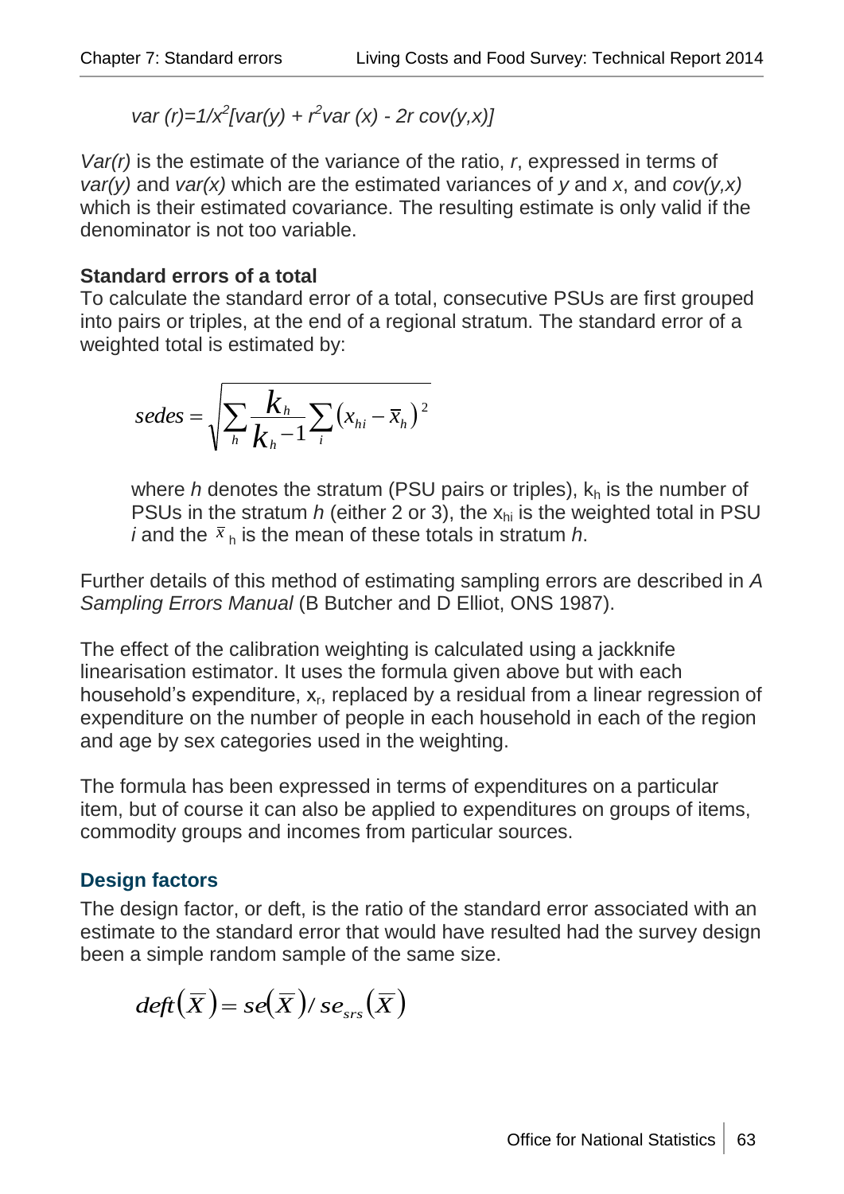$$var(r)=1/x^2[var(y) + r^2 var(x) - 2r\, cov(y,x)]$$

*Var(r)* is the estimate of the variance of the ratio, *r*, expressed in terms of *var(y)* and *var(x)* which are the estimated variances of *y* and *x*, and *cov(y,x)* which is their estimated covariance. The resulting estimate is only valid if the denominator is not too variable.

**Standard errors of a total**

To calculate the standard error of a total, consecutive PSUs are first grouped into pairs or triples, at the end of a regional stratum. The standard error of a weighted total is estimated by:

$$sedes = \sqrt{\sum_h \frac{k_h}{k_h - 1} \sum_i \left(x_{hi} - \bar{x}_h\right)^2}$$

where $h$ denotes the stratum (PSU pairs or triples), $k_h$ is the number of PSUs in the stratum $h$ (either 2 or 3), the $x_{hi}$ is the weighted total in PSU $i$ and the $\bar{x}_h$ is the mean of these totals in stratum $h$.

Further details of this method of estimating sampling errors are described in *A Sampling Errors Manual* (B Butcher and D Elliot, ONS 1987).

The effect of the calibration weighting is calculated using a jackknife linearisation estimator. It uses the formula given above but with each household's expenditure, $x_r$, replaced by a residual from a linear regression of expenditure on the number of people in each household in each of the region and age by sex categories used in the weighting.

The formula has been expressed in terms of expenditures on a particular item, but of course it can also be applied to expenditures on groups of items, commodity groups and incomes from particular sources.

## Design factors

The design factor, or deft, is the ratio of the standard error associated with an estimate to the standard error that would have resulted had the survey design been a simple random sample of the same size.

$$deft(\bar{X}) = se(\bar{X}) / se_{srs}(\bar{X})$$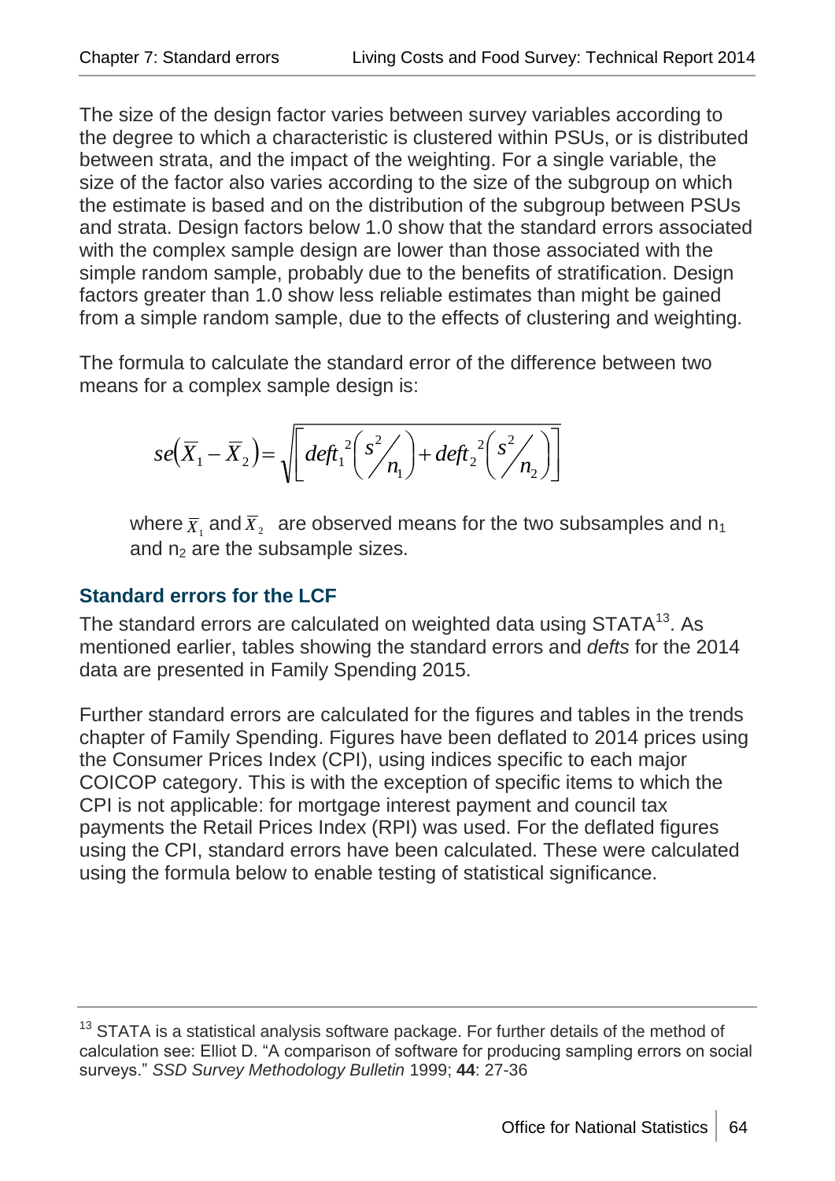The size of the design factor varies between survey variables according to the degree to which a characteristic is clustered within PSUs, or is distributed between strata, and the impact of the weighting. For a single variable, the size of the factor also varies according to the size of the subgroup on which the estimate is based and on the distribution of the subgroup between PSUs and strata. Design factors below 1.0 show that the standard errors associated with the complex sample design are lower than those associated with the simple random sample, probably due to the benefits of stratification. Design factors greater than 1.0 show less reliable estimates than might be gained from a simple random sample, due to the effects of clustering and weighting.

The formula to calculate the standard error of the difference between two means for a complex sample design is:

$$se(\overline{X}_1 - \overline{X}_2) = \sqrt{\left[ deft_1^{\,2}\left( s^2/n_1 \right) + deft_2^{\,2}\left( s^2/n_2 \right) \right]}$$

where $\overline{X}_1$ and $\overline{X}_2$ are observed means for the two subsamples and $n_1$ and $n_2$ are the subsample sizes.

## Standard errors for the LCF

The standard errors are calculated on weighted data using STATA[13]. As mentioned earlier, tables showing the standard errors and *defts* for the 2014 data are presented in Family Spending 2015.

Further standard errors are calculated for the figures and tables in the trends chapter of Family Spending. Figures have been deflated to 2014 prices using the Consumer Prices Index (CPI), using indices specific to each major COICOP category. This is with the exception of specific items to which the CPI is not applicable: for mortgage interest payment and council tax payments the Retail Prices Index (RPI) was used. For the deflated figures using the CPI, standard errors have been calculated. These were calculated using the formula below to enable testing of statistical significance.

---

[13] STATA is a statistical analysis software package. For further details of the method of calculation see: Elliot D. "A comparison of software for producing sampling errors on social surveys." *SSD Survey Methodology Bulletin* 1999; **44**: 27-36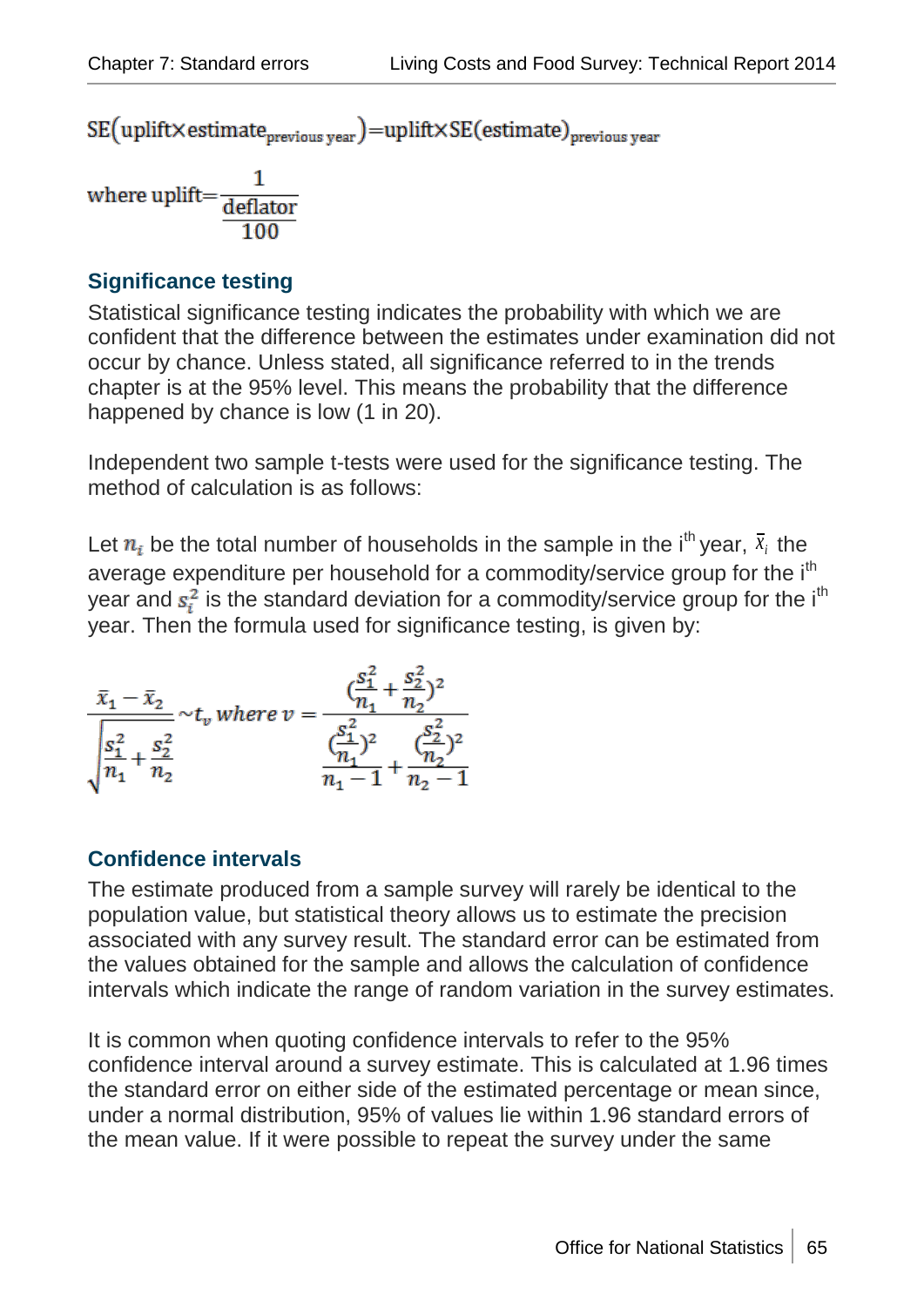$$\text{SE}(\text{uplift} \times \text{estimate}_{\text{previous year}}) = \text{uplift} \times \text{SE}(\text{estimate})_{\text{previous year}}$$

$$\text{where uplift} = \frac{1}{\frac{\text{deflator}}{100}}$$

### Significance testing

Statistical significance testing indicates the probability with which we are confident that the difference between the estimates under examination did not occur by chance. Unless stated, all significance referred to in the trends chapter is at the 95% level. This means the probability that the difference happened by chance is low (1 in 20).

Independent two sample t-tests were used for the significance testing. The method of calculation is as follows:

Let $n_i$ be the total number of households in the sample in the i[th] year, $\bar{x}_i$ the average expenditure per household for a commodity/service group for the i[th] year and $s_i^2$ is the standard deviation for a commodity/service group for the i[th] year. Then the formula used for significance testing, is given by:

$$\frac{\bar{x}_1 - \bar{x}_2}{\sqrt{\frac{s_1^2}{n_1} + \frac{s_2^2}{n_2}}} \sim t_v \; where \; v = \frac{\left(\frac{s_1^2}{n_1} + \frac{s_2^2}{n_2}\right)^2}{\frac{\left(\frac{s_1^2}{n_1}\right)^2}{n_1 - 1} + \frac{\left(\frac{s_2^2}{n_2}\right)^2}{n_2 - 1}}$$

### Confidence intervals

The estimate produced from a sample survey will rarely be identical to the population value, but statistical theory allows us to estimate the precision associated with any survey result. The standard error can be estimated from the values obtained for the sample and allows the calculation of confidence intervals which indicate the range of random variation in the survey estimates.

It is common when quoting confidence intervals to refer to the 95% confidence interval around a survey estimate. This is calculated at 1.96 times the standard error on either side of the estimated percentage or mean since, under a normal distribution, 95% of values lie within 1.96 standard errors of the mean value. If it were possible to repeat the survey under the same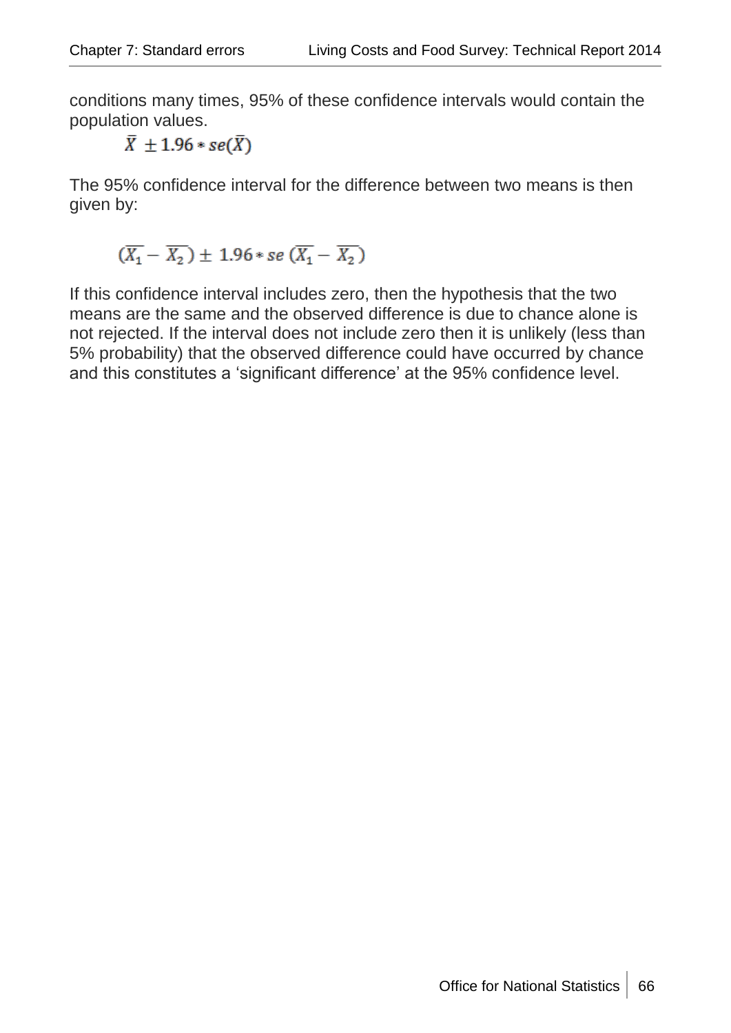conditions many times, 95% of these confidence intervals would contain the population values.

$$\bar{X} \pm 1.96 * se(\bar{X})$$

The 95% confidence interval for the difference between two means is then given by:

$$(\overline{X_1} - \overline{X_2}) \pm 1.96 * se\,(\overline{X_1} - \overline{X_2})$$

If this confidence interval includes zero, then the hypothesis that the two means are the same and the observed difference is due to chance alone is not rejected. If the interval does not include zero then it is unlikely (less than 5% probability) that the observed difference could have occurred by chance and this constitutes a 'significant difference' at the 95% confidence level.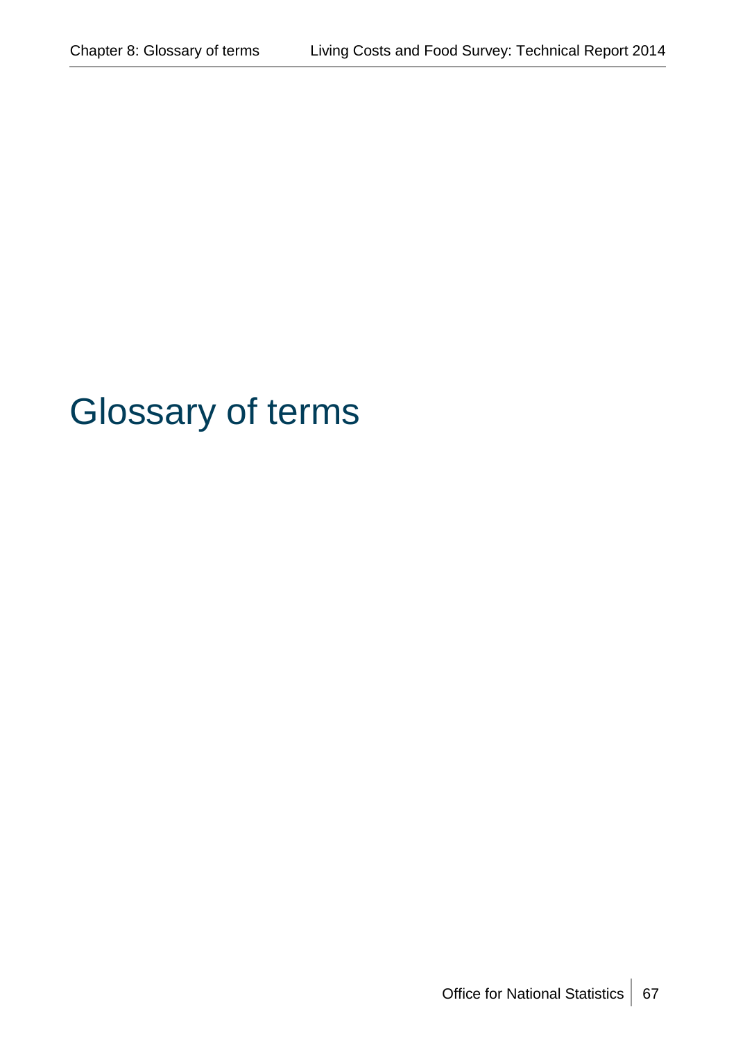# Glossary of terms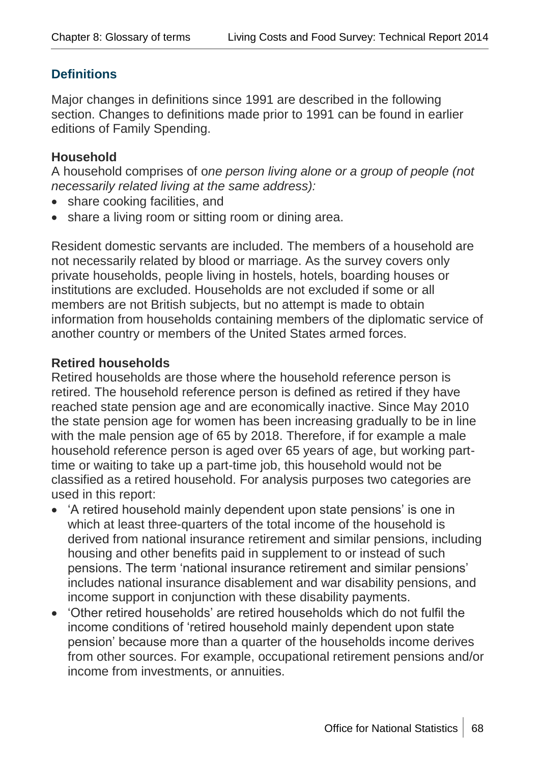## Definitions

Major changes in definitions since 1991 are described in the following section. Changes to definitions made prior to 1991 can be found in earlier editions of Family Spending.

### Household

A household comprises of o*ne person living alone or a group of people (not necessarily related living at the same address):*

- share cooking facilities, and
- share a living room or sitting room or dining area.

Resident domestic servants are included. The members of a household are not necessarily related by blood or marriage. As the survey covers only private households, people living in hostels, hotels, boarding houses or institutions are excluded. Households are not excluded if some or all members are not British subjects, but no attempt is made to obtain information from households containing members of the diplomatic service of another country or members of the United States armed forces.

### Retired households

Retired households are those where the household reference person is retired. The household reference person is defined as retired if they have reached state pension age and are economically inactive. Since May 2010 the state pension age for women has been increasing gradually to be in line with the male pension age of 65 by 2018. Therefore, if for example a male household reference person is aged over 65 years of age, but working part-time or waiting to take up a part-time job, this household would not be classified as a retired household. For analysis purposes two categories are used in this report:

- 'A retired household mainly dependent upon state pensions' is one in which at least three-quarters of the total income of the household is derived from national insurance retirement and similar pensions, including housing and other benefits paid in supplement to or instead of such pensions. The term 'national insurance retirement and similar pensions' includes national insurance disablement and war disability pensions, and income support in conjunction with these disability payments.
- 'Other retired households' are retired households which do not fulfil the income conditions of 'retired household mainly dependent upon state pension' because more than a quarter of the households income derives from other sources. For example, occupational retirement pensions and/or income from investments, or annuities.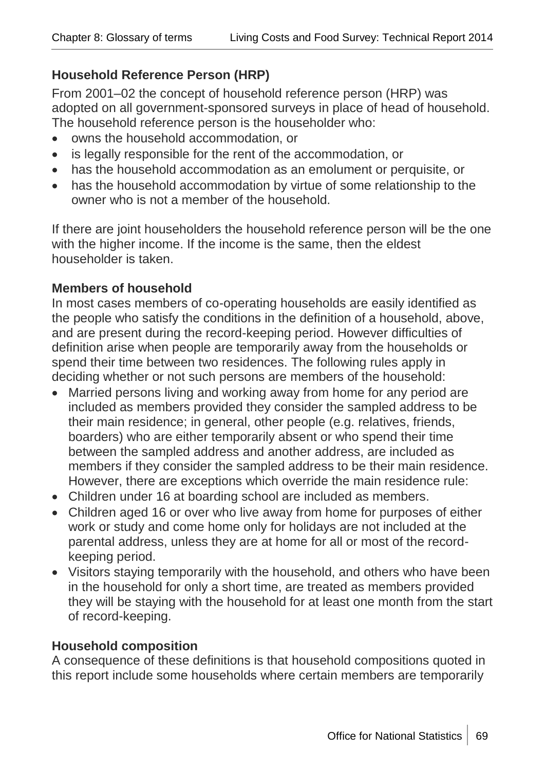**Household Reference Person (HRP)**

From 2001–02 the concept of household reference person (HRP) was adopted on all government-sponsored surveys in place of head of household. The household reference person is the householder who:

- owns the household accommodation, or
- is legally responsible for the rent of the accommodation, or
- has the household accommodation as an emolument or perquisite, or
- has the household accommodation by virtue of some relationship to the owner who is not a member of the household.

If there are joint householders the household reference person will be the one with the higher income. If the income is the same, then the eldest householder is taken.

**Members of household**

In most cases members of co-operating households are easily identified as the people who satisfy the conditions in the definition of a household, above, and are present during the record-keeping period. However difficulties of definition arise when people are temporarily away from the households or spend their time between two residences. The following rules apply in deciding whether or not such persons are members of the household:

- Married persons living and working away from home for any period are included as members provided they consider the sampled address to be their main residence; in general, other people (e.g. relatives, friends, boarders) who are either temporarily absent or who spend their time between the sampled address and another address, are included as members if they consider the sampled address to be their main residence. However, there are exceptions which override the main residence rule:
- Children under 16 at boarding school are included as members.
- Children aged 16 or over who live away from home for purposes of either work or study and come home only for holidays are not included at the parental address, unless they are at home for all or most of the record-keeping period.
- Visitors staying temporarily with the household, and others who have been in the household for only a short time, are treated as members provided they will be staying with the household for at least one month from the start of record-keeping.

**Household composition**

A consequence of these definitions is that household compositions quoted in this report include some households where certain members are temporarily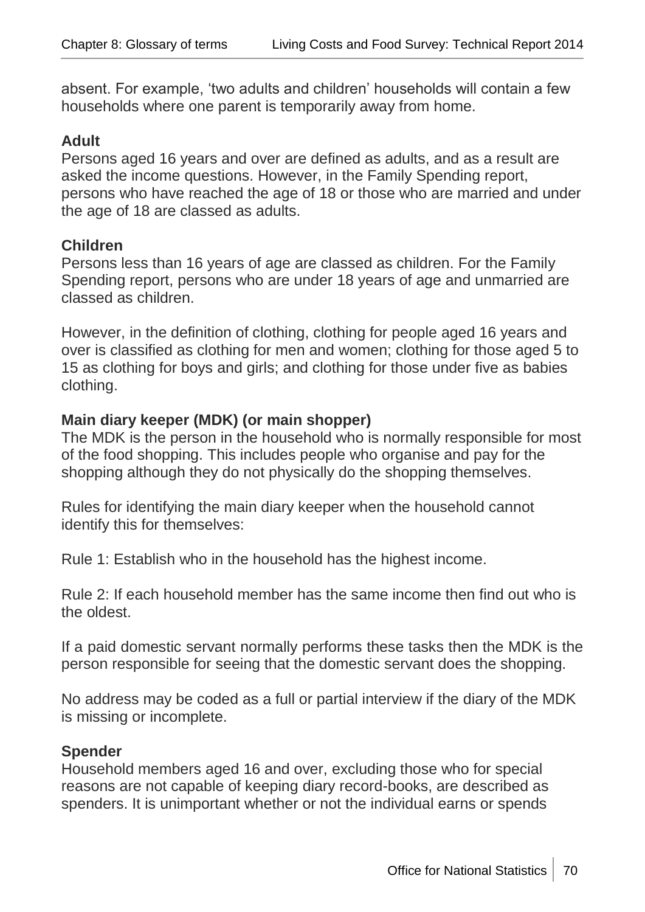absent. For example, ‘two adults and children’ households will contain a few households where one parent is temporarily away from home.

**Adult**

Persons aged 16 years and over are defined as adults, and as a result are asked the income questions. However, in the Family Spending report, persons who have reached the age of 18 or those who are married and under the age of 18 are classed as adults.

**Children**

Persons less than 16 years of age are classed as children. For the Family Spending report, persons who are under 18 years of age and unmarried are classed as children.

However, in the definition of clothing, clothing for people aged 16 years and over is classified as clothing for men and women; clothing for those aged 5 to 15 as clothing for boys and girls; and clothing for those under five as babies clothing.

**Main diary keeper (MDK) (or main shopper)**

The MDK is the person in the household who is normally responsible for most of the food shopping. This includes people who organise and pay for the shopping although they do not physically do the shopping themselves.

Rules for identifying the main diary keeper when the household cannot identify this for themselves:

Rule 1: Establish who in the household has the highest income.

Rule 2: If each household member has the same income then find out who is the oldest.

If a paid domestic servant normally performs these tasks then the MDK is the person responsible for seeing that the domestic servant does the shopping.

No address may be coded as a full or partial interview if the diary of the MDK is missing or incomplete.

**Spender**

Household members aged 16 and over, excluding those who for special reasons are not capable of keeping diary record-books, are described as spenders. It is unimportant whether or not the individual earns or spends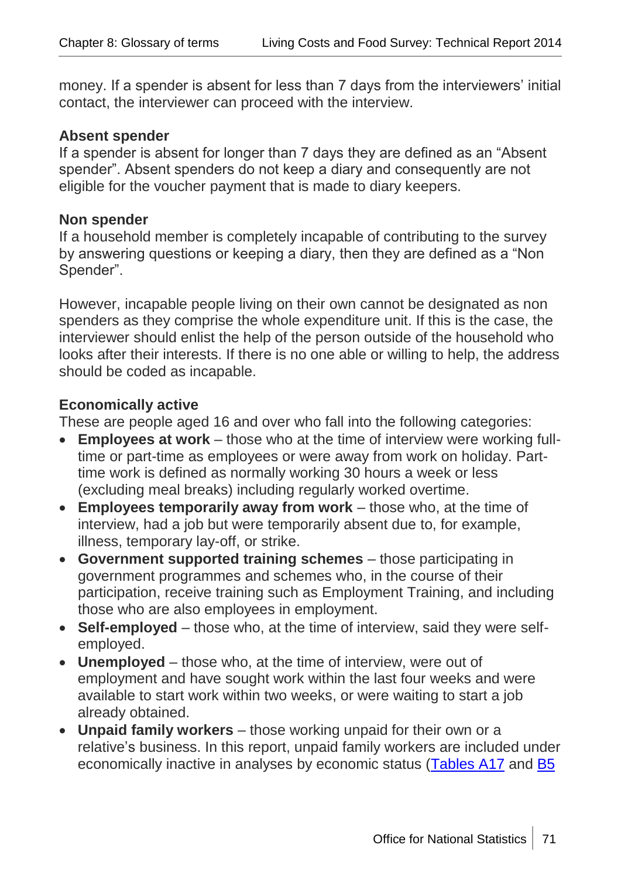money. If a spender is absent for less than 7 days from the interviewers' initial contact, the interviewer can proceed with the interview.

**Absent spender**
If a spender is absent for longer than 7 days they are defined as an "Absent spender". Absent spenders do not keep a diary and consequently are not eligible for the voucher payment that is made to diary keepers.

**Non spender**
If a household member is completely incapable of contributing to the survey by answering questions or keeping a diary, then they are defined as a "Non Spender".

However, incapable people living on their own cannot be designated as non spenders as they comprise the whole expenditure unit. If this is the case, the interviewer should enlist the help of the person outside of the household who looks after their interests. If there is no one able or willing to help, the address should be coded as incapable.

**Economically active**
These are people aged 16 and over who fall into the following categories:

- **Employees at work** – those who at the time of interview were working full-time or part-time as employees or were away from work on holiday. Part-time work is defined as normally working 30 hours a week or less (excluding meal breaks) including regularly worked overtime.
- **Employees temporarily away from work** – those who, at the time of interview, had a job but were temporarily absent due to, for example, illness, temporary lay-off, or strike.
- **Government supported training schemes** – those participating in government programmes and schemes who, in the course of their participation, receive training such as Employment Training, and including those who are also employees in employment.
- **Self-employed** – those who, at the time of interview, said they were self-employed.
- **Unemployed** – those who, at the time of interview, were out of employment and have sought work within the last four weeks and were available to start work within two weeks, or were waiting to start a job already obtained.
- **Unpaid family workers** – those working unpaid for their own or a relative's business. In this report, unpaid family workers are included under economically inactive in analyses by economic status (Tables A17 and B5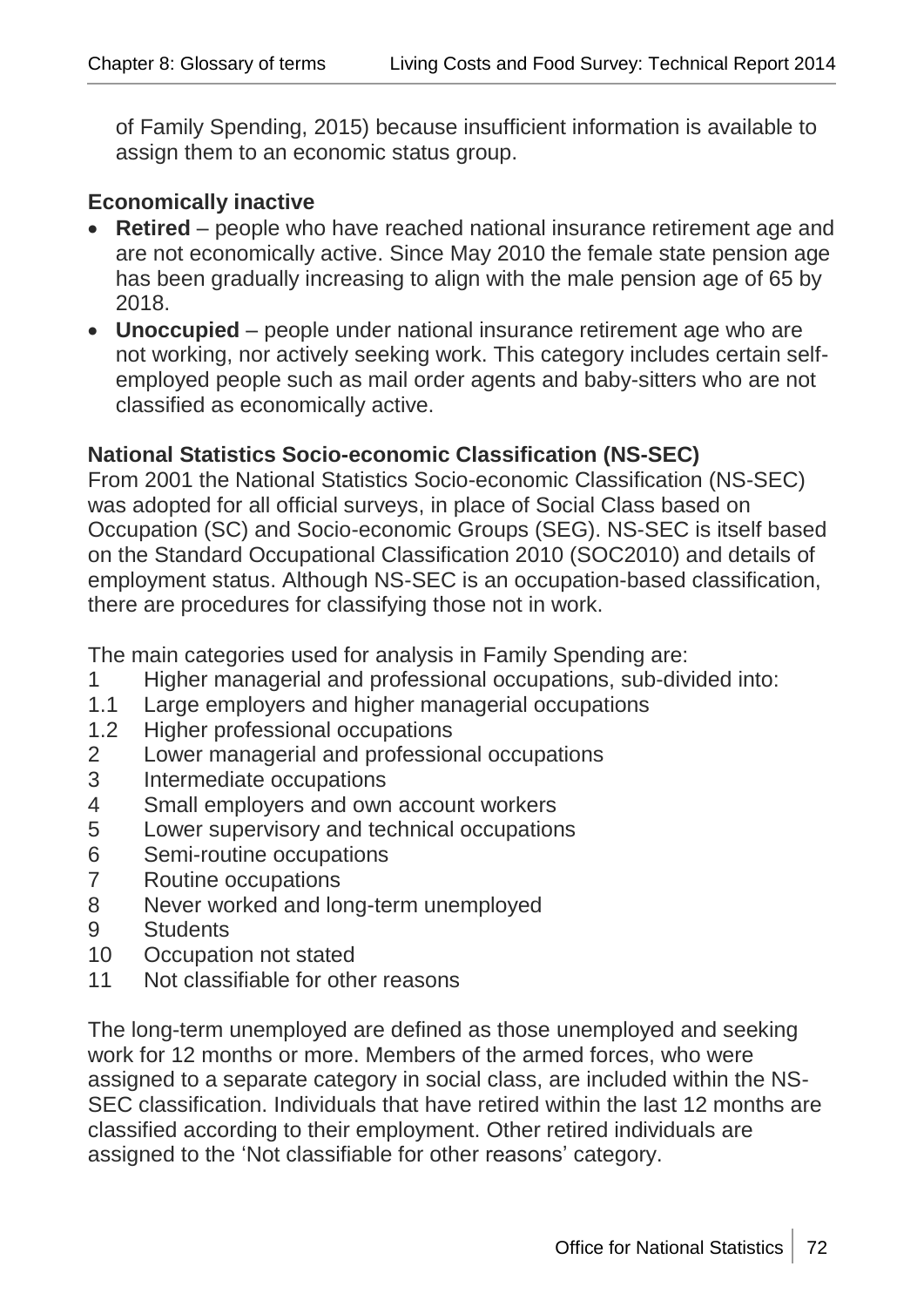of Family Spending, 2015) because insufficient information is available to assign them to an economic status group.

**Economically inactive**

- **Retired** – people who have reached national insurance retirement age and are not economically active. Since May 2010 the female state pension age has been gradually increasing to align with the male pension age of 65 by 2018.
- **Unoccupied** – people under national insurance retirement age who are not working, nor actively seeking work. This category includes certain self-employed people such as mail order agents and baby-sitters who are not classified as economically active.

**National Statistics Socio-economic Classification (NS-SEC)**

From 2001 the National Statistics Socio-economic Classification (NS-SEC) was adopted for all official surveys, in place of Social Class based on Occupation (SC) and Socio-economic Groups (SEG). NS-SEC is itself based on the Standard Occupational Classification 2010 (SOC2010) and details of employment status. Although NS-SEC is an occupation-based classification, there are procedures for classifying those not in work.

The main categories used for analysis in Family Spending are:

1 Higher managerial and professional occupations, sub-divided into:
1.1 Large employers and higher managerial occupations
1.2 Higher professional occupations
2 Lower managerial and professional occupations
3 Intermediate occupations
4 Small employers and own account workers
5 Lower supervisory and technical occupations
6 Semi-routine occupations
7 Routine occupations
8 Never worked and long-term unemployed
9 Students
10 Occupation not stated
11 Not classifiable for other reasons

The long-term unemployed are defined as those unemployed and seeking work for 12 months or more. Members of the armed forces, who were assigned to a separate category in social class, are included within the NS-SEC classification. Individuals that have retired within the last 12 months are classified according to their employment. Other retired individuals are assigned to the 'Not classifiable for other reasons' category.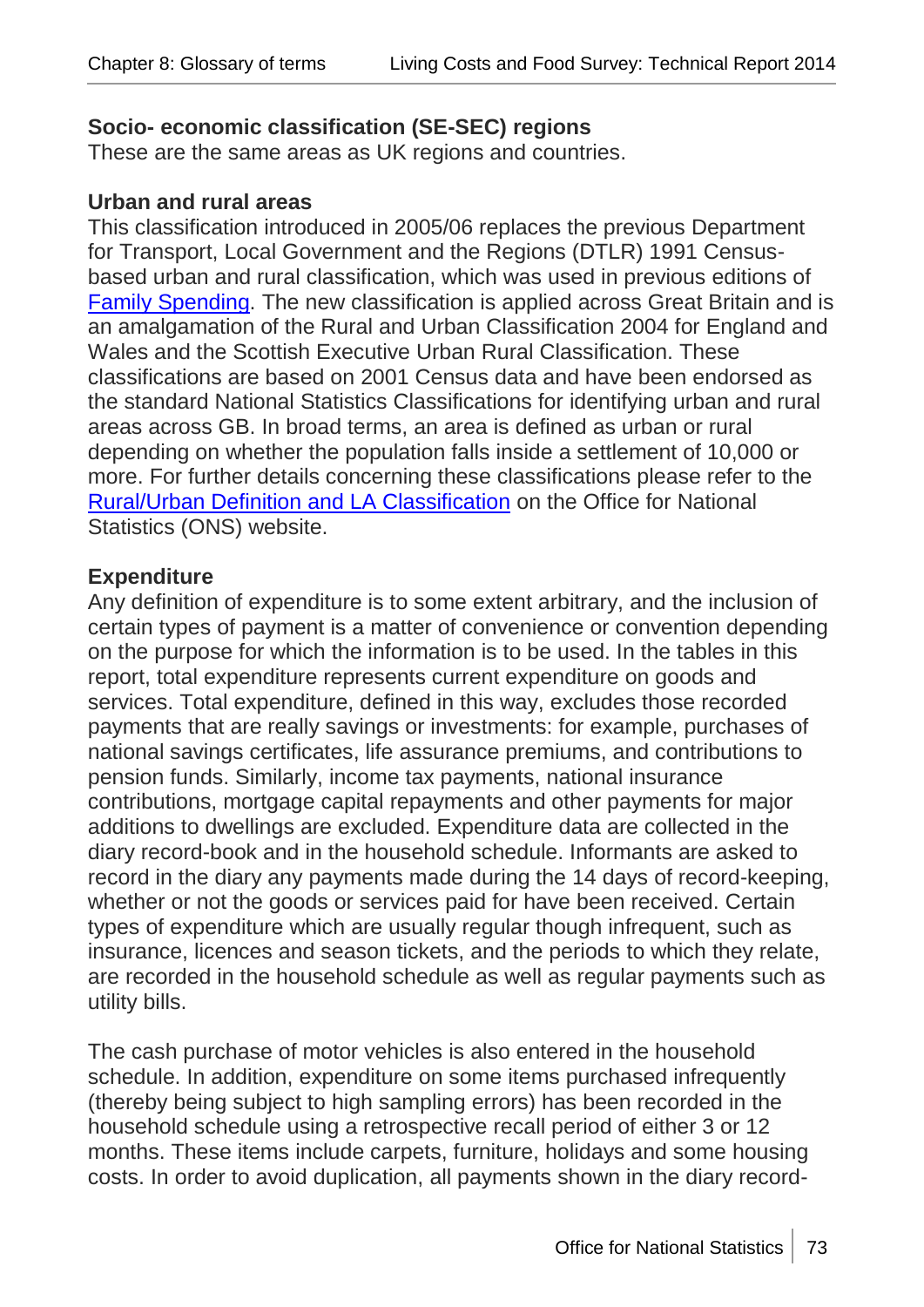### Socio- economic classification (SE-SEC) regions

These are the same areas as UK regions and countries.

### Urban and rural areas

This classification introduced in 2005/06 replaces the previous Department for Transport, Local Government and the Regions (DTLR) 1991 Census-based urban and rural classification, which was used in previous editions of Family Spending. The new classification is applied across Great Britain and is an amalgamation of the Rural and Urban Classification 2004 for England and Wales and the Scottish Executive Urban Rural Classification. These classifications are based on 2001 Census data and have been endorsed as the standard National Statistics Classifications for identifying urban and rural areas across GB. In broad terms, an area is defined as urban or rural depending on whether the population falls inside a settlement of 10,000 or more. For further details concerning these classifications please refer to the Rural/Urban Definition and LA Classification on the Office for National Statistics (ONS) website.

### Expenditure

Any definition of expenditure is to some extent arbitrary, and the inclusion of certain types of payment is a matter of convenience or convention depending on the purpose for which the information is to be used. In the tables in this report, total expenditure represents current expenditure on goods and services. Total expenditure, defined in this way, excludes those recorded payments that are really savings or investments: for example, purchases of national savings certificates, life assurance premiums, and contributions to pension funds. Similarly, income tax payments, national insurance contributions, mortgage capital repayments and other payments for major additions to dwellings are excluded. Expenditure data are collected in the diary record-book and in the household schedule. Informants are asked to record in the diary any payments made during the 14 days of record-keeping, whether or not the goods or services paid for have been received. Certain types of expenditure which are usually regular though infrequent, such as insurance, licences and season tickets, and the periods to which they relate, are recorded in the household schedule as well as regular payments such as utility bills.

The cash purchase of motor vehicles is also entered in the household schedule. In addition, expenditure on some items purchased infrequently (thereby being subject to high sampling errors) has been recorded in the household schedule using a retrospective recall period of either 3 or 12 months. These items include carpets, furniture, holidays and some housing costs. In order to avoid duplication, all payments shown in the diary record-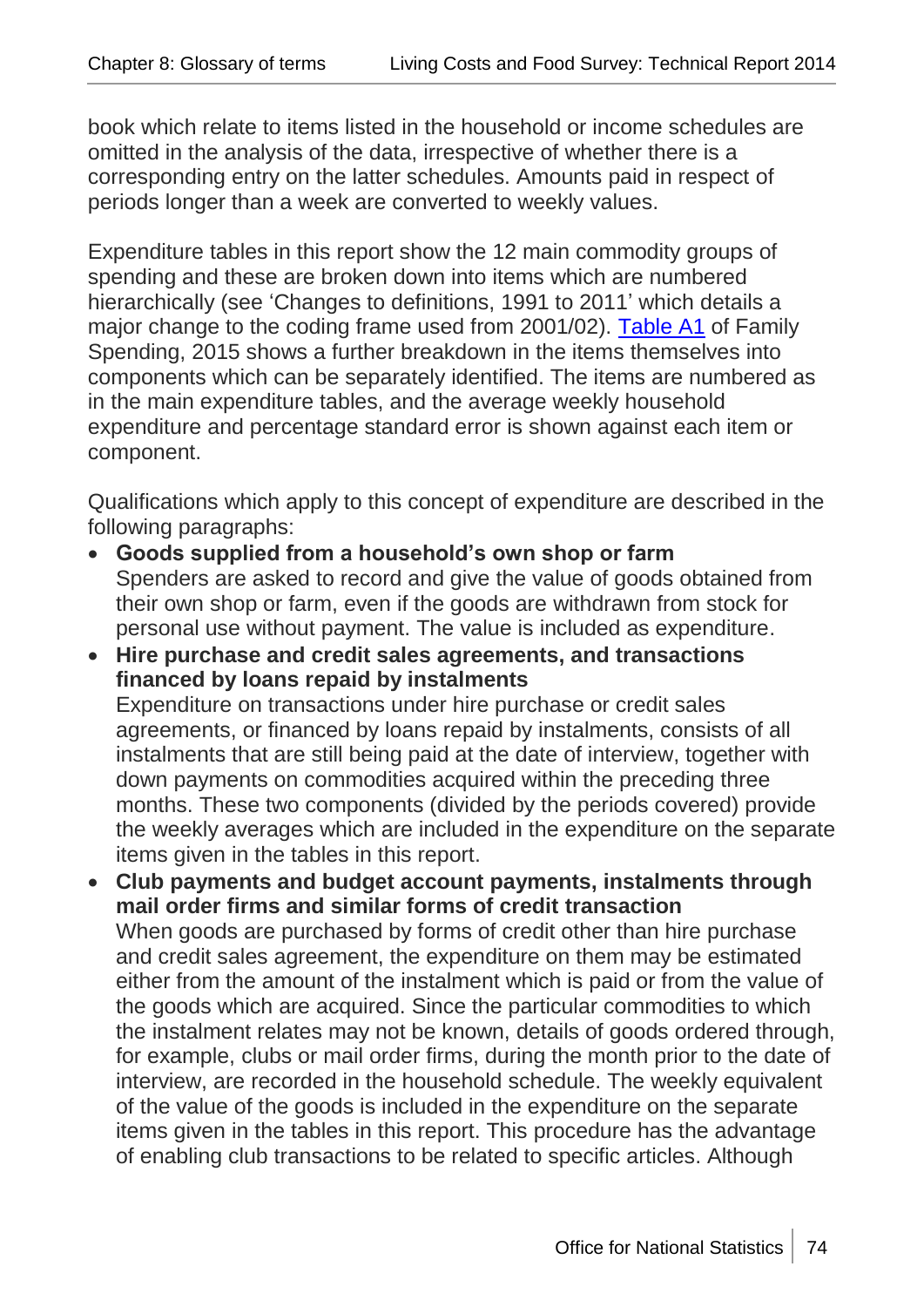book which relate to items listed in the household or income schedules are omitted in the analysis of the data, irrespective of whether there is a corresponding entry on the latter schedules. Amounts paid in respect of periods longer than a week are converted to weekly values.

Expenditure tables in this report show the 12 main commodity groups of spending and these are broken down into items which are numbered hierarchically (see 'Changes to definitions, 1991 to 2011' which details a major change to the coding frame used from 2001/02). Table A1 of Family Spending, 2015 shows a further breakdown in the items themselves into components which can be separately identified. The items are numbered as in the main expenditure tables, and the average weekly household expenditure and percentage standard error is shown against each item or component.

Qualifications which apply to this concept of expenditure are described in the following paragraphs:

- **Goods supplied from a household's own shop or farm**
  Spenders are asked to record and give the value of goods obtained from their own shop or farm, even if the goods are withdrawn from stock for personal use without payment. The value is included as expenditure.
- **Hire purchase and credit sales agreements, and transactions financed by loans repaid by instalments**
  Expenditure on transactions under hire purchase or credit sales agreements, or financed by loans repaid by instalments, consists of all instalments that are still being paid at the date of interview, together with down payments on commodities acquired within the preceding three months. These two components (divided by the periods covered) provide the weekly averages which are included in the expenditure on the separate items given in the tables in this report.
- **Club payments and budget account payments, instalments through mail order firms and similar forms of credit transaction**
  When goods are purchased by forms of credit other than hire purchase and credit sales agreement, the expenditure on them may be estimated either from the amount of the instalment which is paid or from the value of the goods which are acquired. Since the particular commodities to which the instalment relates may not be known, details of goods ordered through, for example, clubs or mail order firms, during the month prior to the date of interview, are recorded in the household schedule. The weekly equivalent of the value of the goods is included in the expenditure on the separate items given in the tables in this report. This procedure has the advantage of enabling club transactions to be related to specific articles. Although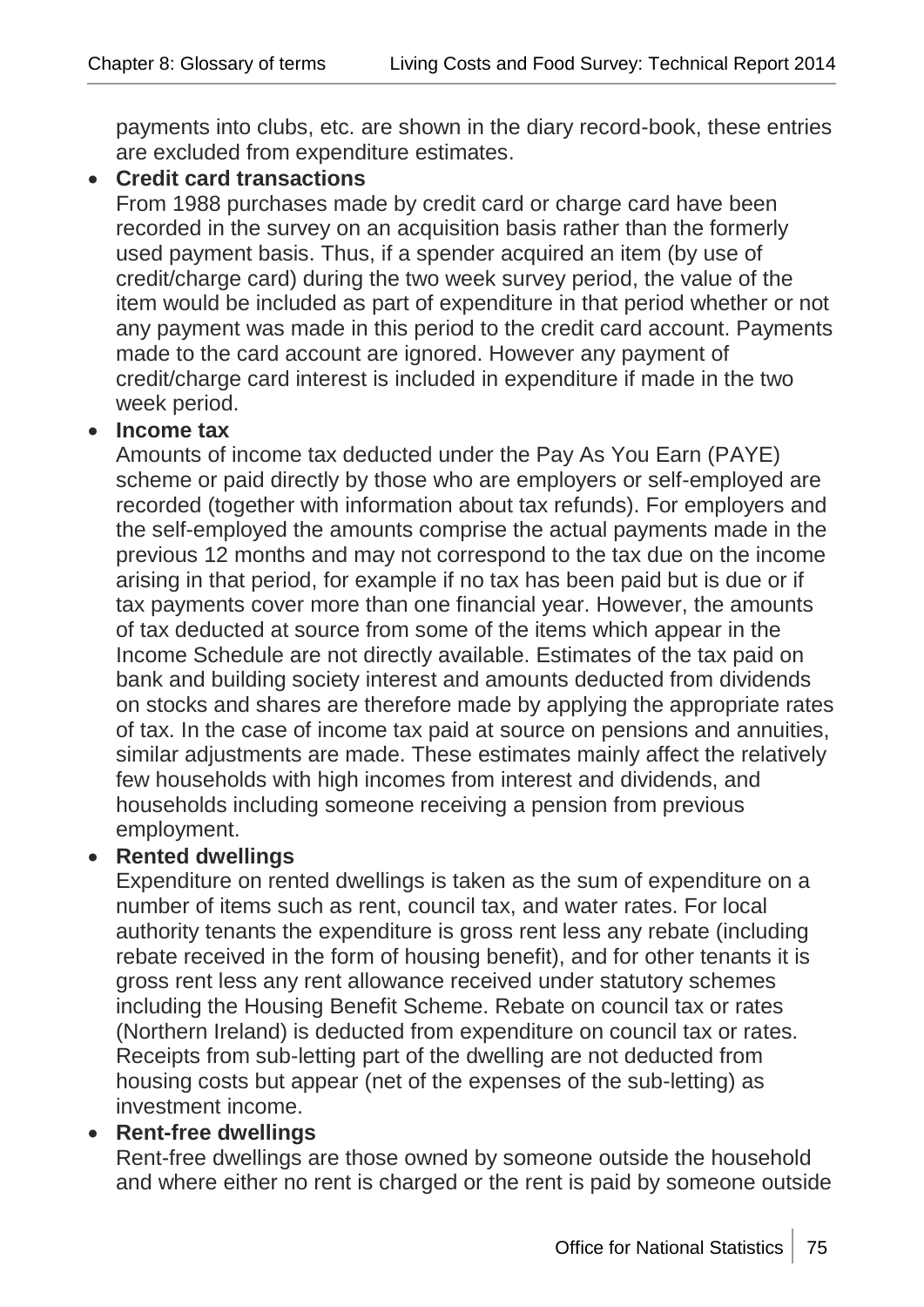payments into clubs, etc. are shown in the diary record-book, these entries are excluded from expenditure estimates.

- **Credit card transactions**
  From 1988 purchases made by credit card or charge card have been recorded in the survey on an acquisition basis rather than the formerly used payment basis. Thus, if a spender acquired an item (by use of credit/charge card) during the two week survey period, the value of the item would be included as part of expenditure in that period whether or not any payment was made in this period to the credit card account. Payments made to the card account are ignored. However any payment of credit/charge card interest is included in expenditure if made in the two week period.

- **Income tax**
  Amounts of income tax deducted under the Pay As You Earn (PAYE) scheme or paid directly by those who are employers or self-employed are recorded (together with information about tax refunds). For employers and the self-employed the amounts comprise the actual payments made in the previous 12 months and may not correspond to the tax due on the income arising in that period, for example if no tax has been paid but is due or if tax payments cover more than one financial year. However, the amounts of tax deducted at source from some of the items which appear in the Income Schedule are not directly available. Estimates of the tax paid on bank and building society interest and amounts deducted from dividends on stocks and shares are therefore made by applying the appropriate rates of tax. In the case of income tax paid at source on pensions and annuities, similar adjustments are made. These estimates mainly affect the relatively few households with high incomes from interest and dividends, and households including someone receiving a pension from previous employment.

- **Rented dwellings**
  Expenditure on rented dwellings is taken as the sum of expenditure on a number of items such as rent, council tax, and water rates. For local authority tenants the expenditure is gross rent less any rebate (including rebate received in the form of housing benefit), and for other tenants it is gross rent less any rent allowance received under statutory schemes including the Housing Benefit Scheme. Rebate on council tax or rates (Northern Ireland) is deducted from expenditure on council tax or rates. Receipts from sub-letting part of the dwelling are not deducted from housing costs but appear (net of the expenses of the sub-letting) as investment income.

- **Rent-free dwellings**
  Rent-free dwellings are those owned by someone outside the household and where either no rent is charged or the rent is paid by someone outside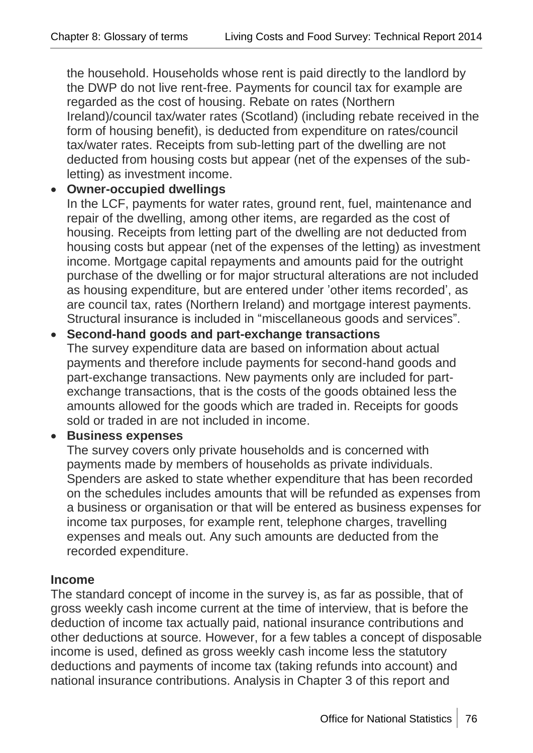the household. Households whose rent is paid directly to the landlord by the DWP do not live rent-free. Payments for council tax for example are regarded as the cost of housing. Rebate on rates (Northern Ireland)/council tax/water rates (Scotland) (including rebate received in the form of housing benefit), is deducted from expenditure on rates/council tax/water rates. Receipts from sub-letting part of the dwelling are not deducted from housing costs but appear (net of the expenses of the sub-letting) as investment income.

- **Owner-occupied dwellings**
  In the LCF, payments for water rates, ground rent, fuel, maintenance and repair of the dwelling, among other items, are regarded as the cost of housing. Receipts from letting part of the dwelling are not deducted from housing costs but appear (net of the expenses of the letting) as investment income. Mortgage capital repayments and amounts paid for the outright purchase of the dwelling or for major structural alterations are not included as housing expenditure, but are entered under 'other items recorded', as are council tax, rates (Northern Ireland) and mortgage interest payments. Structural insurance is included in "miscellaneous goods and services".
- **Second-hand goods and part-exchange transactions**
  The survey expenditure data are based on information about actual payments and therefore include payments for second-hand goods and part-exchange transactions. New payments only are included for part-exchange transactions, that is the costs of the goods obtained less the amounts allowed for the goods which are traded in. Receipts for goods sold or traded in are not included in income.
- **Business expenses**
  The survey covers only private households and is concerned with payments made by members of households as private individuals. Spenders are asked to state whether expenditure that has been recorded on the schedules includes amounts that will be refunded as expenses from a business or organisation or that will be entered as business expenses for income tax purposes, for example rent, telephone charges, travelling expenses and meals out. Any such amounts are deducted from the recorded expenditure.

**Income**

The standard concept of income in the survey is, as far as possible, that of gross weekly cash income current at the time of interview, that is before the deduction of income tax actually paid, national insurance contributions and other deductions at source. However, for a few tables a concept of disposable income is used, defined as gross weekly cash income less the statutory deductions and payments of income tax (taking refunds into account) and national insurance contributions. Analysis in Chapter 3 of this report and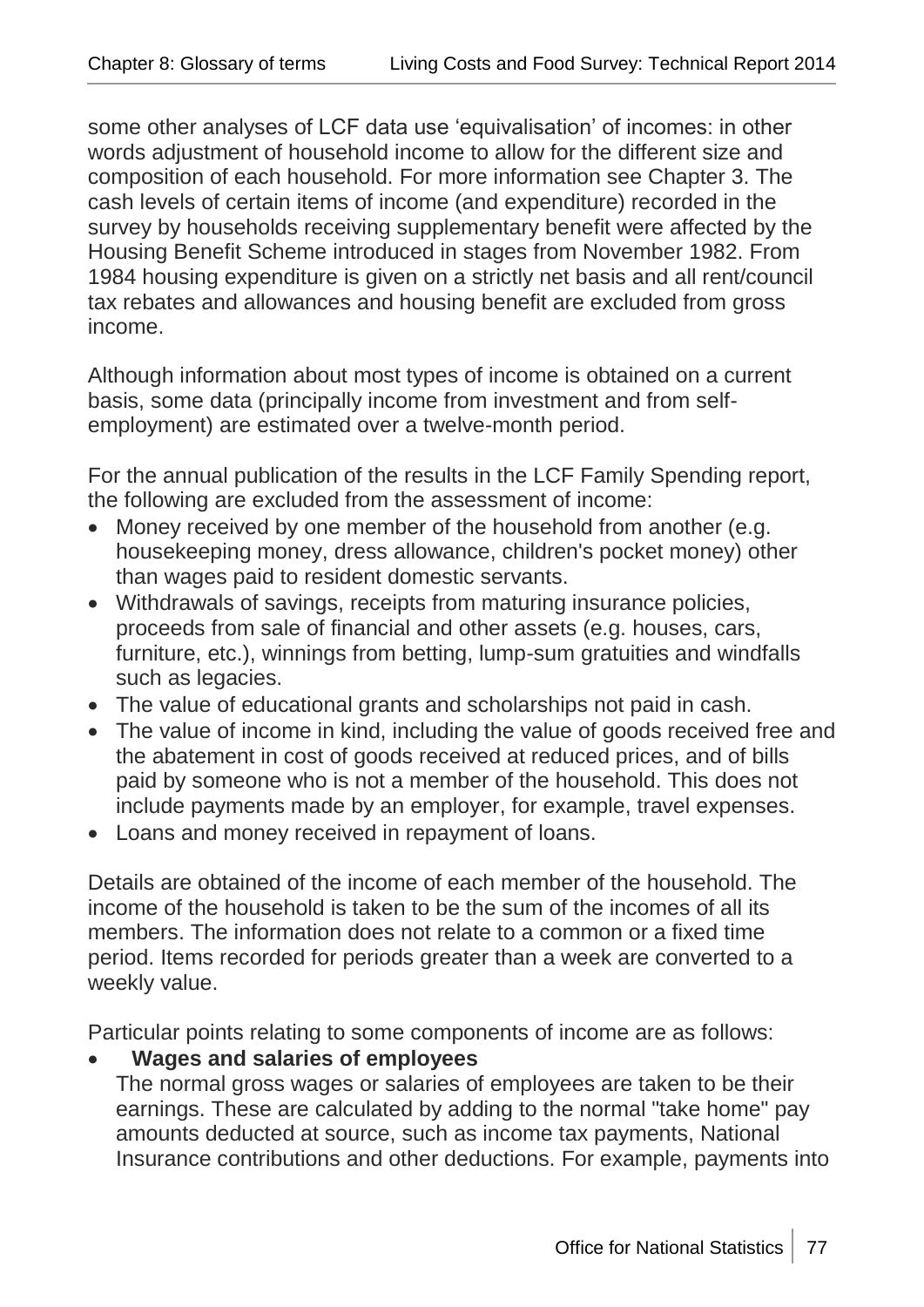some other analyses of LCF data use ‘equivalisation’ of incomes: in other words adjustment of household income to allow for the different size and composition of each household. For more information see Chapter 3. The cash levels of certain items of income (and expenditure) recorded in the survey by households receiving supplementary benefit were affected by the Housing Benefit Scheme introduced in stages from November 1982. From 1984 housing expenditure is given on a strictly net basis and all rent/council tax rebates and allowances and housing benefit are excluded from gross income.

Although information about most types of income is obtained on a current basis, some data (principally income from investment and from self-employment) are estimated over a twelve-month period.

For the annual publication of the results in the LCF Family Spending report, the following are excluded from the assessment of income:

- Money received by one member of the household from another (e.g. housekeeping money, dress allowance, children's pocket money) other than wages paid to resident domestic servants.
- Withdrawals of savings, receipts from maturing insurance policies, proceeds from sale of financial and other assets (e.g. houses, cars, furniture, etc.), winnings from betting, lump-sum gratuities and windfalls such as legacies.
- The value of educational grants and scholarships not paid in cash.
- The value of income in kind, including the value of goods received free and the abatement in cost of goods received at reduced prices, and of bills paid by someone who is not a member of the household. This does not include payments made by an employer, for example, travel expenses.
- Loans and money received in repayment of loans.

Details are obtained of the income of each member of the household. The income of the household is taken to be the sum of the incomes of all its members. The information does not relate to a common or a fixed time period. Items recorded for periods greater than a week are converted to a weekly value.

Particular points relating to some components of income are as follows:

- **Wages and salaries of employees**
  The normal gross wages or salaries of employees are taken to be their earnings. These are calculated by adding to the normal "take home" pay amounts deducted at source, such as income tax payments, National Insurance contributions and other deductions. For example, payments into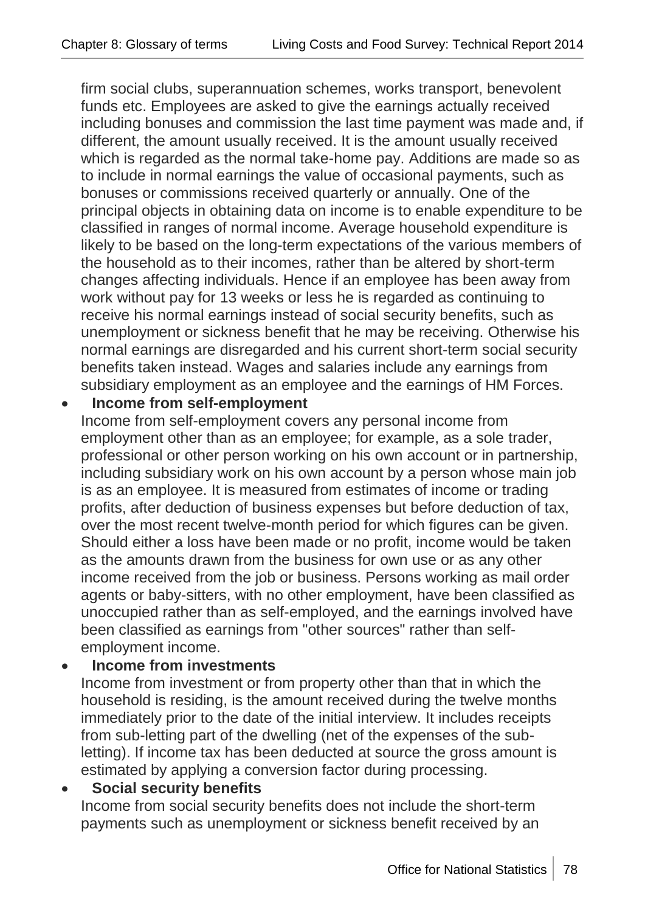firm social clubs, superannuation schemes, works transport, benevolent funds etc. Employees are asked to give the earnings actually received including bonuses and commission the last time payment was made and, if different, the amount usually received. It is the amount usually received which is regarded as the normal take-home pay. Additions are made so as to include in normal earnings the value of occasional payments, such as bonuses or commissions received quarterly or annually. One of the principal objects in obtaining data on income is to enable expenditure to be classified in ranges of normal income. Average household expenditure is likely to be based on the long-term expectations of the various members of the household as to their incomes, rather than be altered by short-term changes affecting individuals. Hence if an employee has been away from work without pay for 13 weeks or less he is regarded as continuing to receive his normal earnings instead of social security benefits, such as unemployment or sickness benefit that he may be receiving. Otherwise his normal earnings are disregarded and his current short-term social security benefits taken instead. Wages and salaries include any earnings from subsidiary employment as an employee and the earnings of HM Forces.

- **Income from self-employment**
  Income from self-employment covers any personal income from employment other than as an employee; for example, as a sole trader, professional or other person working on his own account or in partnership, including subsidiary work on his own account by a person whose main job is as an employee. It is measured from estimates of income or trading profits, after deduction of business expenses but before deduction of tax, over the most recent twelve-month period for which figures can be given. Should either a loss have been made or no profit, income would be taken as the amounts drawn from the business for own use or as any other income received from the job or business. Persons working as mail order agents or baby-sitters, with no other employment, have been classified as unoccupied rather than as self-employed, and the earnings involved have been classified as earnings from "other sources" rather than self-employment income.
- **Income from investments**
  Income from investment or from property other than that in which the household is residing, is the amount received during the twelve months immediately prior to the date of the initial interview. It includes receipts from sub-letting part of the dwelling (net of the expenses of the sub-letting). If income tax has been deducted at source the gross amount is estimated by applying a conversion factor during processing.
- **Social security benefits**
  Income from social security benefits does not include the short-term payments such as unemployment or sickness benefit received by an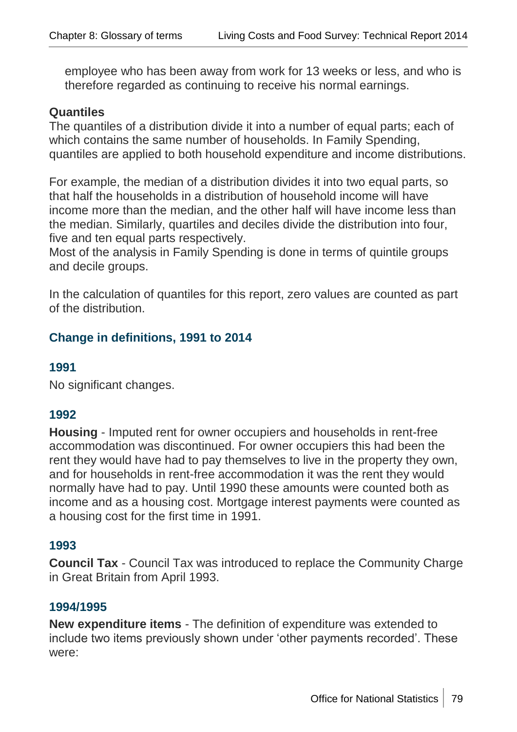employee who has been away from work for 13 weeks or less, and who is therefore regarded as continuing to receive his normal earnings.

**Quantiles**

The quantiles of a distribution divide it into a number of equal parts; each of which contains the same number of households. In Family Spending, quantiles are applied to both household expenditure and income distributions.

For example, the median of a distribution divides it into two equal parts, so that half the households in a distribution of household income will have income more than the median, and the other half will have income less than the median. Similarly, quartiles and deciles divide the distribution into four, five and ten equal parts respectively.
Most of the analysis in Family Spending is done in terms of quintile groups and decile groups.

In the calculation of quantiles for this report, zero values are counted as part of the distribution.

## Change in definitions, 1991 to 2014

### 1991

No significant changes.

### 1992

**Housing** - Imputed rent for owner occupiers and households in rent-free accommodation was discontinued. For owner occupiers this had been the rent they would have had to pay themselves to live in the property they own, and for households in rent-free accommodation it was the rent they would normally have had to pay. Until 1990 these amounts were counted both as income and as a housing cost. Mortgage interest payments were counted as a housing cost for the first time in 1991.

### 1993

**Council Tax** - Council Tax was introduced to replace the Community Charge in Great Britain from April 1993.

### 1994/1995

**New expenditure items** - The definition of expenditure was extended to include two items previously shown under 'other payments recorded'. These were: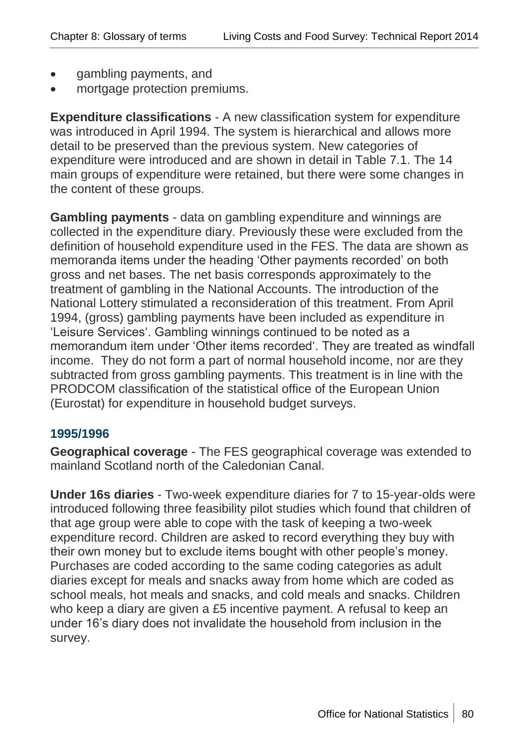- gambling payments, and
- mortgage protection premiums.

**Expenditure classifications** - A new classification system for expenditure was introduced in April 1994. The system is hierarchical and allows more detail to be preserved than the previous system. New categories of expenditure were introduced and are shown in detail in Table 7.1. The 14 main groups of expenditure were retained, but there were some changes in the content of these groups.

**Gambling payments** - data on gambling expenditure and winnings are collected in the expenditure diary. Previously these were excluded from the definition of household expenditure used in the FES. The data are shown as memoranda items under the heading 'Other payments recorded' on both gross and net bases. The net basis corresponds approximately to the treatment of gambling in the National Accounts. The introduction of the National Lottery stimulated a reconsideration of this treatment. From April 1994, (gross) gambling payments have been included as expenditure in 'Leisure Services'. Gambling winnings continued to be noted as a memorandum item under 'Other items recorded'. They are treated as windfall income. They do not form a part of normal household income, nor are they subtracted from gross gambling payments. This treatment is in line with the PRODCOM classification of the statistical office of the European Union (Eurostat) for expenditure in household budget surveys.

### 1995/1996

**Geographical coverage** - The FES geographical coverage was extended to mainland Scotland north of the Caledonian Canal.

**Under 16s diaries** - Two-week expenditure diaries for 7 to 15-year-olds were introduced following three feasibility pilot studies which found that children of that age group were able to cope with the task of keeping a two-week expenditure record. Children are asked to record everything they buy with their own money but to exclude items bought with other people's money. Purchases are coded according to the same coding categories as adult diaries except for meals and snacks away from home which are coded as school meals, hot meals and snacks, and cold meals and snacks. Children who keep a diary are given a £5 incentive payment. A refusal to keep an under 16's diary does not invalidate the household from inclusion in the survey.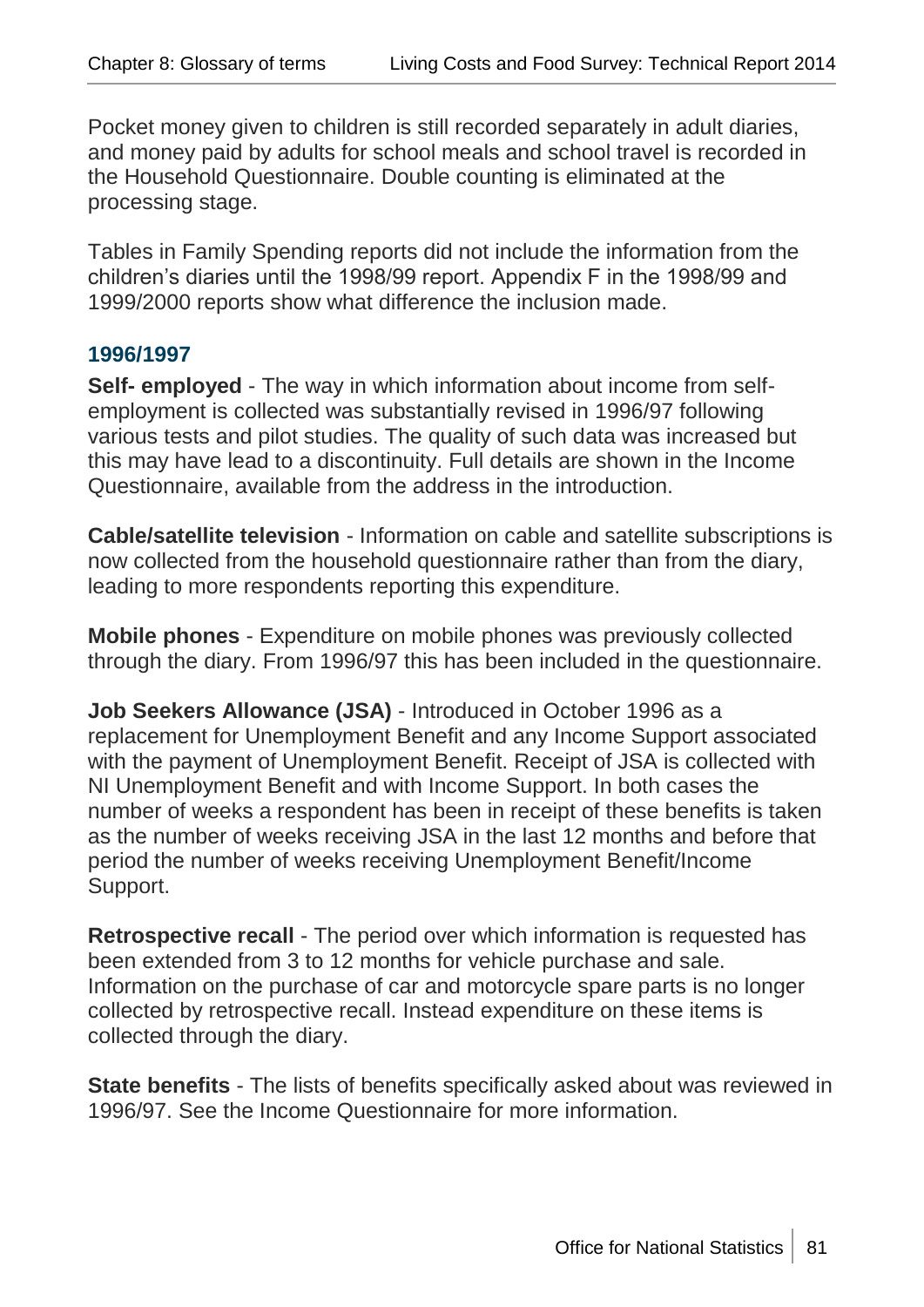Pocket money given to children is still recorded separately in adult diaries, and money paid by adults for school meals and school travel is recorded in the Household Questionnaire. Double counting is eliminated at the processing stage.

Tables in Family Spending reports did not include the information from the children's diaries until the 1998/99 report. Appendix F in the 1998/99 and 1999/2000 reports show what difference the inclusion made.

### 1996/1997

**Self- employed** - The way in which information about income from self-employment is collected was substantially revised in 1996/97 following various tests and pilot studies. The quality of such data was increased but this may have lead to a discontinuity. Full details are shown in the Income Questionnaire, available from the address in the introduction.

**Cable/satellite television** - Information on cable and satellite subscriptions is now collected from the household questionnaire rather than from the diary, leading to more respondents reporting this expenditure.

**Mobile phones** - Expenditure on mobile phones was previously collected through the diary. From 1996/97 this has been included in the questionnaire.

**Job Seekers Allowance (JSA)** - Introduced in October 1996 as a replacement for Unemployment Benefit and any Income Support associated with the payment of Unemployment Benefit. Receipt of JSA is collected with NI Unemployment Benefit and with Income Support. In both cases the number of weeks a respondent has been in receipt of these benefits is taken as the number of weeks receiving JSA in the last 12 months and before that period the number of weeks receiving Unemployment Benefit/Income Support.

**Retrospective recall** - The period over which information is requested has been extended from 3 to 12 months for vehicle purchase and sale. Information on the purchase of car and motorcycle spare parts is no longer collected by retrospective recall. Instead expenditure on these items is collected through the diary.

**State benefits** - The lists of benefits specifically asked about was reviewed in 1996/97. See the Income Questionnaire for more information.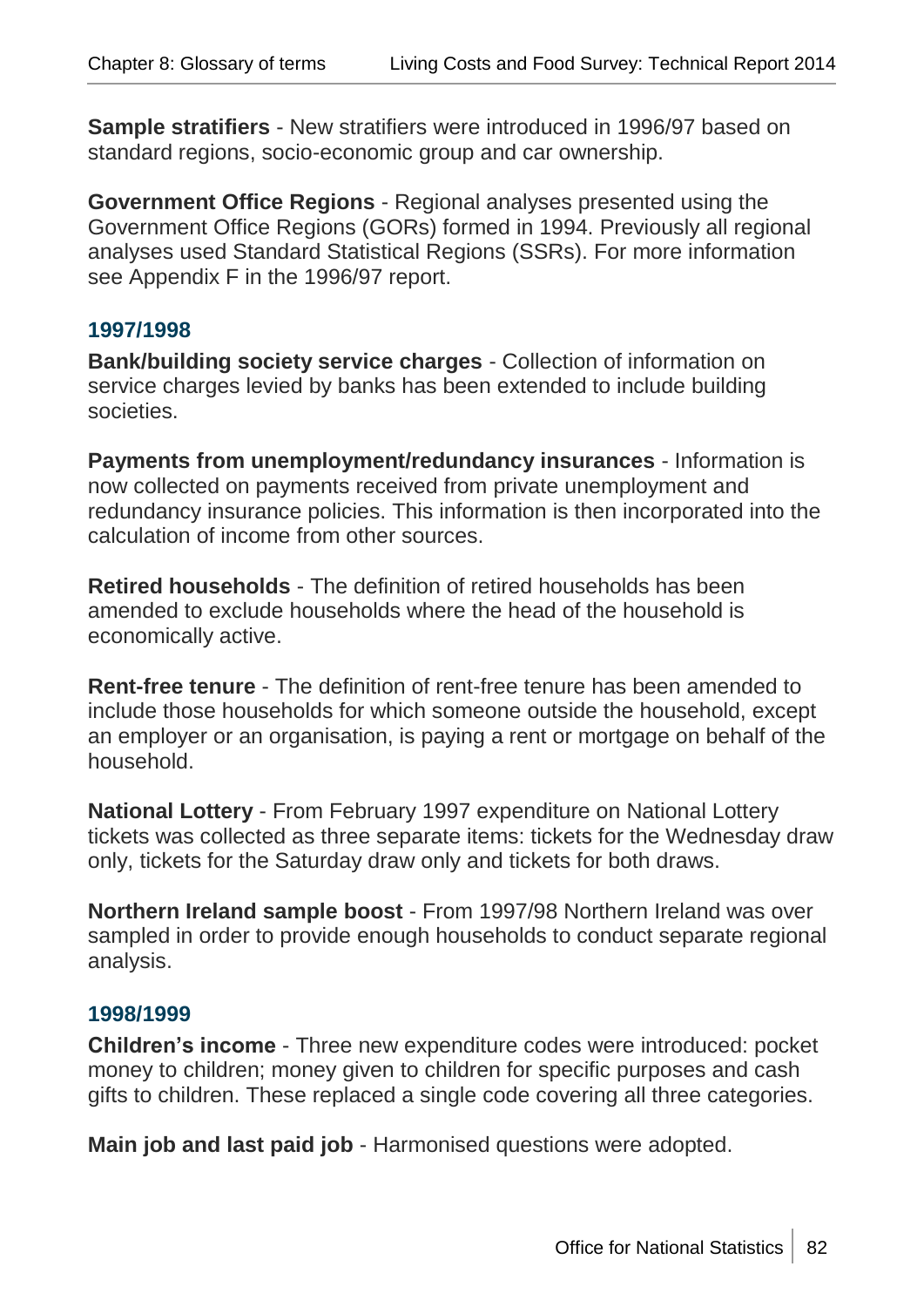**Sample stratifiers** - New stratifiers were introduced in 1996/97 based on standard regions, socio-economic group and car ownership.

**Government Office Regions** - Regional analyses presented using the Government Office Regions (GORs) formed in 1994. Previously all regional analyses used Standard Statistical Regions (SSRs). For more information see Appendix F in the 1996/97 report.

### 1997/1998

**Bank/building society service charges** - Collection of information on service charges levied by banks has been extended to include building societies.

**Payments from unemployment/redundancy insurances** - Information is now collected on payments received from private unemployment and redundancy insurance policies. This information is then incorporated into the calculation of income from other sources.

**Retired households** - The definition of retired households has been amended to exclude households where the head of the household is economically active.

**Rent-free tenure** - The definition of rent-free tenure has been amended to include those households for which someone outside the household, except an employer or an organisation, is paying a rent or mortgage on behalf of the household.

**National Lottery** - From February 1997 expenditure on National Lottery tickets was collected as three separate items: tickets for the Wednesday draw only, tickets for the Saturday draw only and tickets for both draws.

**Northern Ireland sample boost** - From 1997/98 Northern Ireland was over sampled in order to provide enough households to conduct separate regional analysis.

### 1998/1999

**Children's income** - Three new expenditure codes were introduced: pocket money to children; money given to children for specific purposes and cash gifts to children. These replaced a single code covering all three categories.

**Main job and last paid job** - Harmonised questions were adopted.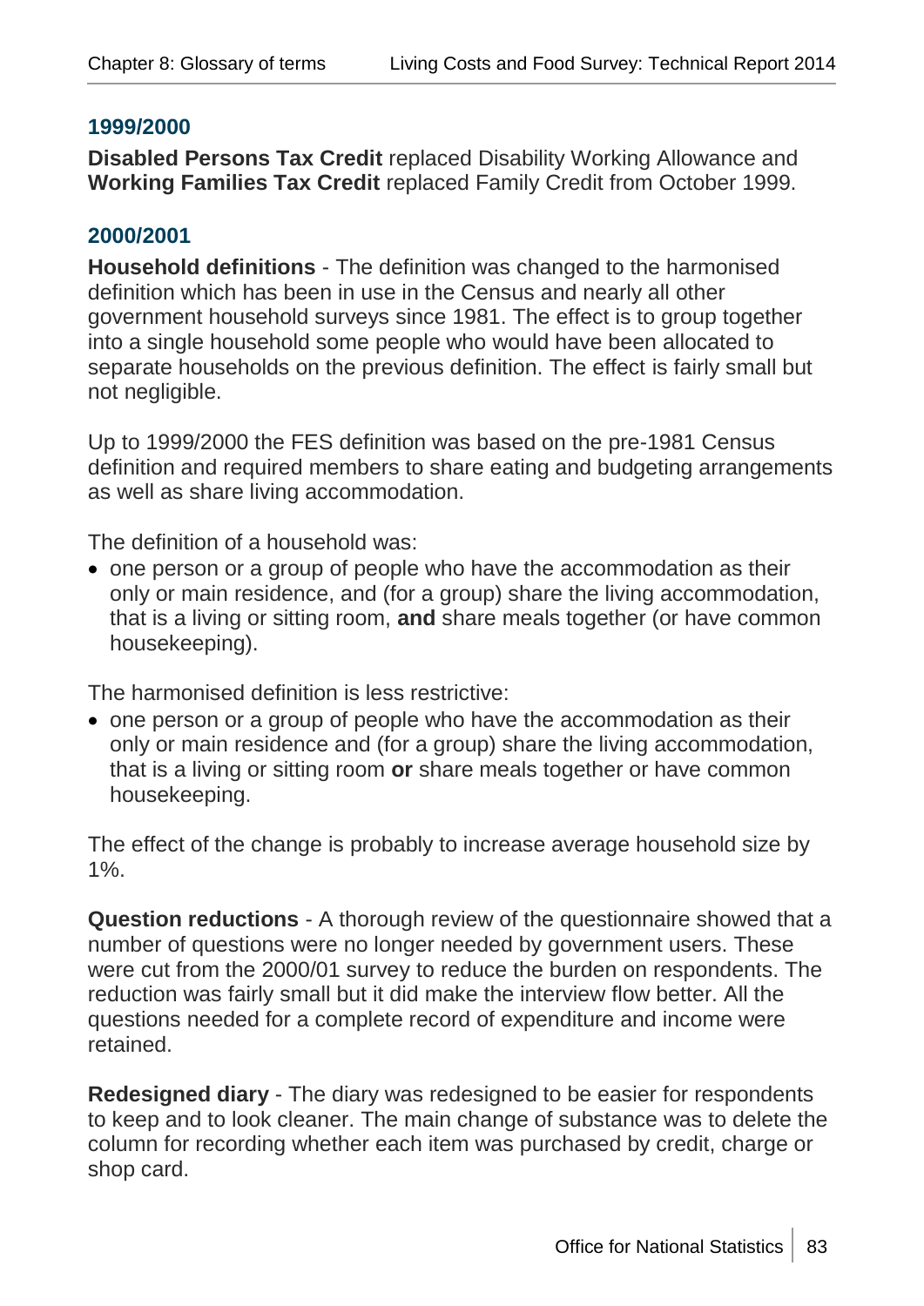### 1999/2000

**Disabled Persons Tax Credit** replaced Disability Working Allowance and **Working Families Tax Credit** replaced Family Credit from October 1999.

### 2000/2001

**Household definitions** - The definition was changed to the harmonised definition which has been in use in the Census and nearly all other government household surveys since 1981. The effect is to group together into a single household some people who would have been allocated to separate households on the previous definition. The effect is fairly small but not negligible.

Up to 1999/2000 the FES definition was based on the pre-1981 Census definition and required members to share eating and budgeting arrangements as well as share living accommodation.

The definition of a household was:

- one person or a group of people who have the accommodation as their only or main residence, and (for a group) share the living accommodation, that is a living or sitting room, **and** share meals together (or have common housekeeping).

The harmonised definition is less restrictive:

- one person or a group of people who have the accommodation as their only or main residence and (for a group) share the living accommodation, that is a living or sitting room **or** share meals together or have common housekeeping.

The effect of the change is probably to increase average household size by 1%.

**Question reductions** - A thorough review of the questionnaire showed that a number of questions were no longer needed by government users. These were cut from the 2000/01 survey to reduce the burden on respondents. The reduction was fairly small but it did make the interview flow better. All the questions needed for a complete record of expenditure and income were retained.

**Redesigned diary** - The diary was redesigned to be easier for respondents to keep and to look cleaner. The main change of substance was to delete the column for recording whether each item was purchased by credit, charge or shop card.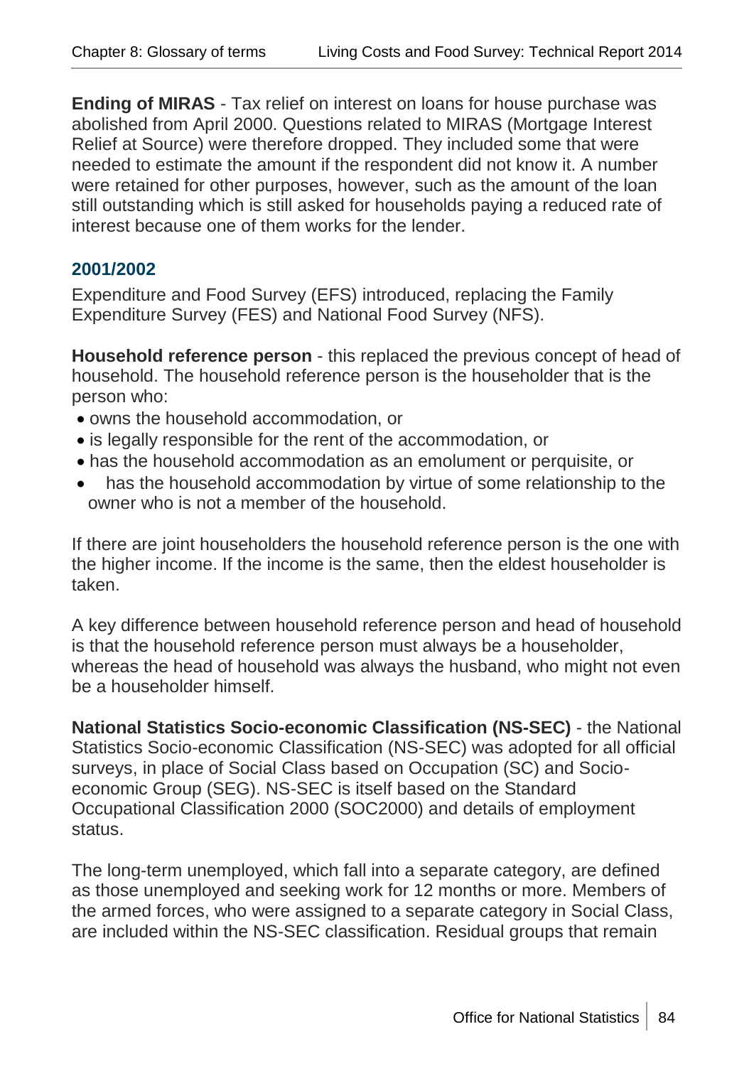**Ending of MIRAS** - Tax relief on interest on loans for house purchase was abolished from April 2000. Questions related to MIRAS (Mortgage Interest Relief at Source) were therefore dropped. They included some that were needed to estimate the amount if the respondent did not know it. A number were retained for other purposes, however, such as the amount of the loan still outstanding which is still asked for households paying a reduced rate of interest because one of them works for the lender.

### 2001/2002

Expenditure and Food Survey (EFS) introduced, replacing the Family Expenditure Survey (FES) and National Food Survey (NFS).

**Household reference person** - this replaced the previous concept of head of household. The household reference person is the householder that is the person who:

- owns the household accommodation, or
- is legally responsible for the rent of the accommodation, or
- has the household accommodation as an emolument or perquisite, or
- has the household accommodation by virtue of some relationship to the owner who is not a member of the household.

If there are joint householders the household reference person is the one with the higher income. If the income is the same, then the eldest householder is taken.

A key difference between household reference person and head of household is that the household reference person must always be a householder, whereas the head of household was always the husband, who might not even be a householder himself.

**National Statistics Socio-economic Classification (NS-SEC)** - the National Statistics Socio-economic Classification (NS-SEC) was adopted for all official surveys, in place of Social Class based on Occupation (SC) and Socio-economic Group (SEG). NS-SEC is itself based on the Standard Occupational Classification 2000 (SOC2000) and details of employment status.

The long-term unemployed, which fall into a separate category, are defined as those unemployed and seeking work for 12 months or more. Members of the armed forces, who were assigned to a separate category in Social Class, are included within the NS-SEC classification. Residual groups that remain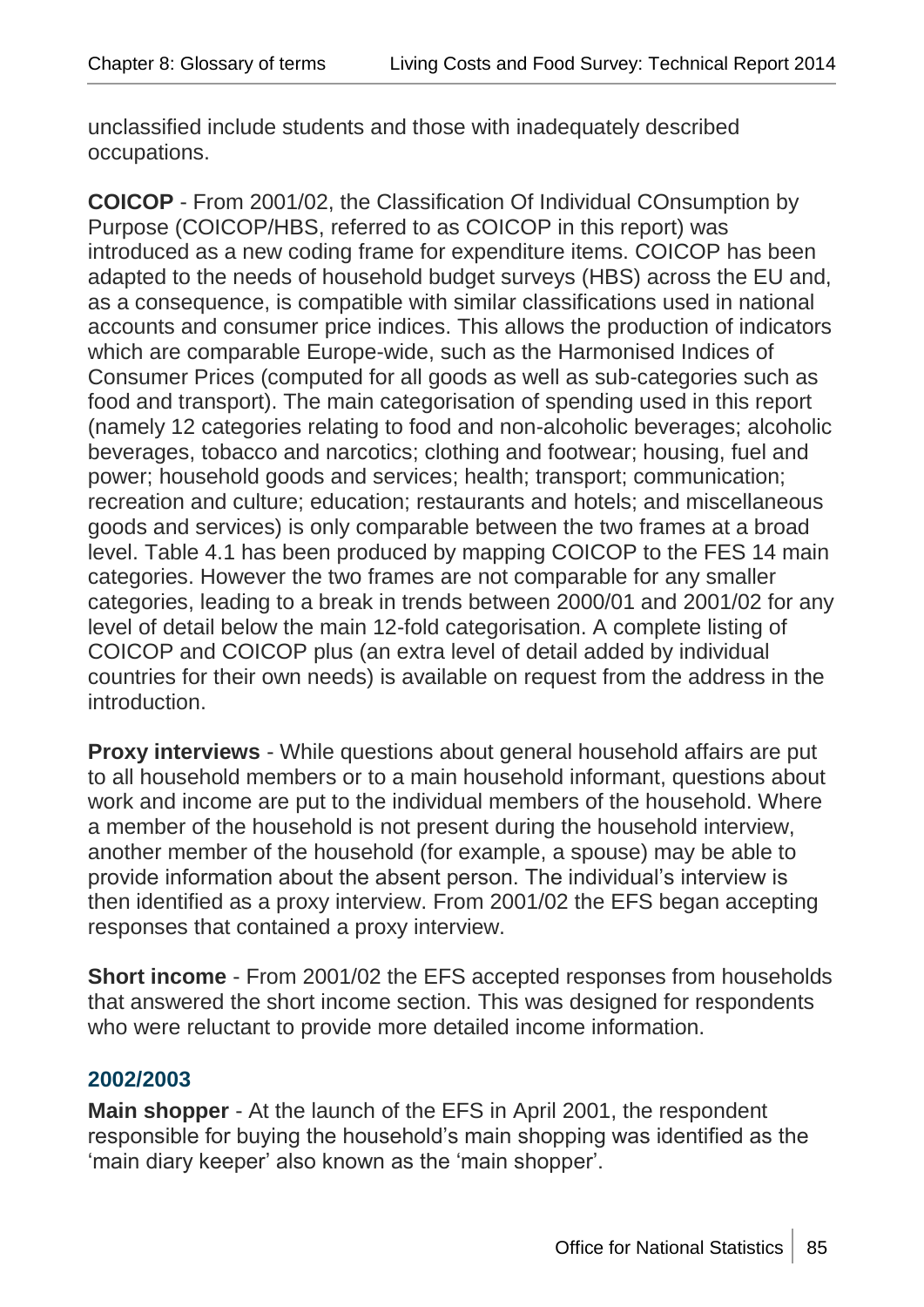unclassified include students and those with inadequately described occupations.

**COICOP** - From 2001/02, the Classification Of Individual COnsumption by Purpose (COICOP/HBS, referred to as COICOP in this report) was introduced as a new coding frame for expenditure items. COICOP has been adapted to the needs of household budget surveys (HBS) across the EU and, as a consequence, is compatible with similar classifications used in national accounts and consumer price indices. This allows the production of indicators which are comparable Europe-wide, such as the Harmonised Indices of Consumer Prices (computed for all goods as well as sub-categories such as food and transport). The main categorisation of spending used in this report (namely 12 categories relating to food and non-alcoholic beverages; alcoholic beverages, tobacco and narcotics; clothing and footwear; housing, fuel and power; household goods and services; health; transport; communication; recreation and culture; education; restaurants and hotels; and miscellaneous goods and services) is only comparable between the two frames at a broad level. Table 4.1 has been produced by mapping COICOP to the FES 14 main categories. However the two frames are not comparable for any smaller categories, leading to a break in trends between 2000/01 and 2001/02 for any level of detail below the main 12-fold categorisation. A complete listing of COICOP and COICOP plus (an extra level of detail added by individual countries for their own needs) is available on request from the address in the introduction.

**Proxy interviews** - While questions about general household affairs are put to all household members or to a main household informant, questions about work and income are put to the individual members of the household. Where a member of the household is not present during the household interview, another member of the household (for example, a spouse) may be able to provide information about the absent person. The individual's interview is then identified as a proxy interview. From 2001/02 the EFS began accepting responses that contained a proxy interview.

**Short income** - From 2001/02 the EFS accepted responses from households that answered the short income section. This was designed for respondents who were reluctant to provide more detailed income information.

### 2002/2003

**Main shopper** - At the launch of the EFS in April 2001, the respondent responsible for buying the household's main shopping was identified as the 'main diary keeper' also known as the 'main shopper'.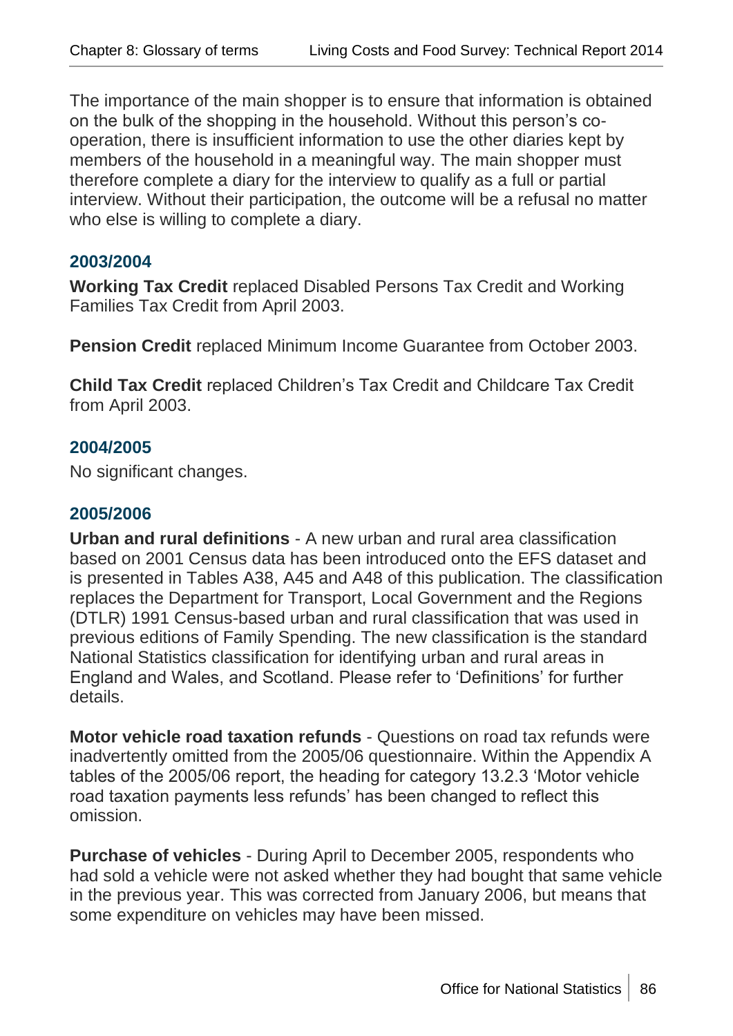The importance of the main shopper is to ensure that information is obtained on the bulk of the shopping in the household. Without this person's co-operation, there is insufficient information to use the other diaries kept by members of the household in a meaningful way. The main shopper must therefore complete a diary for the interview to qualify as a full or partial interview. Without their participation, the outcome will be a refusal no matter who else is willing to complete a diary.

### 2003/2004

**Working Tax Credit** replaced Disabled Persons Tax Credit and Working Families Tax Credit from April 2003.

**Pension Credit** replaced Minimum Income Guarantee from October 2003.

**Child Tax Credit** replaced Children's Tax Credit and Childcare Tax Credit from April 2003.

### 2004/2005

No significant changes.

### 2005/2006

**Urban and rural definitions** - A new urban and rural area classification based on 2001 Census data has been introduced onto the EFS dataset and is presented in Tables A38, A45 and A48 of this publication. The classification replaces the Department for Transport, Local Government and the Regions (DTLR) 1991 Census-based urban and rural classification that was used in previous editions of Family Spending. The new classification is the standard National Statistics classification for identifying urban and rural areas in England and Wales, and Scotland. Please refer to 'Definitions' for further details.

**Motor vehicle road taxation refunds** - Questions on road tax refunds were inadvertently omitted from the 2005/06 questionnaire. Within the Appendix A tables of the 2005/06 report, the heading for category 13.2.3 'Motor vehicle road taxation payments less refunds' has been changed to reflect this omission.

**Purchase of vehicles** - During April to December 2005, respondents who had sold a vehicle were not asked whether they had bought that same vehicle in the previous year. This was corrected from January 2006, but means that some expenditure on vehicles may have been missed.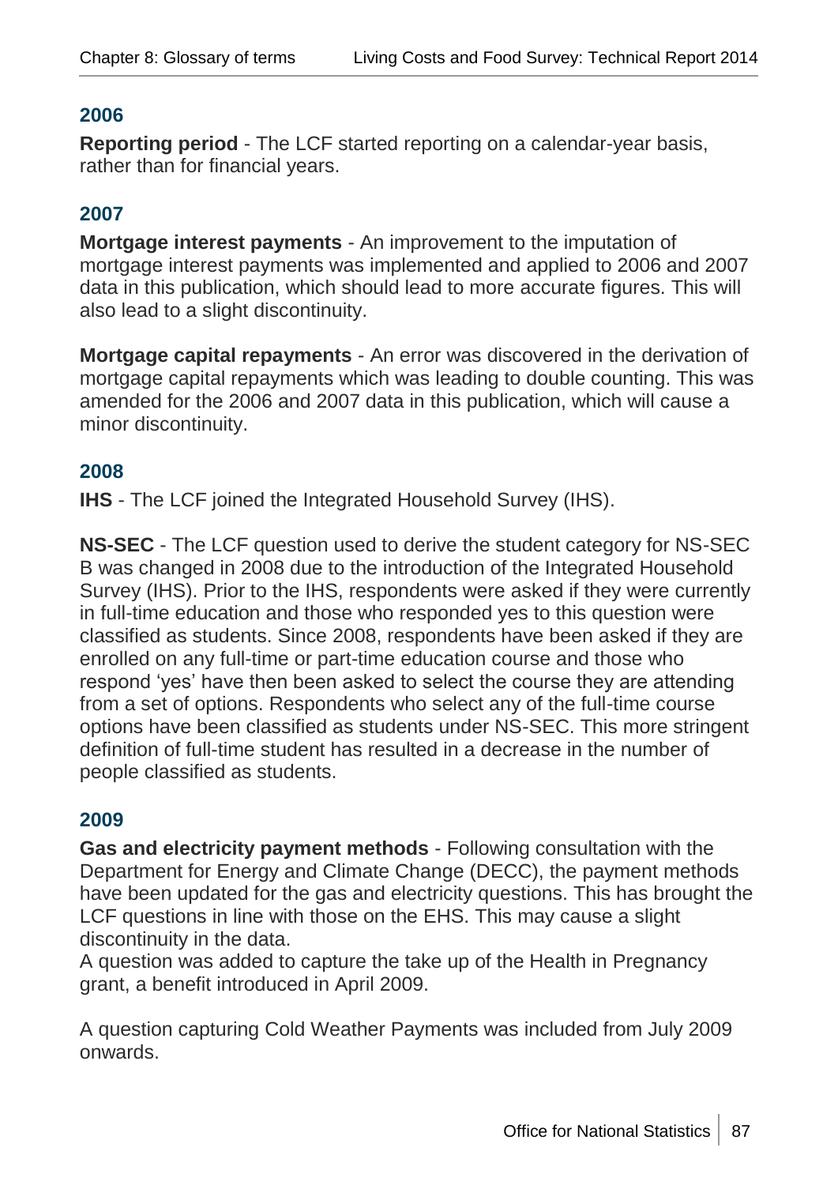## 2006

**Reporting period** - The LCF started reporting on a calendar-year basis, rather than for financial years.

## 2007

**Mortgage interest payments** - An improvement to the imputation of mortgage interest payments was implemented and applied to 2006 and 2007 data in this publication, which should lead to more accurate figures. This will also lead to a slight discontinuity.

**Mortgage capital repayments** - An error was discovered in the derivation of mortgage capital repayments which was leading to double counting. This was amended for the 2006 and 2007 data in this publication, which will cause a minor discontinuity.

## 2008

**IHS** - The LCF joined the Integrated Household Survey (IHS).

**NS-SEC** - The LCF question used to derive the student category for NS-SEC B was changed in 2008 due to the introduction of the Integrated Household Survey (IHS). Prior to the IHS, respondents were asked if they were currently in full-time education and those who responded yes to this question were classified as students. Since 2008, respondents have been asked if they are enrolled on any full-time or part-time education course and those who respond 'yes' have then been asked to select the course they are attending from a set of options. Respondents who select any of the full-time course options have been classified as students under NS-SEC. This more stringent definition of full-time student has resulted in a decrease in the number of people classified as students.

## 2009

**Gas and electricity payment methods** - Following consultation with the Department for Energy and Climate Change (DECC), the payment methods have been updated for the gas and electricity questions. This has brought the LCF questions in line with those on the EHS. This may cause a slight discontinuity in the data.
A question was added to capture the take up of the Health in Pregnancy grant, a benefit introduced in April 2009.

A question capturing Cold Weather Payments was included from July 2009 onwards.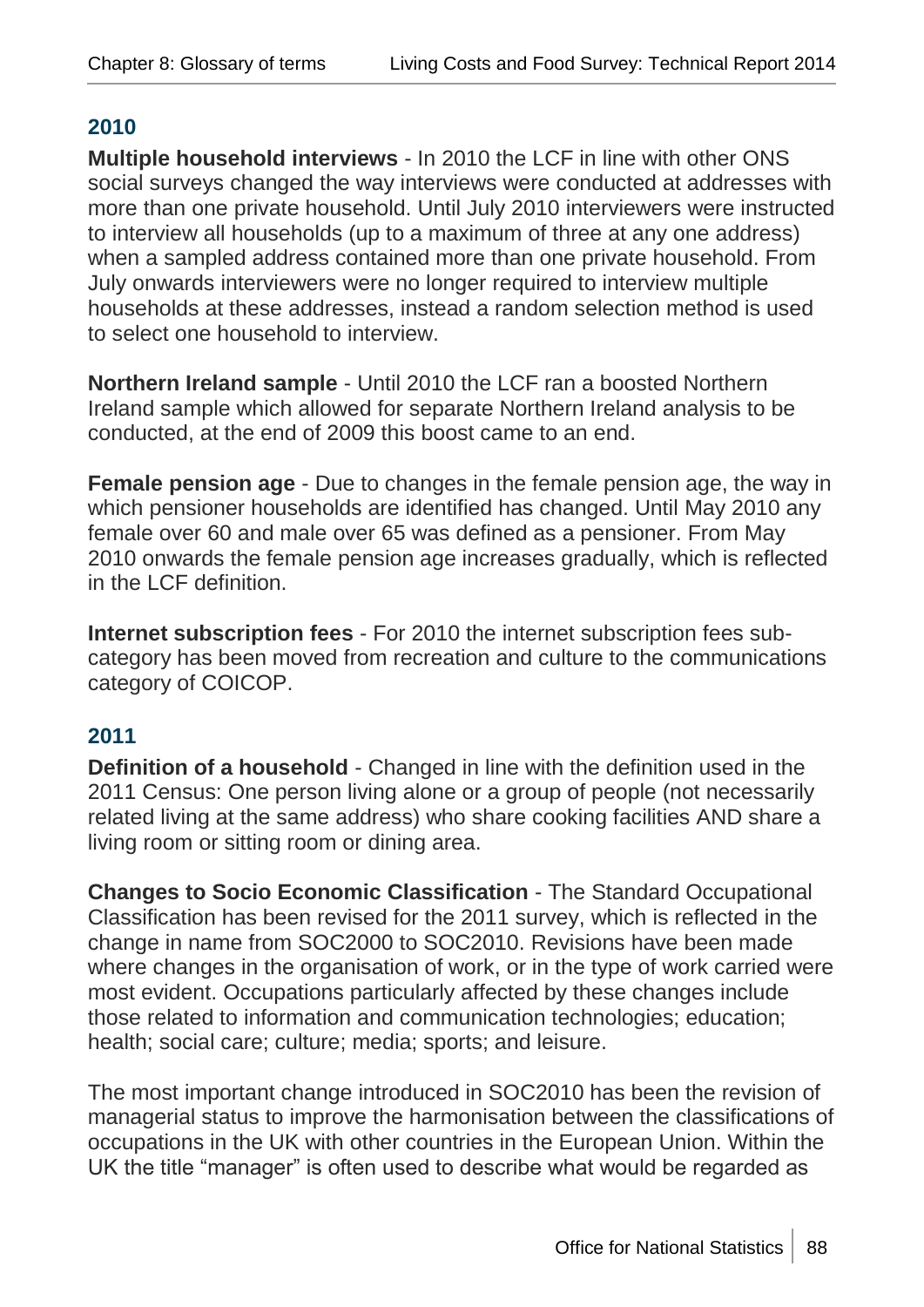## 2010

**Multiple household interviews** - In 2010 the LCF in line with other ONS social surveys changed the way interviews were conducted at addresses with more than one private household. Until July 2010 interviewers were instructed to interview all households (up to a maximum of three at any one address) when a sampled address contained more than one private household. From July onwards interviewers were no longer required to interview multiple households at these addresses, instead a random selection method is used to select one household to interview.

**Northern Ireland sample** - Until 2010 the LCF ran a boosted Northern Ireland sample which allowed for separate Northern Ireland analysis to be conducted, at the end of 2009 this boost came to an end.

**Female pension age** - Due to changes in the female pension age, the way in which pensioner households are identified has changed. Until May 2010 any female over 60 and male over 65 was defined as a pensioner. From May 2010 onwards the female pension age increases gradually, which is reflected in the LCF definition.

**Internet subscription fees** - For 2010 the internet subscription fees sub-category has been moved from recreation and culture to the communications category of COICOP.

## 2011

**Definition of a household** - Changed in line with the definition used in the 2011 Census: One person living alone or a group of people (not necessarily related living at the same address) who share cooking facilities AND share a living room or sitting room or dining area.

**Changes to Socio Economic Classification** - The Standard Occupational Classification has been revised for the 2011 survey, which is reflected in the change in name from SOC2000 to SOC2010. Revisions have been made where changes in the organisation of work, or in the type of work carried were most evident. Occupations particularly affected by these changes include those related to information and communication technologies; education; health; social care; culture; media; sports; and leisure.

The most important change introduced in SOC2010 has been the revision of managerial status to improve the harmonisation between the classifications of occupations in the UK with other countries in the European Union. Within the UK the title "manager" is often used to describe what would be regarded as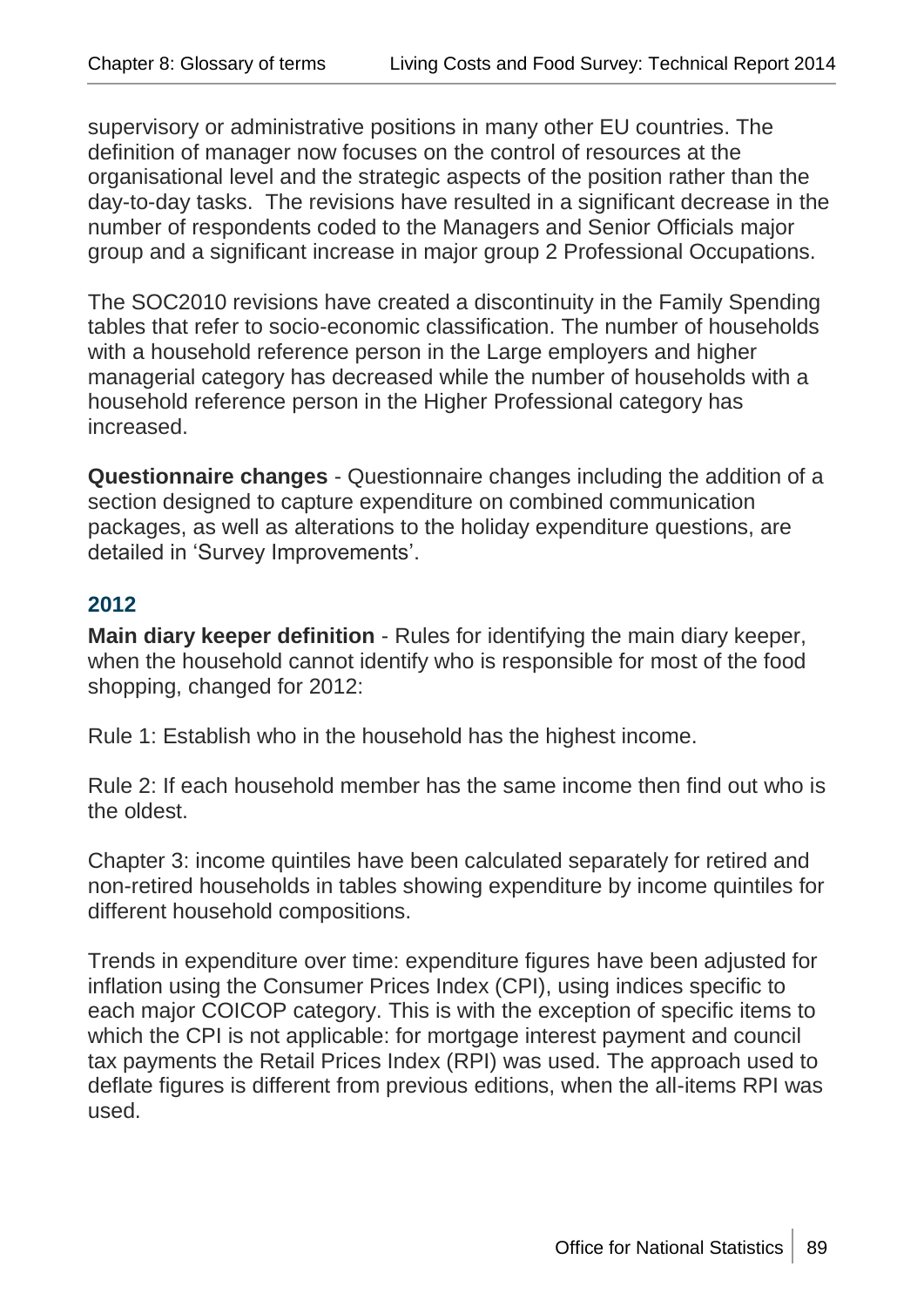supervisory or administrative positions in many other EU countries. The definition of manager now focuses on the control of resources at the organisational level and the strategic aspects of the position rather than the day-to-day tasks. The revisions have resulted in a significant decrease in the number of respondents coded to the Managers and Senior Officials major group and a significant increase in major group 2 Professional Occupations.

The SOC2010 revisions have created a discontinuity in the Family Spending tables that refer to socio-economic classification. The number of households with a household reference person in the Large employers and higher managerial category has decreased while the number of households with a household reference person in the Higher Professional category has increased.

**Questionnaire changes** - Questionnaire changes including the addition of a section designed to capture expenditure on combined communication packages, as well as alterations to the holiday expenditure questions, are detailed in 'Survey Improvements'.

### 2012

**Main diary keeper definition** - Rules for identifying the main diary keeper, when the household cannot identify who is responsible for most of the food shopping, changed for 2012:

Rule 1: Establish who in the household has the highest income.

Rule 2: If each household member has the same income then find out who is the oldest.

Chapter 3: income quintiles have been calculated separately for retired and non-retired households in tables showing expenditure by income quintiles for different household compositions.

Trends in expenditure over time: expenditure figures have been adjusted for inflation using the Consumer Prices Index (CPI), using indices specific to each major COICOP category. This is with the exception of specific items to which the CPI is not applicable: for mortgage interest payment and council tax payments the Retail Prices Index (RPI) was used. The approach used to deflate figures is different from previous editions, when the all-items RPI was used.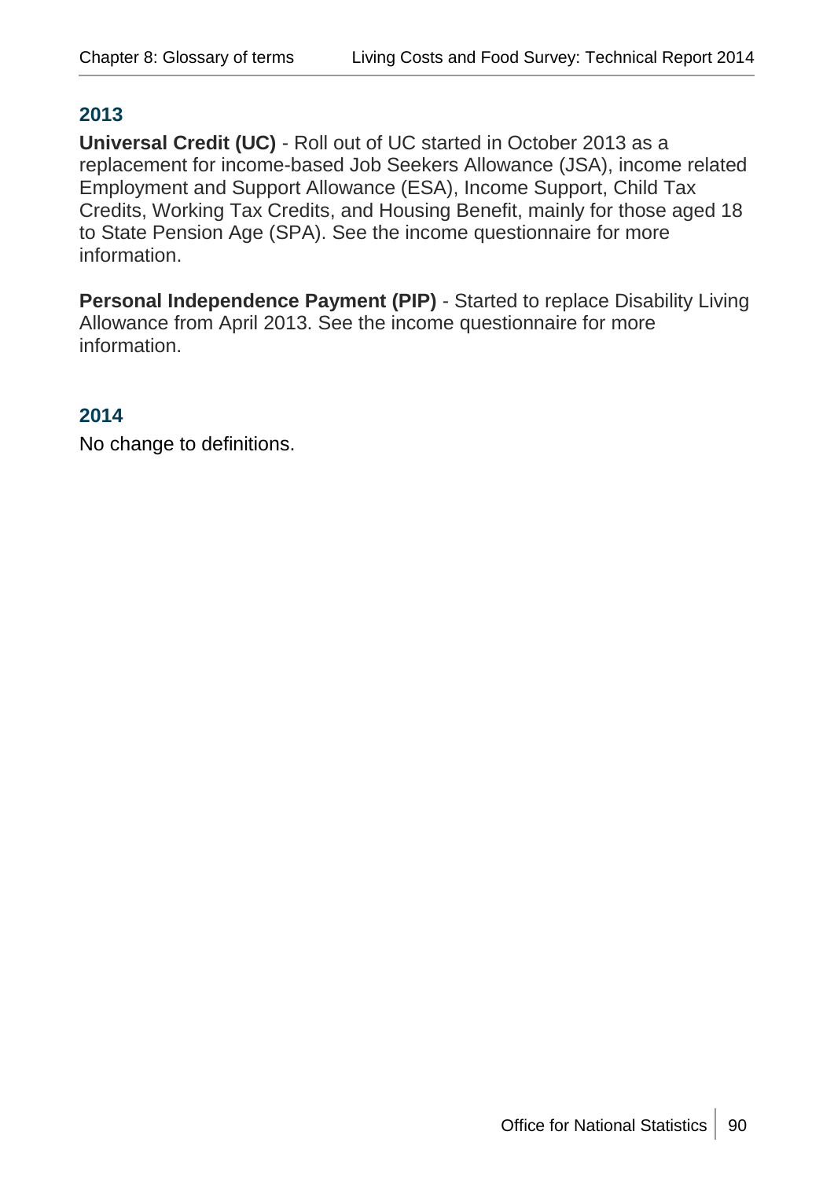### 2013

**Universal Credit (UC)** - Roll out of UC started in October 2013 as a replacement for income-based Job Seekers Allowance (JSA), income related Employment and Support Allowance (ESA), Income Support, Child Tax Credits, Working Tax Credits, and Housing Benefit, mainly for those aged 18 to State Pension Age (SPA). See the income questionnaire for more information.

**Personal Independence Payment (PIP)** - Started to replace Disability Living Allowance from April 2013. See the income questionnaire for more information.

### 2014

No change to definitions.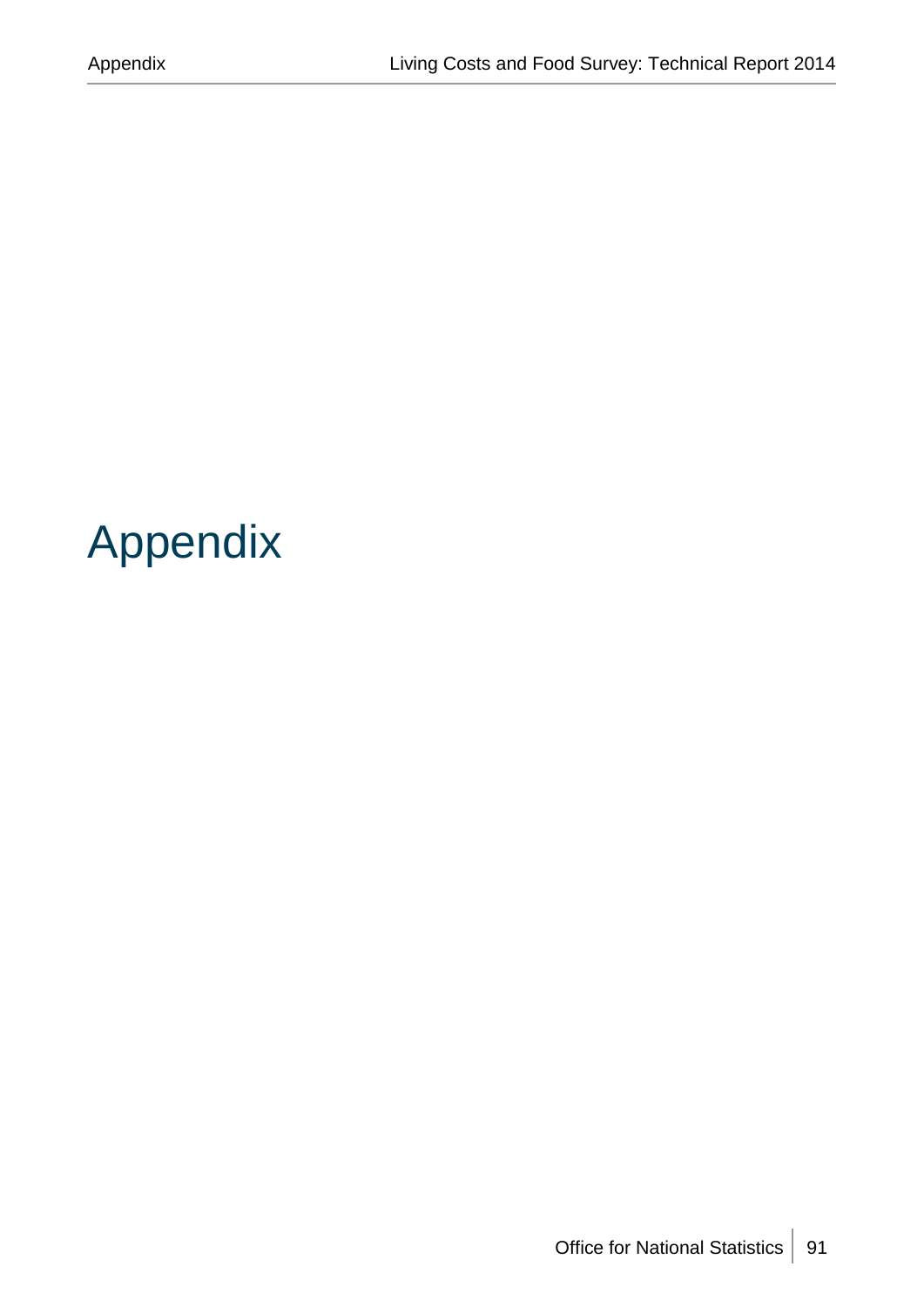# Appendix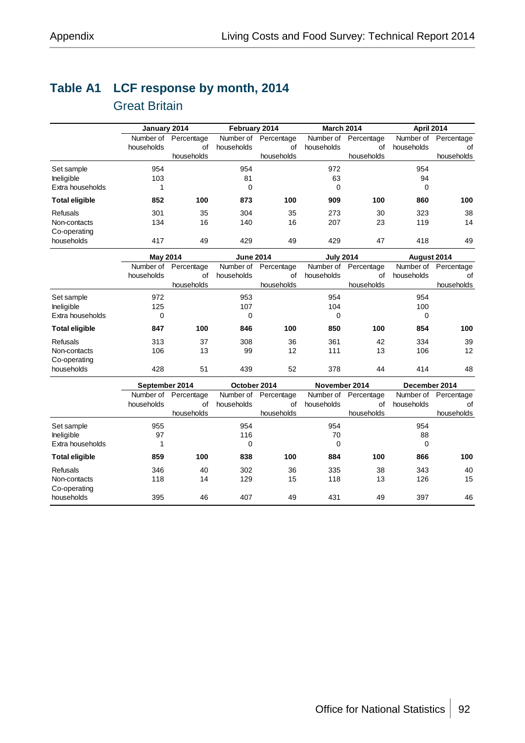## Table A1 LCF response by month, 2014

### Great Britain

| | January 2014 | | February 2014 | | March 2014 | | April 2014 | |
|---|---|---|---|---|---|---|---|---|
| | Number of households | Percentage of households | Number of households | Percentage of households | Number of households | Percentage of households | Number of households | Percentage of households |
| Set sample | 954 | | 954 | | 972 | | 954 | |
| Ineligible | 103 | | 81 | | 63 | | 94 | |
| Extra households | 1 | | 0 | | 0 | | 0 | |
| **Total eligible** | **852** | **100** | **873** | **100** | **909** | **100** | **860** | **100** |
| Refusals | 301 | 35 | 304 | 35 | 273 | 30 | 323 | 38 |
| Non-contacts | 134 | 16 | 140 | 16 | 207 | 23 | 119 | 14 |
| Co-operating households | 417 | 49 | 429 | 49 | 429 | 47 | 418 | 49 |

| | May 2014 | | June 2014 | | July 2014 | | August 2014 | |
|---|---|---|---|---|---|---|---|---|
| | Number of households | Percentage of households | Number of households | Percentage of households | Number of households | Percentage of households | Number of households | Percentage of households |
| Set sample | 972 | | 953 | | 954 | | 954 | |
| Ineligible | 125 | | 107 | | 104 | | 100 | |
| Extra households | 0 | | 0 | | 0 | | 0 | |
| **Total eligible** | **847** | **100** | **846** | **100** | **850** | **100** | **854** | **100** |
| Refusals | 313 | 37 | 308 | 36 | 361 | 42 | 334 | 39 |
| Non-contacts | 106 | 13 | 99 | 12 | 111 | 13 | 106 | 12 |
| Co-operating households | 428 | 51 | 439 | 52 | 378 | 44 | 414 | 48 |

| | September 2014 | | October 2014 | | November 2014 | | December 2014 | |
|---|---|---|---|---|---|---|---|---|
| | Number of households | Percentage of households | Number of households | Percentage of households | Number of households | Percentage of households | Number of households | Percentage of households |
| Set sample | 955 | | 954 | | 954 | | 954 | |
| Ineligible | 97 | | 116 | | 70 | | 88 | |
| Extra households | 1 | | 0 | | 0 | | 0 | |
| **Total eligible** | **859** | **100** | **838** | **100** | **884** | **100** | **866** | **100** |
| Refusals | 346 | 40 | 302 | 36 | 335 | 38 | 343 | 40 |
| Non-contacts | 118 | 14 | 129 | 15 | 118 | 13 | 126 | 15 |
| Co-operating households | 395 | 46 | 407 | 49 | 431 | 49 | 397 | 46 |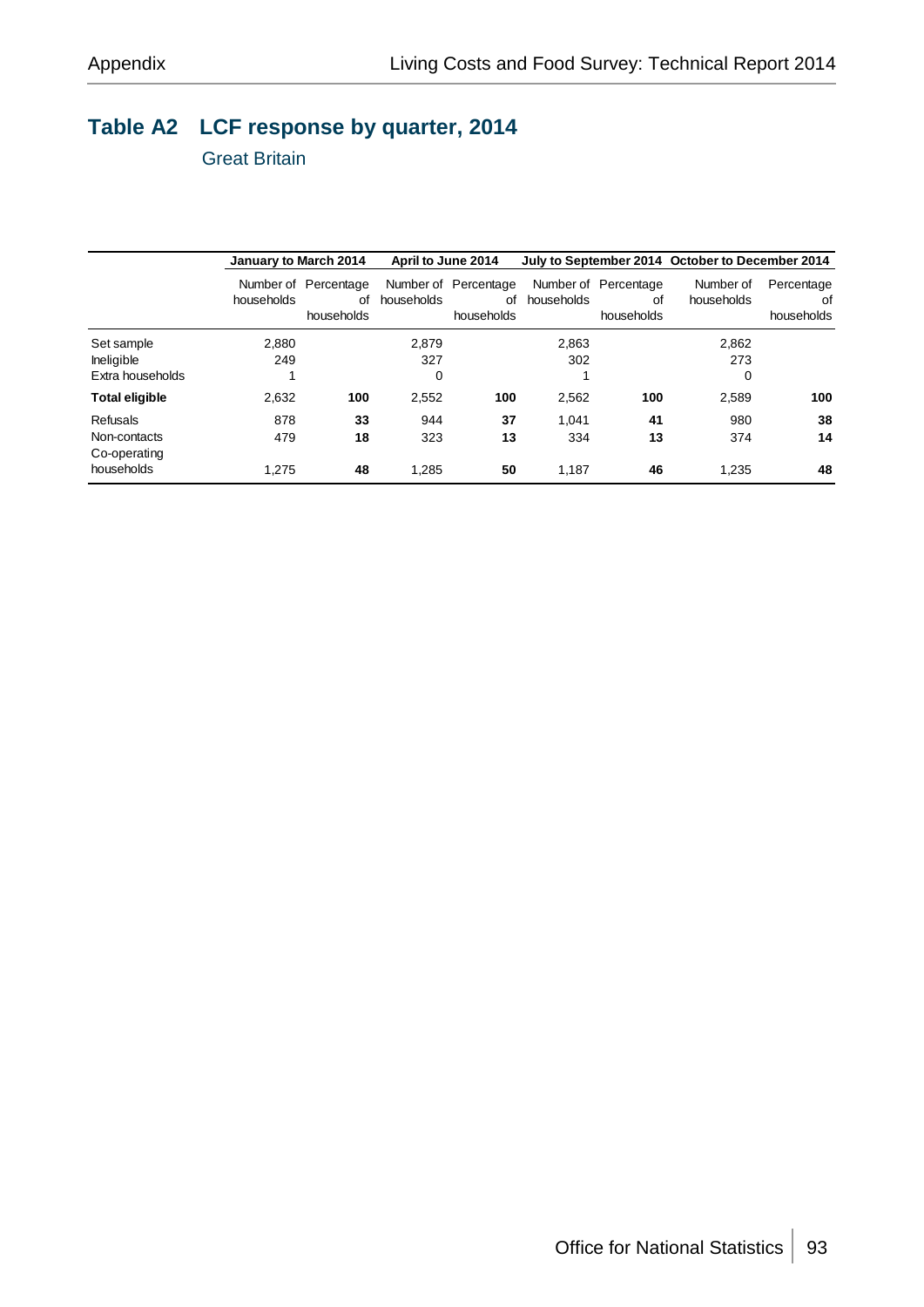## Table A2 LCF response by quarter, 2014

Great Britain

| | January to March 2014 | | April to June 2014 | | July to September 2014 | | October to December 2014 | |
|---|---|---|---|---|---|---|---|---|
| | Number of households | Percentage of households | Number of households | Percentage of households | Number of households | Percentage of households | Number of households | Percentage of households |
| Set sample | 2,880 | | 2,879 | | 2,863 | | 2,862 | |
| Ineligible | 249 | | 327 | | 302 | | 273 | |
| Extra households | 1 | | 0 | | 1 | | 0 | |
| **Total eligible** | 2,632 | **100** | 2,552 | **100** | 2,562 | **100** | 2,589 | **100** |
| Refusals | 878 | **33** | 944 | **37** | 1,041 | **41** | 980 | **38** |
| Non-contacts | 479 | **18** | 323 | **13** | 334 | **13** | 374 | **14** |
| Co-operating households | 1,275 | **48** | 1,285 | **50** | 1,187 | **46** | 1,235 | **48** |